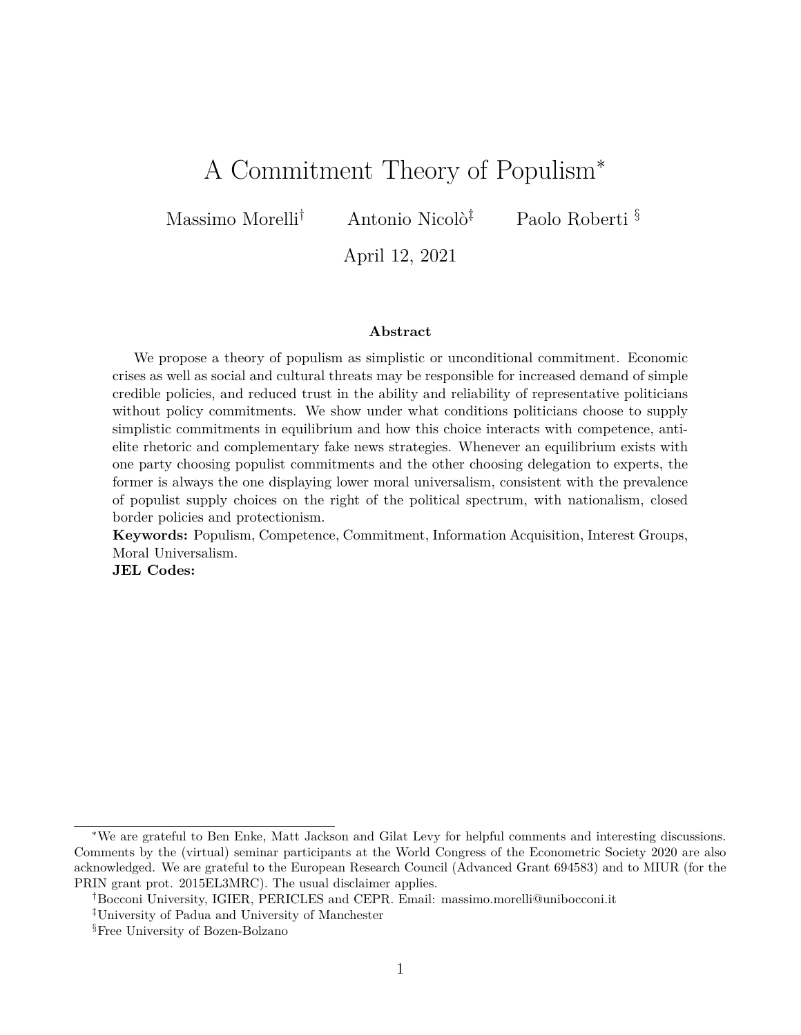# A Commitment Theory of Populism[*]

Massimo Morelli[†] Antonio Nicolò[‡] Paolo Roberti[§]

April 12, 2021

### Abstract

We propose a theory of populism as simplistic or unconditional commitment. Economic crises as well as social and cultural threats may be responsible for increased demand of simple credible policies, and reduced trust in the ability and reliability of representative politicians without policy commitments. We show under what conditions politicians choose to supply simplistic commitments in equilibrium and how this choice interacts with competence, anti-elite rhetoric and complementary fake news strategies. Whenever an equilibrium exists with one party choosing populist commitments and the other choosing delegation to experts, the former is always the one displaying lower moral universalism, consistent with the prevalence of populist supply choices on the right of the political spectrum, with nationalism, closed border policies and protectionism.

**Keywords:** Populism, Competence, Commitment, Information Acquisition, Interest Groups, Moral Universalism.

**JEL Codes:**

---

[*] We are grateful to Ben Enke, Matt Jackson and Gilat Levy for helpful comments and interesting discussions. Comments by the (virtual) seminar participants at the World Congress of the Econometric Society 2020 are also acknowledged. We are grateful to the European Research Council (Advanced Grant 694583) and to MIUR (for the PRIN grant prot. 2015EL3MRC). The usual disclaimer applies.

[†] Bocconi University, IGIER, PERICLES and CEPR. Email: massimo.morelli@unibocconi.it

[‡] University of Padua and University of Manchester

[§] Free University of Bozen-Bolzano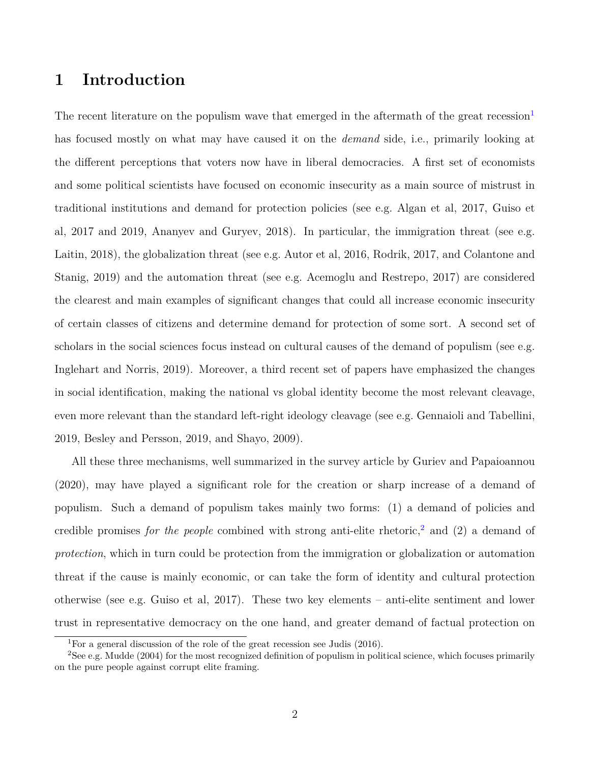# 1 Introduction

The recent literature on the populism wave that emerged in the aftermath of the great recession[1] has focused mostly on what may have caused it on the *demand* side, i.e., primarily looking at the different perceptions that voters now have in liberal democracies. A first set of economists and some political scientists have focused on economic insecurity as a main source of mistrust in traditional institutions and demand for protection policies (see e.g. Algan et al, 2017, Guiso et al, 2017 and 2019, Ananyev and Guryev, 2018). In particular, the immigration threat (see e.g. Laitin, 2018), the globalization threat (see e.g. Autor et al, 2016, Rodrik, 2017, and Colantone and Stanig, 2019) and the automation threat (see e.g. Acemoglu and Restrepo, 2017) are considered the clearest and main examples of significant changes that could all increase economic insecurity of certain classes of citizens and determine demand for protection of some sort. A second set of scholars in the social sciences focus instead on cultural causes of the demand of populism (see e.g. Inglehart and Norris, 2019). Moreover, a third recent set of papers have emphasized the changes in social identification, making the national vs global identity become the most relevant cleavage, even more relevant than the standard left-right ideology cleavage (see e.g. Gennaioli and Tabellini, 2019, Besley and Persson, 2019, and Shayo, 2009).

All these three mechanisms, well summarized in the survey article by Guriev and Papaioannou (2020), may have played a significant role for the creation or sharp increase of a demand of populism. Such a demand of populism takes mainly two forms: (1) a demand of policies and credible promises *for the people* combined with strong anti-elite rhetoric,[2] and (2) a demand of *protection*, which in turn could be protection from the immigration or globalization or automation threat if the cause is mainly economic, or can take the form of identity and cultural protection otherwise (see e.g. Guiso et al, 2017). These two key elements – anti-elite sentiment and lower trust in representative democracy on the one hand, and greater demand of factual protection on

[1] For a general discussion of the role of the great recession see Judis (2016).

[2] See e.g. Mudde (2004) for the most recognized definition of populism in political science, which focuses primarily on the pure people against corrupt elite framing.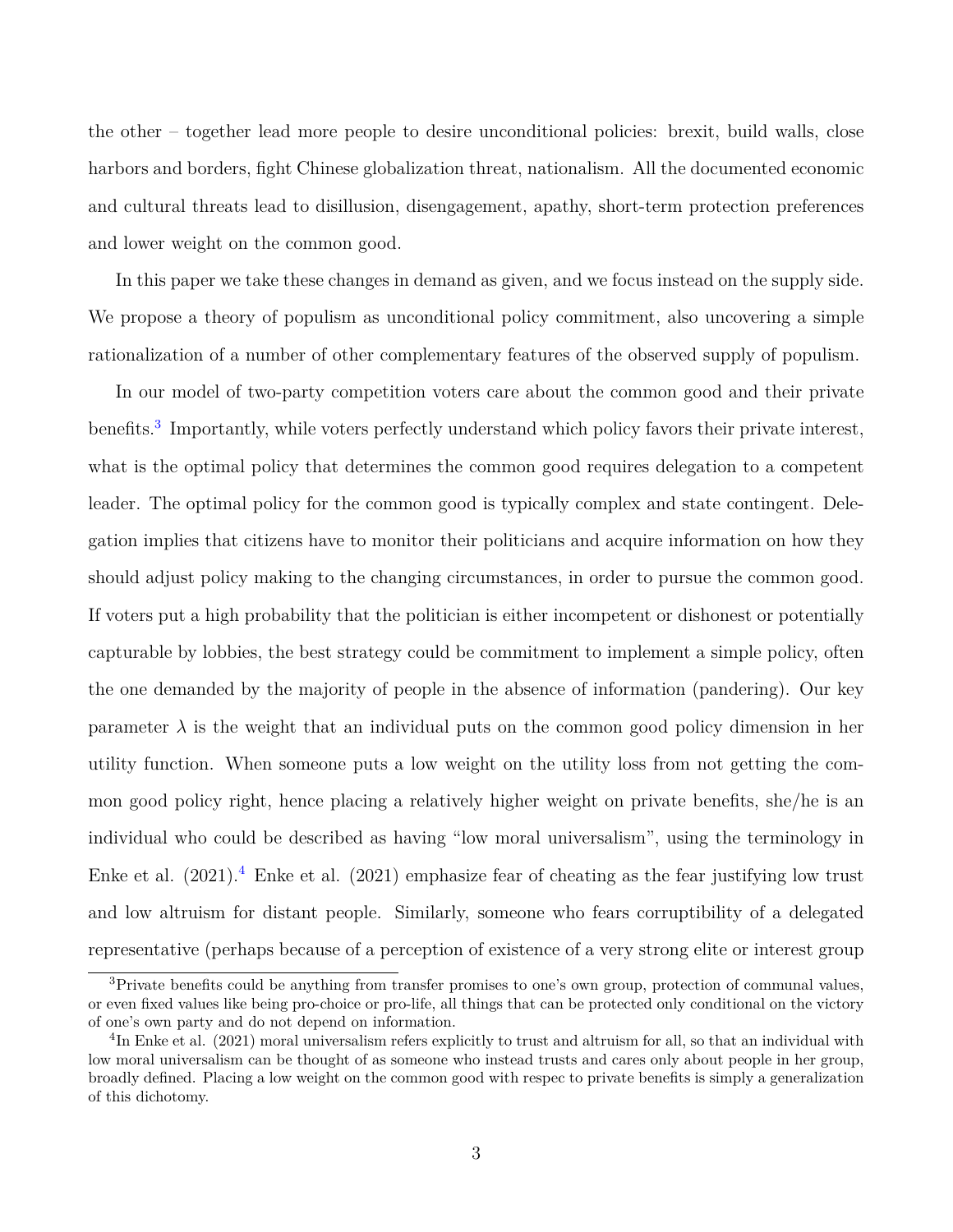the other – together lead more people to desire unconditional policies: brexit, build walls, close harbors and borders, fight Chinese globalization threat, nationalism. All the documented economic and cultural threats lead to disillusion, disengagement, apathy, short-term protection preferences and lower weight on the common good.

In this paper we take these changes in demand as given, and we focus instead on the supply side. We propose a theory of populism as unconditional policy commitment, also uncovering a simple rationalization of a number of other complementary features of the observed supply of populism.

In our model of two-party competition voters care about the common good and their private benefits.[3] Importantly, while voters perfectly understand which policy favors their private interest, what is the optimal policy that determines the common good requires delegation to a competent leader. The optimal policy for the common good is typically complex and state contingent. Delegation implies that citizens have to monitor their politicians and acquire information on how they should adjust policy making to the changing circumstances, in order to pursue the common good. If voters put a high probability that the politician is either incompetent or dishonest or potentially capturable by lobbies, the best strategy could be commitment to implement a simple policy, often the one demanded by the majority of people in the absence of information (pandering). Our key parameter $\lambda$ is the weight that an individual puts on the common good policy dimension in her utility function. When someone puts a low weight on the utility loss from not getting the common good policy right, hence placing a relatively higher weight on private benefits, she/he is an individual who could be described as having "low moral universalism", using the terminology in Enke et al. (2021).[4] Enke et al. (2021) emphasize fear of cheating as the fear justifying low trust and low altruism for distant people. Similarly, someone who fears corruptibility of a delegated representative (perhaps because of a perception of existence of a very strong elite or interest group

[3] Private benefits could be anything from transfer promises to one's own group, protection of communal values, or even fixed values like being pro-choice or pro-life, all things that can be protected only conditional on the victory of one's own party and do not depend on information.

[4] In Enke et al. (2021) moral universalism refers explicitly to trust and altruism for all, so that an individual with low moral universalism can be thought of as someone who instead trusts and cares only about people in her group, broadly defined. Placing a low weight on the common good with respec to private benefits is simply a generalization of this dichotomy.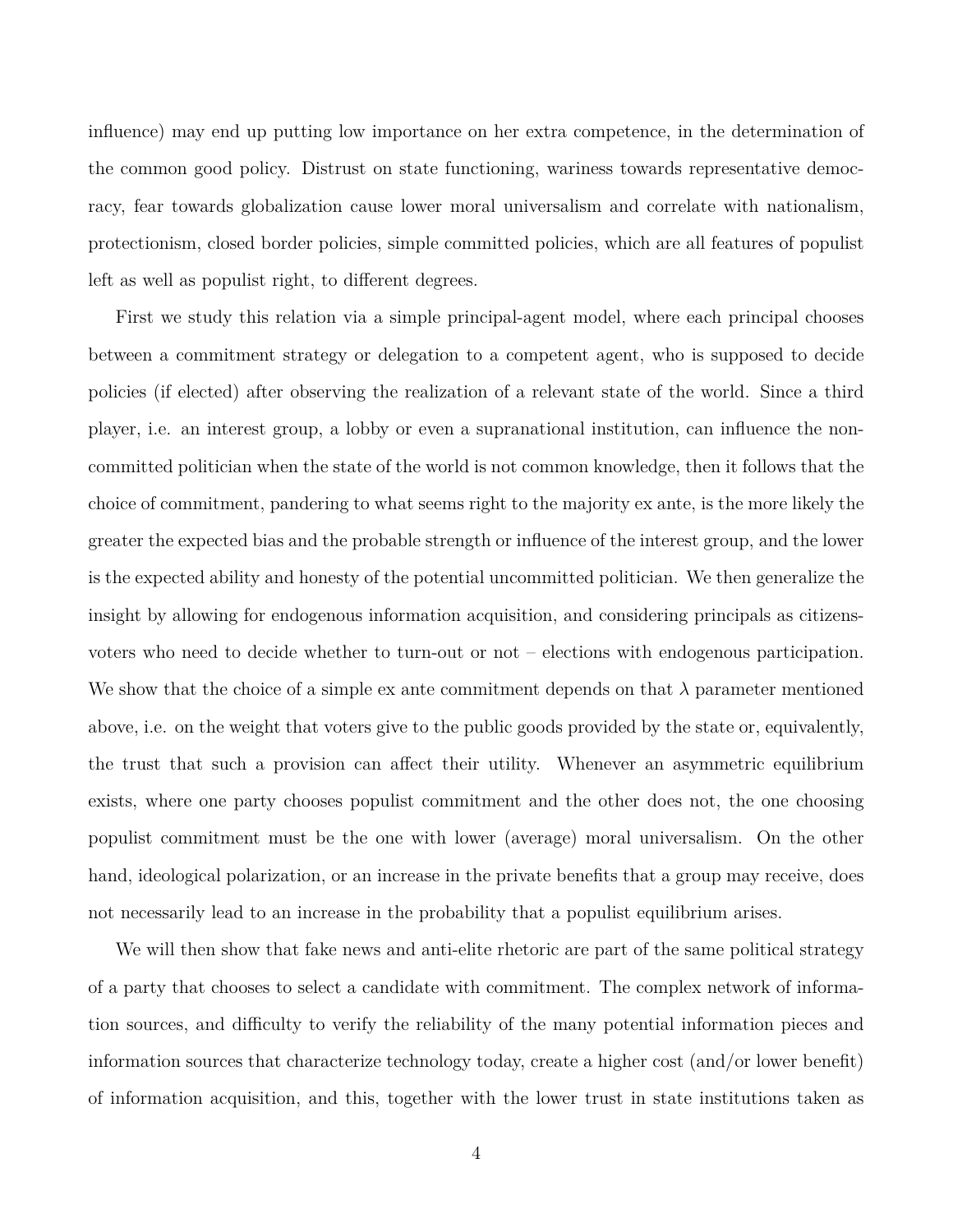influence) may end up putting low importance on her extra competence, in the determination of the common good policy. Distrust on state functioning, wariness towards representative democracy, fear towards globalization cause lower moral universalism and correlate with nationalism, protectionism, closed border policies, simple committed policies, which are all features of populist left as well as populist right, to different degrees.

First we study this relation via a simple principal-agent model, where each principal chooses between a commitment strategy or delegation to a competent agent, who is supposed to decide policies (if elected) after observing the realization of a relevant state of the world. Since a third player, i.e. an interest group, a lobby or even a supranational institution, can influence the non-committed politician when the state of the world is not common knowledge, then it follows that the choice of commitment, pandering to what seems right to the majority ex ante, is the more likely the greater the expected bias and the probable strength or influence of the interest group, and the lower is the expected ability and honesty of the potential uncommitted politician. We then generalize the insight by allowing for endogenous information acquisition, and considering principals as citizens-voters who need to decide whether to turn-out or not – elections with endogenous participation. We show that the choice of a simple ex ante commitment depends on that $\lambda$ parameter mentioned above, i.e. on the weight that voters give to the public goods provided by the state or, equivalently, the trust that such a provision can affect their utility. Whenever an asymmetric equilibrium exists, where one party chooses populist commitment and the other does not, the one choosing populist commitment must be the one with lower (average) moral universalism. On the other hand, ideological polarization, or an increase in the private benefits that a group may receive, does not necessarily lead to an increase in the probability that a populist equilibrium arises.

We will then show that fake news and anti-elite rhetoric are part of the same political strategy of a party that chooses to select a candidate with commitment. The complex network of information sources, and difficulty to verify the reliability of the many potential information pieces and information sources that characterize technology today, create a higher cost (and/or lower benefit) of information acquisition, and this, together with the lower trust in state institutions taken as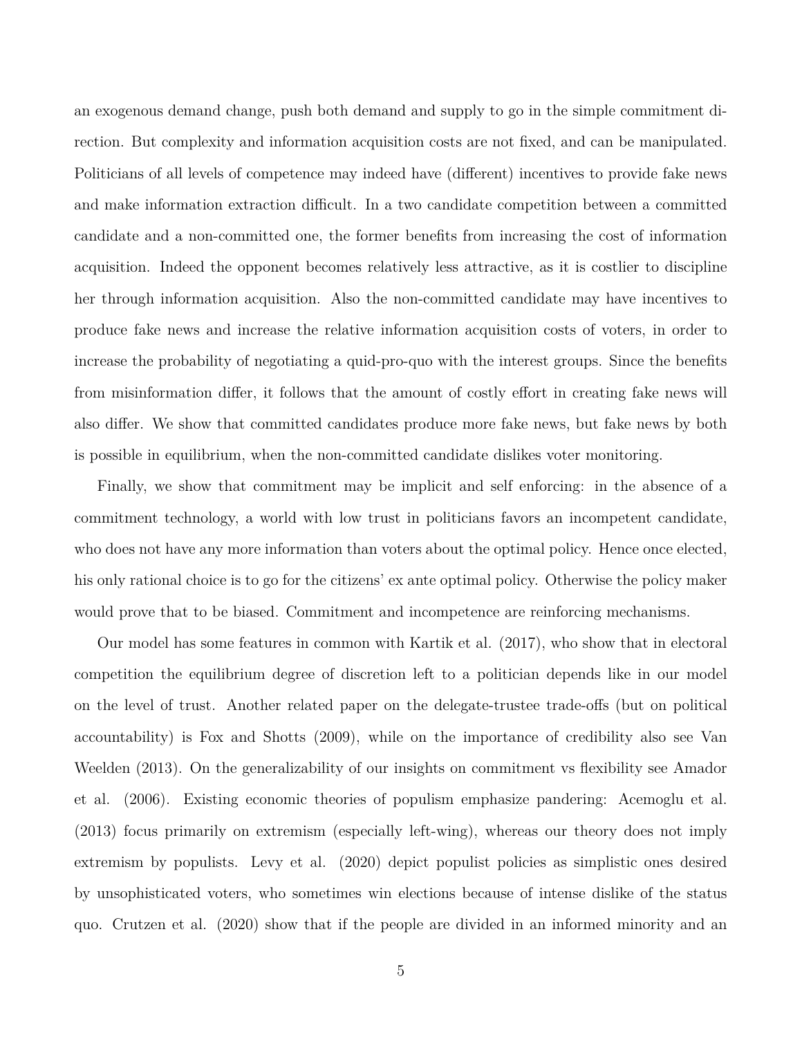an exogenous demand change, push both demand and supply to go in the simple commitment direction. But complexity and information acquisition costs are not fixed, and can be manipulated. Politicians of all levels of competence may indeed have (different) incentives to provide fake news and make information extraction difficult. In a two candidate competition between a committed candidate and a non-committed one, the former benefits from increasing the cost of information acquisition. Indeed the opponent becomes relatively less attractive, as it is costlier to discipline her through information acquisition. Also the non-committed candidate may have incentives to produce fake news and increase the relative information acquisition costs of voters, in order to increase the probability of negotiating a quid-pro-quo with the interest groups. Since the benefits from misinformation differ, it follows that the amount of costly effort in creating fake news will also differ. We show that committed candidates produce more fake news, but fake news by both is possible in equilibrium, when the non-committed candidate dislikes voter monitoring.

Finally, we show that commitment may be implicit and self enforcing: in the absence of a commitment technology, a world with low trust in politicians favors an incompetent candidate, who does not have any more information than voters about the optimal policy. Hence once elected, his only rational choice is to go for the citizens' ex ante optimal policy. Otherwise the policy maker would prove that to be biased. Commitment and incompetence are reinforcing mechanisms.

Our model has some features in common with Kartik et al. (2017), who show that in electoral competition the equilibrium degree of discretion left to a politician depends like in our model on the level of trust. Another related paper on the delegate-trustee trade-offs (but on political accountability) is Fox and Shotts (2009), while on the importance of credibility also see Van Weelden (2013). On the generalizability of our insights on commitment vs flexibility see Amador et al. (2006). Existing economic theories of populism emphasize pandering: Acemoglu et al. (2013) focus primarily on extremism (especially left-wing), whereas our theory does not imply extremism by populists. Levy et al. (2020) depict populist policies as simplistic ones desired by unsophisticated voters, who sometimes win elections because of intense dislike of the status quo. Crutzen et al. (2020) show that if the people are divided in an informed minority and an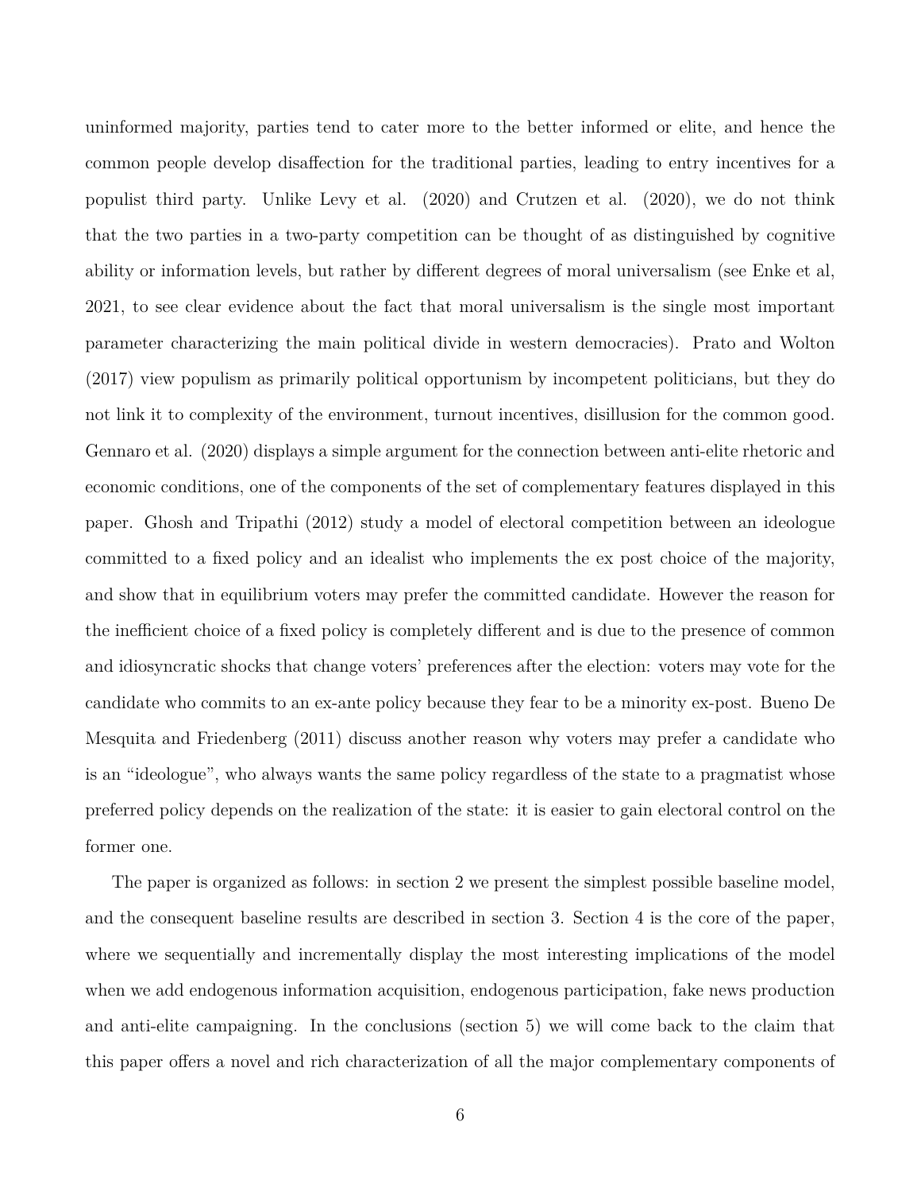uninformed majority, parties tend to cater more to the better informed or elite, and hence the common people develop disaffection for the traditional parties, leading to entry incentives for a populist third party. Unlike Levy et al. (2020) and Crutzen et al. (2020), we do not think that the two parties in a two-party competition can be thought of as distinguished by cognitive ability or information levels, but rather by different degrees of moral universalism (see Enke et al, 2021, to see clear evidence about the fact that moral universalism is the single most important parameter characterizing the main political divide in western democracies). Prato and Wolton (2017) view populism as primarily political opportunism by incompetent politicians, but they do not link it to complexity of the environment, turnout incentives, disillusion for the common good. Gennaro et al. (2020) displays a simple argument for the connection between anti-elite rhetoric and economic conditions, one of the components of the set of complementary features displayed in this paper. Ghosh and Tripathi (2012) study a model of electoral competition between an ideologue committed to a fixed policy and an idealist who implements the ex post choice of the majority, and show that in equilibrium voters may prefer the committed candidate. However the reason for the inefficient choice of a fixed policy is completely different and is due to the presence of common and idiosyncratic shocks that change voters' preferences after the election: voters may vote for the candidate who commits to an ex-ante policy because they fear to be a minority ex-post. Bueno De Mesquita and Friedenberg (2011) discuss another reason why voters may prefer a candidate who is an "ideologue", who always wants the same policy regardless of the state to a pragmatist whose preferred policy depends on the realization of the state: it is easier to gain electoral control on the former one.

The paper is organized as follows: in section 2 we present the simplest possible baseline model, and the consequent baseline results are described in section 3. Section 4 is the core of the paper, where we sequentially and incrementally display the most interesting implications of the model when we add endogenous information acquisition, endogenous participation, fake news production and anti-elite campaigning. In the conclusions (section 5) we will come back to the claim that this paper offers a novel and rich characterization of all the major complementary components of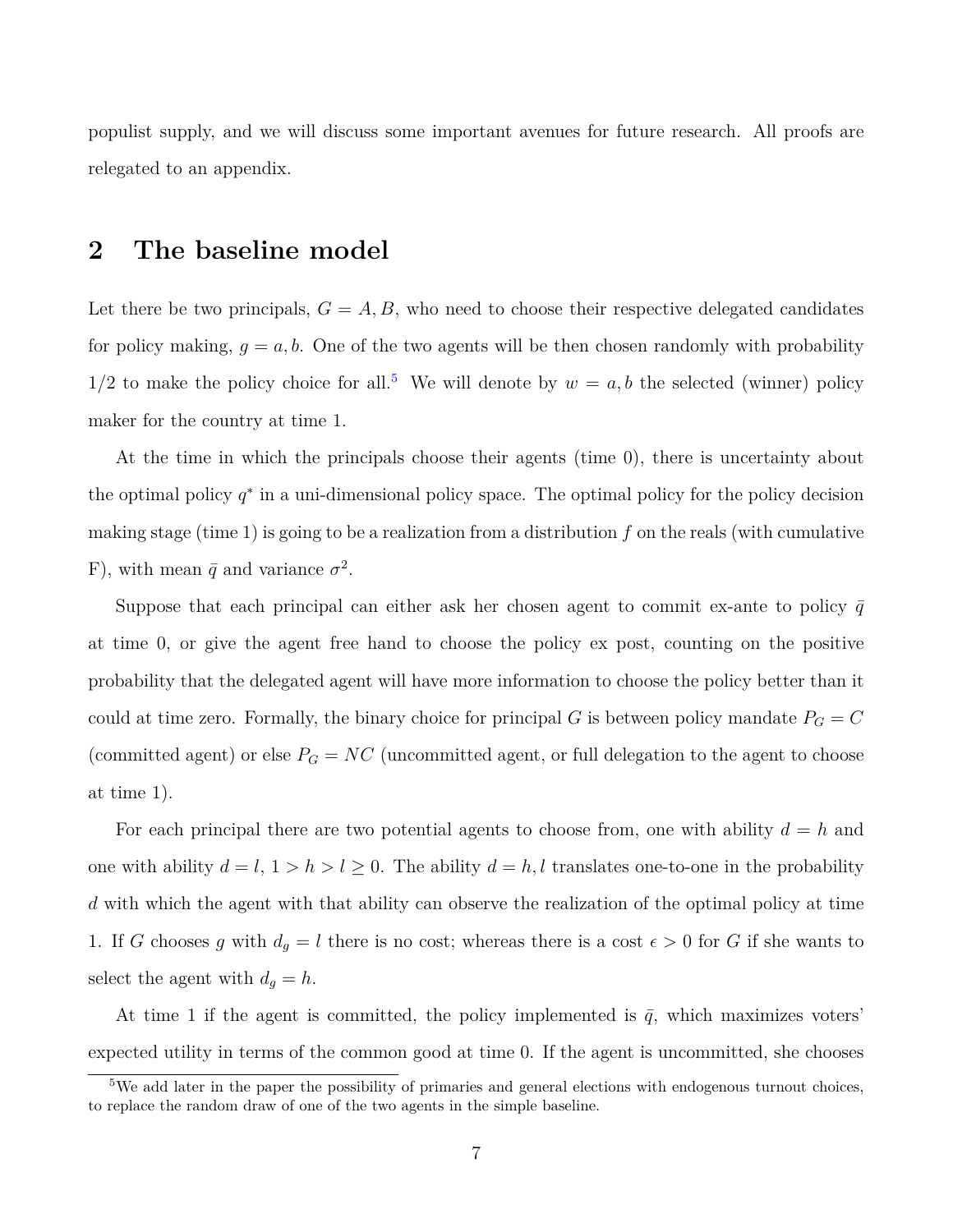populist supply, and we will discuss some important avenues for future research. All proofs are relegated to an appendix.

## 2 The baseline model

Let there be two principals, $G = A, B$, who need to choose their respective delegated candidates for policy making, $g = a, b$. One of the two agents will be then chosen randomly with probability $1/2$ to make the policy choice for all.[5] We will denote by $w = a, b$ the selected (winner) policy maker for the country at time 1.

At the time in which the principals choose their agents (time 0), there is uncertainty about the optimal policy $q^*$ in a uni-dimensional policy space. The optimal policy for the policy decision making stage (time 1) is going to be a realization from a distribution $f$ on the reals (with cumulative F), with mean $\bar{q}$ and variance $\sigma^2$.

Suppose that each principal can either ask her chosen agent to commit ex-ante to policy $\bar{q}$ at time 0, or give the agent free hand to choose the policy ex post, counting on the positive probability that the delegated agent will have more information to choose the policy better than it could at time zero. Formally, the binary choice for principal $G$ is between policy mandate $P_G = C$ (committed agent) or else $P_G = NC$ (uncommitted agent, or full delegation to the agent to choose at time 1).

For each principal there are two potential agents to choose from, one with ability $d = h$ and one with ability $d = l$, $1 > h > l \geq 0$. The ability $d = h, l$ translates one-to-one in the probability $d$ with which the agent with that ability can observe the realization of the optimal policy at time 1. If $G$ chooses $g$ with $d_g = l$ there is no cost; whereas there is a cost $\epsilon > 0$ for $G$ if she wants to select the agent with $d_g = h$.

At time 1 if the agent is committed, the policy implemented is $\bar{q}$, which maximizes voters' expected utility in terms of the common good at time 0. If the agent is uncommitted, she chooses

[5] We add later in the paper the possibility of primaries and general elections with endogenous turnout choices, to replace the random draw of one of the two agents in the simple baseline.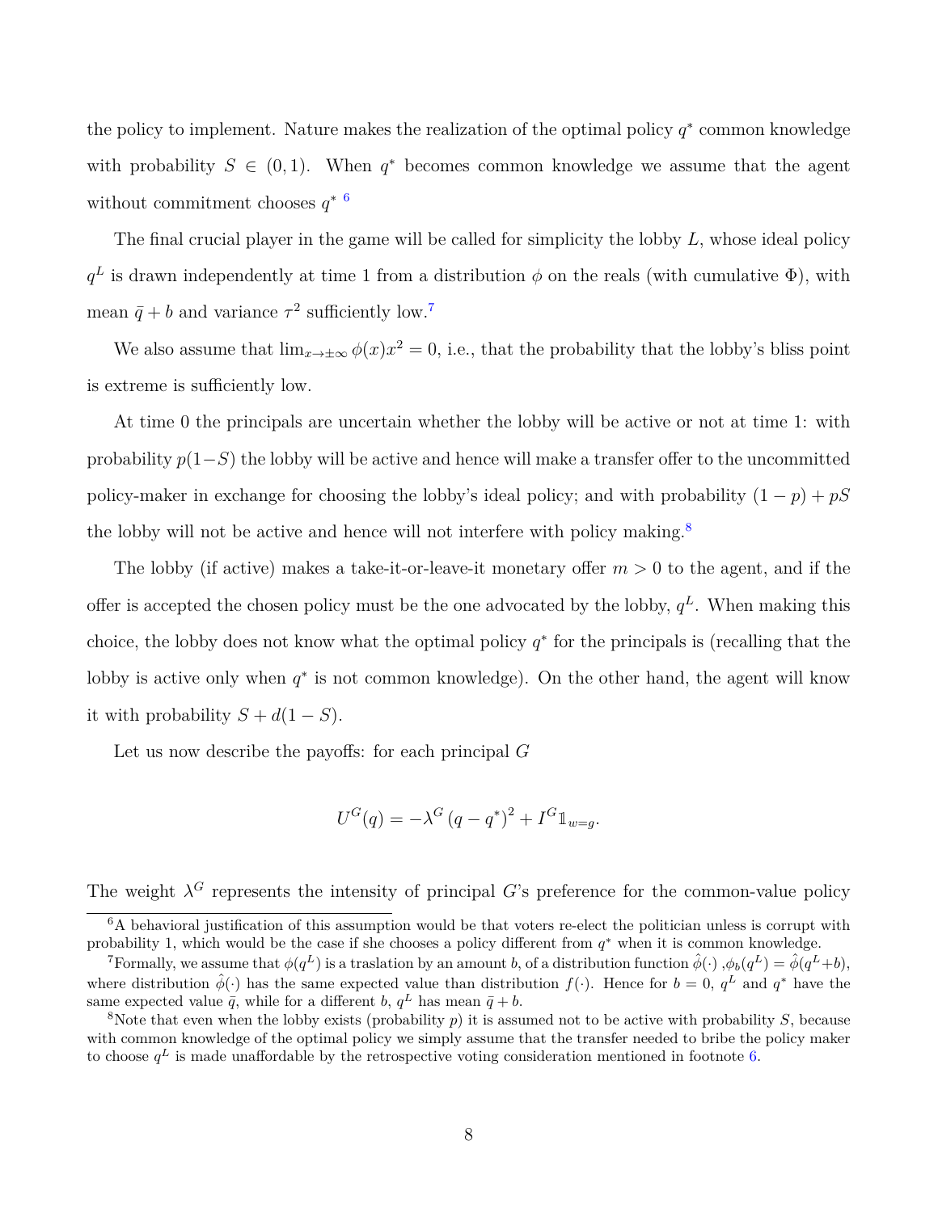the policy to implement. Nature makes the realization of the optimal policy $q^*$ common knowledge with probability $S \in (0,1)$. When $q^*$ becomes common knowledge we assume that the agent without commitment chooses $q^*$ [6]

The final crucial player in the game will be called for simplicity the lobby $L$, whose ideal policy $q^L$ is drawn independently at time 1 from a distribution $\phi$ on the reals (with cumulative $\Phi$), with mean $\bar{q} + b$ and variance $\tau^2$ sufficiently low.[7]

We also assume that $\lim_{x \to \pm\infty} \phi(x) x^2 = 0$, i.e., that the probability that the lobby's bliss point is extreme is sufficiently low.

At time 0 the principals are uncertain whether the lobby will be active or not at time 1: with probability $p(1-S)$ the lobby will be active and hence will make a transfer offer to the uncommitted policy-maker in exchange for choosing the lobby's ideal policy; and with probability $(1-p) + pS$ the lobby will not be active and hence will not interfere with policy making.[8]

The lobby (if active) makes a take-it-or-leave-it monetary offer $m > 0$ to the agent, and if the offer is accepted the chosen policy must be the one advocated by the lobby, $q^L$. When making this choice, the lobby does not know what the optimal policy $q^*$ for the principals is (recalling that the lobby is active only when $q^*$ is not common knowledge). On the other hand, the agent will know it with probability $S + d(1-S)$.

Let us now describe the payoffs: for each principal $G$

$$U^G(q) = -\lambda^G (q - q^*)^2 + I^G \mathbb{1}_{w=g}.$$

The weight $\lambda^G$ represents the intensity of principal $G$'s preference for the common-value policy

---

[6] A behavioral justification of this assumption would be that voters re-elect the politician unless is corrupt with probability 1, which would be the case if she chooses a policy different from $q^*$ when it is common knowledge.

[7] Formally, we assume that $\phi(q^L)$ is a traslation by an amount $b$, of a distribution function $\hat{\phi}(\cdot)$ ,$\phi_b(q^L) = \hat{\phi}(q^L + b)$, where distribution $\hat{\phi}(\cdot)$ has the same expected value than distribution $f(\cdot)$. Hence for $b = 0$, $q^L$ and $q^*$ have the same expected value $\bar{q}$, while for a different $b$, $q^L$ has mean $\bar{q} + b$.

[8] Note that even when the lobby exists (probability $p$) it is assumed not to be active with probability $S$, because with common knowledge of the optimal policy we simply assume that the transfer needed to bribe the policy maker to choose $q^L$ is made unaffordable by the retrospective voting consideration mentioned in footnote 6.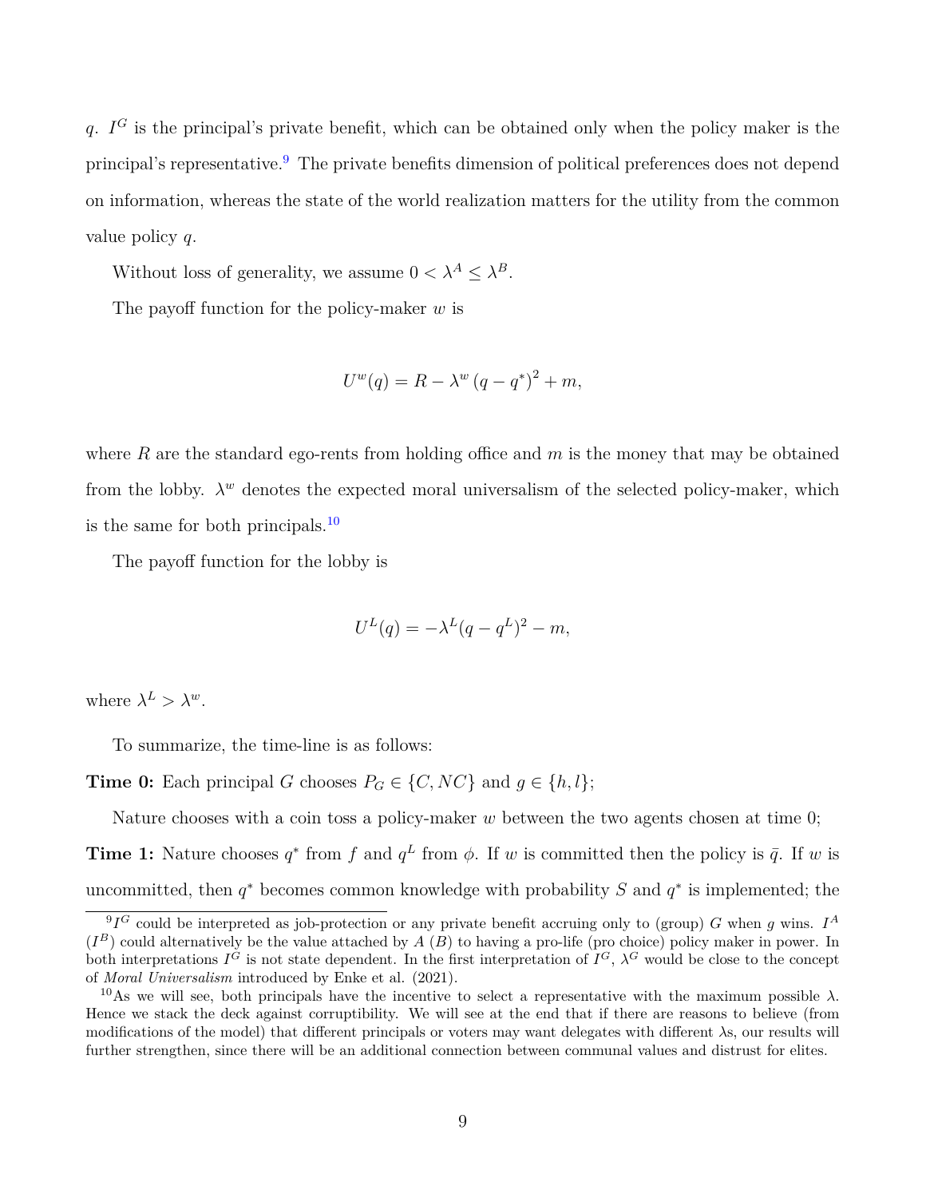$q$. $I^G$ is the principal's private benefit, which can be obtained only when the policy maker is the principal's representative.[9] The private benefits dimension of political preferences does not depend on information, whereas the state of the world realization matters for the utility from the common value policy $q$.

Without loss of generality, we assume $0 < \lambda^A \leq \lambda^B$.

The payoff function for the policy-maker $w$ is

$$U^w(q) = R - \lambda^w \left(q - q^*\right)^2 + m,$$

where $R$ are the standard ego-rents from holding office and $m$ is the money that may be obtained from the lobby. $\lambda^w$ denotes the expected moral universalism of the selected policy-maker, which is the same for both principals.[10]

The payoff function for the lobby is

$$U^L(q) = -\lambda^L(q - q^L)^2 - m,$$

where $\lambda^L > \lambda^w$.

To summarize, the time-line is as follows:

**Time 0:** Each principal $G$ chooses $P_G \in \{C, NC\}$ and $g \in \{h, l\}$;

Nature chooses with a coin toss a policy-maker $w$ between the two agents chosen at time 0;

**Time 1:** Nature chooses $q^*$ from $f$ and $q^L$ from $\phi$. If $w$ is committed then the policy is $\bar{q}$. If $w$ is uncommitted, then $q^*$ becomes common knowledge with probability $S$ and $q^*$ is implemented; the

---

[9] $I^G$ could be interpreted as job-protection or any private benefit accruing only to (group) $G$ when $g$ wins. $I^A$ ($I^B$) could alternatively be the value attached by $A$ ($B$) to having a pro-life (pro choice) policy maker in power. In both interpretations $I^G$ is not state dependent. In the first interpretation of $I^G$, $\lambda^G$ would be close to the concept of *Moral Universalism* introduced by Enke et al. (2021).

[10] As we will see, both principals have the incentive to select a representative with the maximum possible $\lambda$. Hence we stack the deck against corruptibility. We will see at the end that if there are reasons to believe (from modifications of the model) that different principals or voters may want delegates with different $\lambda$s, our results will further strengthen, since there will be an additional connection between communal values and distrust for elites.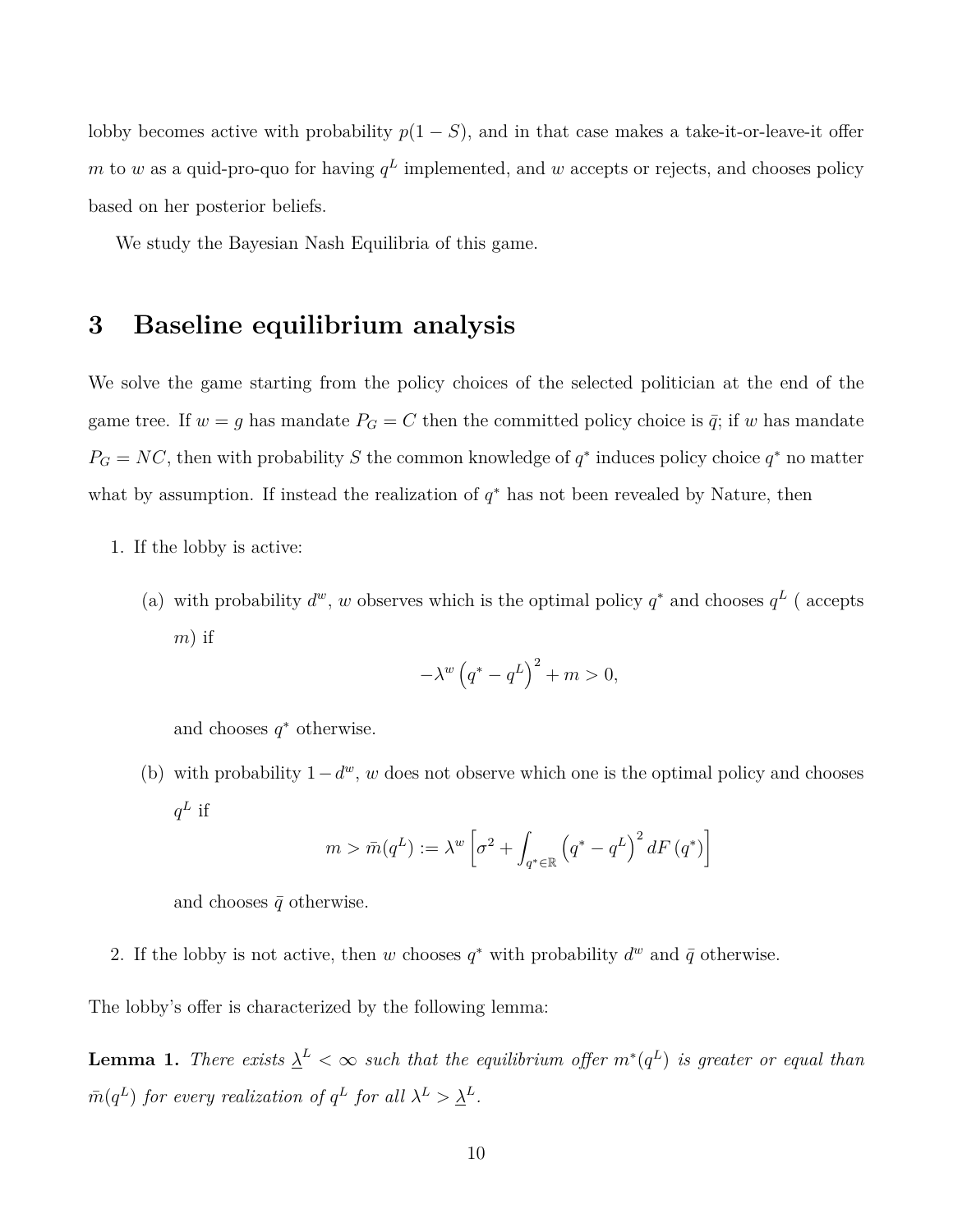lobby becomes active with probability $p(1-S)$, and in that case makes a take-it-or-leave-it offer $m$ to $w$ as a quid-pro-quo for having $q^L$ implemented, and $w$ accepts or rejects, and chooses policy based on her posterior beliefs.

We study the Bayesian Nash Equilibria of this game.

# 3 Baseline equilibrium analysis

We solve the game starting from the policy choices of the selected politician at the end of the game tree. If $w = g$ has mandate $P_G = C$ then the committed policy choice is $\bar{q}$; if $w$ has mandate $P_G = NC$, then with probability $S$ the common knowledge of $q^*$ induces policy choice $q^*$ no matter what by assumption. If instead the realization of $q^*$ has not been revealed by Nature, then

1. If the lobby is active:

   (a) with probability $d^w$, $w$ observes which is the optimal policy $q^*$ and chooses $q^L$ ( accepts $m$) if

   $$-\lambda^w \left(q^* - q^L\right)^2 + m > 0,$$

   and chooses $q^*$ otherwise.

   (b) with probability $1 - d^w$, $w$ does not observe which one is the optimal policy and chooses $q^L$ if

   $$m > \bar{m}(q^L) := \lambda^w \left[\sigma^2 + \int_{q^* \in \mathbb{R}} \left(q^* - q^L\right)^2 dF\left(q^*\right)\right]$$

   and chooses $\bar{q}$ otherwise.

2. If the lobby is not active, then $w$ chooses $q^*$ with probability $d^w$ and $\bar{q}$ otherwise.

The lobby's offer is characterized by the following lemma:

**Lemma 1.** *There exists $\underline{\lambda}^L < \infty$ such that the equilibrium offer $m^*(q^L)$ is greater or equal than $\bar{m}(q^L)$ for every realization of $q^L$ for all $\lambda^L > \underline{\lambda}^L$.*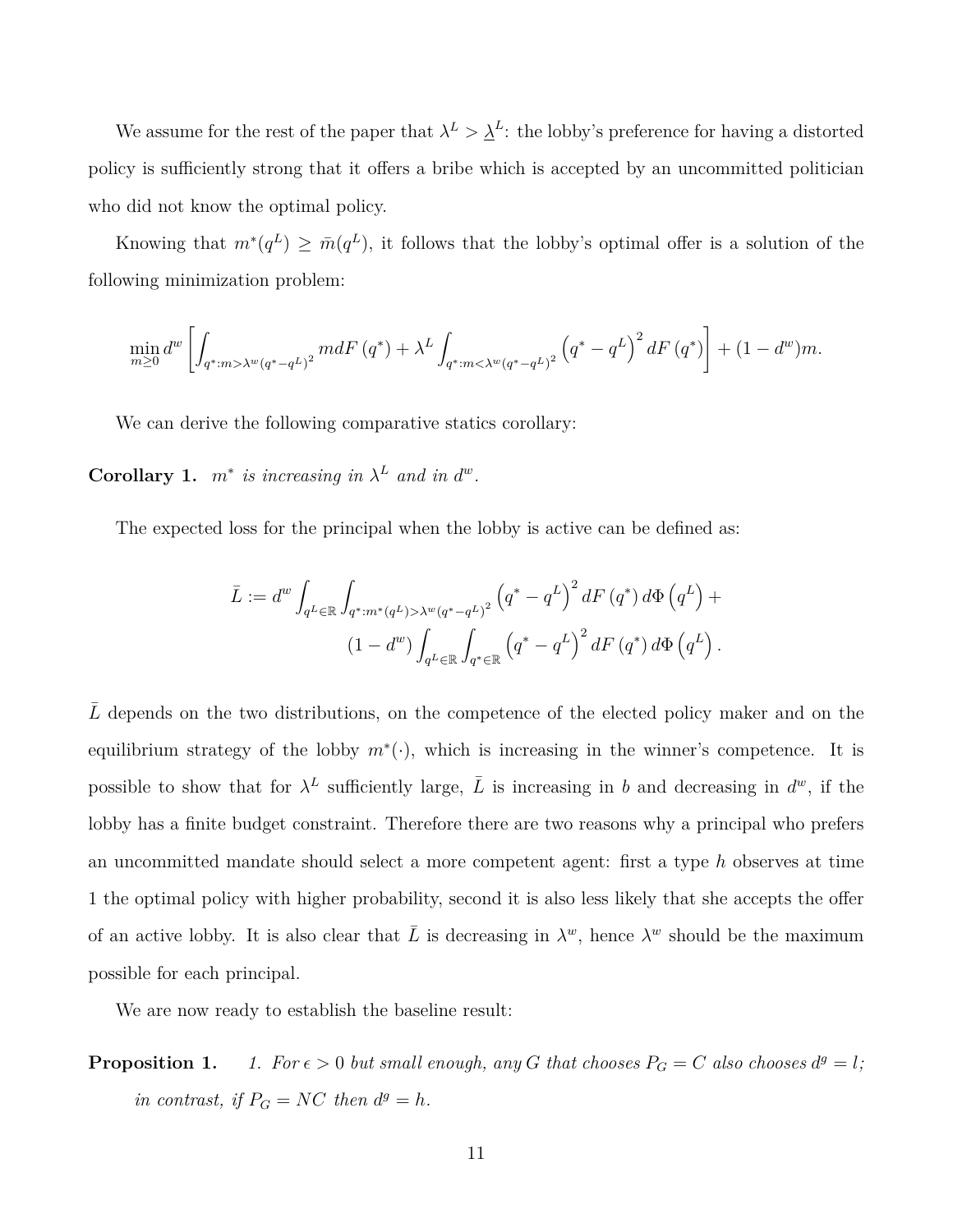We assume for the rest of the paper that $\lambda^L > \underline{\lambda}^L$: the lobby's preference for having a distorted policy is sufficiently strong that it offers a bribe which is accepted by an uncommitted politician who did not know the optimal policy.

Knowing that $m^*(q^L) \geq \bar{m}(q^L)$, it follows that the lobby's optimal offer is a solution of the following minimization problem:

$$\min_{m \geq 0} d^w \left[ \int_{q^*: m > \lambda^w (q^* - q^L)^2} m dF(q^*) + \lambda^L \int_{q^*: m < \lambda^w (q^* - q^L)^2} \left(q^* - q^L\right)^2 dF(q^*) \right] + (1 - d^w) m.$$

We can derive the following comparative statics corollary:

**Corollary 1.** *$m^*$ is increasing in $\lambda^L$ and in $d^w$.*

The expected loss for the principal when the lobby is active can be defined as:

$$\bar{L} := d^w \int_{q^L \in \mathbb{R}} \int_{q^*: m^*(q^L) > \lambda^w (q^* - q^L)^2} \left(q^* - q^L\right)^2 dF(q^*) \, d\Phi\left(q^L\right) + (1 - d^w) \int_{q^L \in \mathbb{R}} \int_{q^* \in \mathbb{R}} \left(q^* - q^L\right)^2 dF(q^*) \, d\Phi\left(q^L\right).$$

$\bar{L}$ depends on the two distributions, on the competence of the elected policy maker and on the equilibrium strategy of the lobby $m^*(\cdot)$, which is increasing in the winner's competence. It is possible to show that for $\lambda^L$ sufficiently large, $\bar{L}$ is increasing in $b$ and decreasing in $d^w$, if the lobby has a finite budget constraint. Therefore there are two reasons why a principal who prefers an uncommitted mandate should select a more competent agent: first a type $h$ observes at time 1 the optimal policy with higher probability, second it is also less likely that she accepts the offer of an active lobby. It is also clear that $\bar{L}$ is decreasing in $\lambda^w$, hence $\lambda^w$ should be the maximum possible for each principal.

We are now ready to establish the baseline result:

**Proposition 1.** *1. For $\epsilon > 0$ but small enough, any $G$ that chooses $P_G = C$ also chooses $d^g = l$; in contrast, if $P_G = NC$ then $d^g = h$.*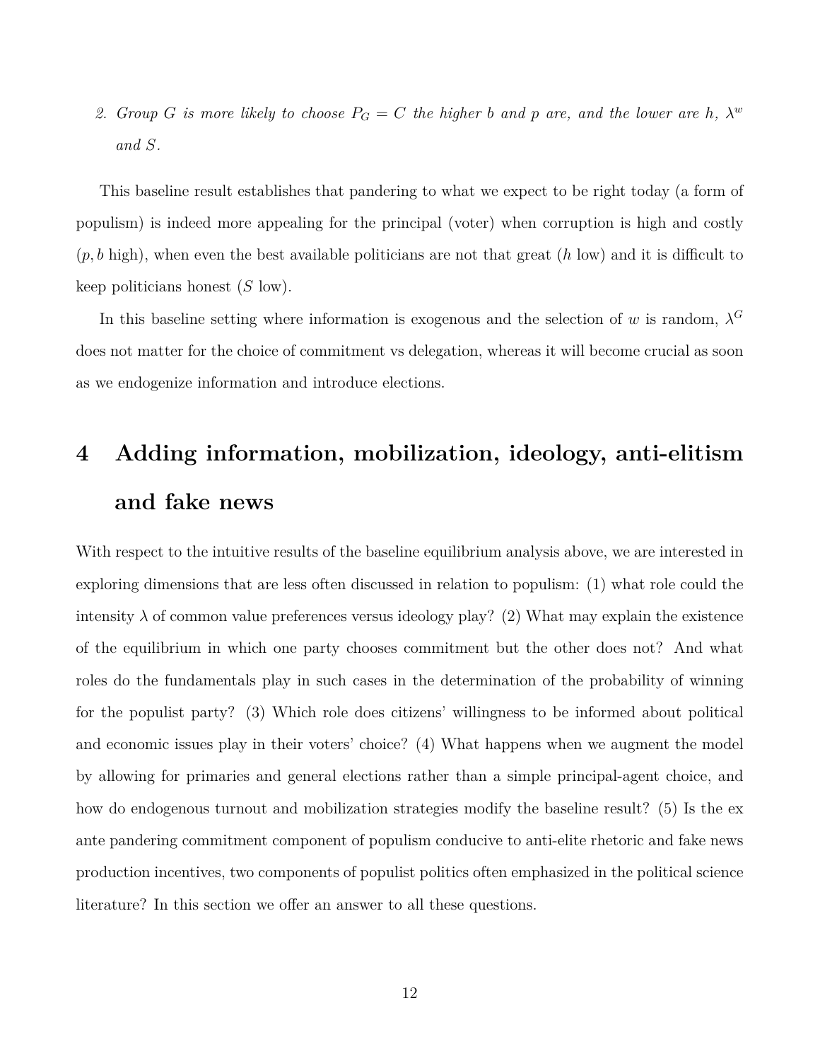2. *Group $G$ is more likely to choose $P_G = C$ the higher $b$ and $p$ are, and the lower are $h$, $\lambda^w$ and $S$.*

This baseline result establishes that pandering to what we expect to be right today (a form of populism) is indeed more appealing for the principal (voter) when corruption is high and costly ($p, b$ high), when even the best available politicians are not that great ($h$ low) and it is difficult to keep politicians honest ($S$ low).

In this baseline setting where information is exogenous and the selection of $w$ is random, $\lambda^G$ does not matter for the choice of commitment vs delegation, whereas it will become crucial as soon as we endogenize information and introduce elections.

# 4 Adding information, mobilization, ideology, anti-elitism and fake news

With respect to the intuitive results of the baseline equilibrium analysis above, we are interested in exploring dimensions that are less often discussed in relation to populism: (1) what role could the intensity $\lambda$ of common value preferences versus ideology play? (2) What may explain the existence of the equilibrium in which one party chooses commitment but the other does not? And what roles do the fundamentals play in such cases in the determination of the probability of winning for the populist party? (3) Which role does citizens' willingness to be informed about political and economic issues play in their voters' choice? (4) What happens when we augment the model by allowing for primaries and general elections rather than a simple principal-agent choice, and how do endogenous turnout and mobilization strategies modify the baseline result? (5) Is the ex ante pandering commitment component of populism conducive to anti-elite rhetoric and fake news production incentives, two components of populist politics often emphasized in the political science literature? In this section we offer an answer to all these questions.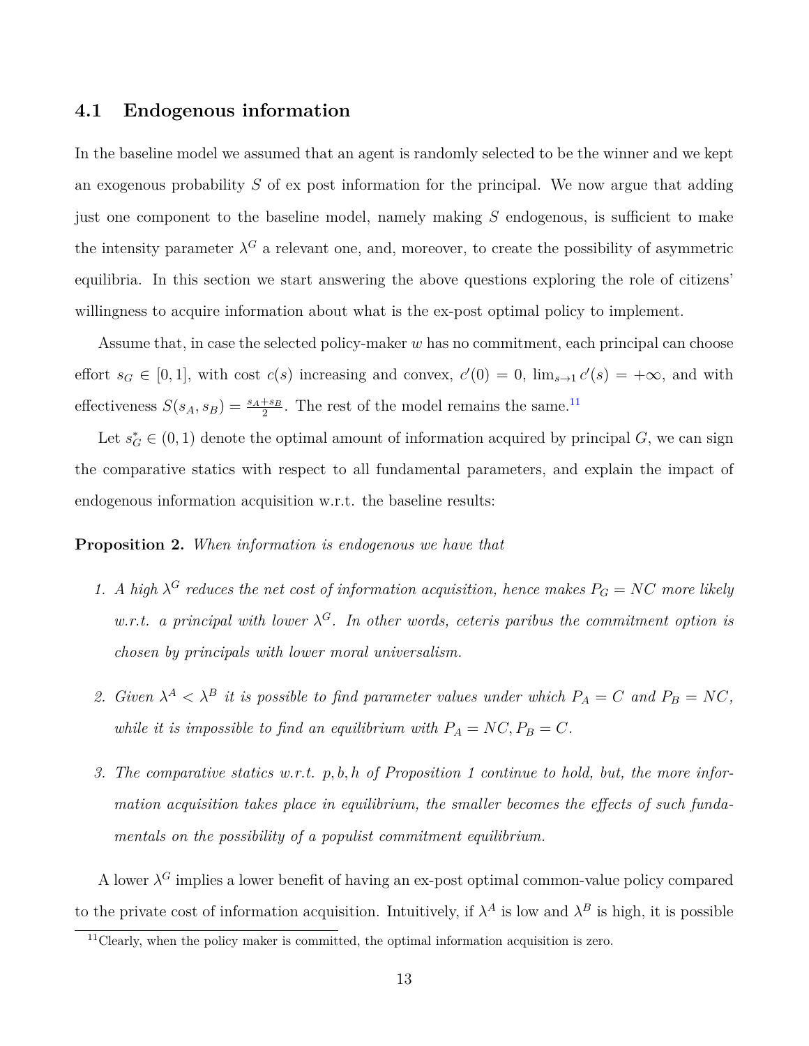## 4.1 Endogenous information

In the baseline model we assumed that an agent is randomly selected to be the winner and we kept an exogenous probability $S$ of ex post information for the principal. We now argue that adding just one component to the baseline model, namely making $S$ endogenous, is sufficient to make the intensity parameter $\lambda^G$ a relevant one, and, moreover, to create the possibility of asymmetric equilibria. In this section we start answering the above questions exploring the role of citizens' willingness to acquire information about what is the ex-post optimal policy to implement.

Assume that, in case the selected policy-maker $w$ has no commitment, each principal can choose effort $s_G \in [0, 1]$, with cost $c(s)$ increasing and convex, $c'(0) = 0$, $\lim_{s \to 1} c'(s) = +\infty$, and with effectiveness $S(s_A, s_B) = \frac{s_A + s_B}{2}$. The rest of the model remains the same.[11]

Let $s^*_G \in (0, 1)$ denote the optimal amount of information acquired by principal $G$, we can sign the comparative statics with respect to all fundamental parameters, and explain the impact of endogenous information acquisition w.r.t. the baseline results:

**Proposition 2.** *When information is endogenous we have that*

1. *A high $\lambda^G$ reduces the net cost of information acquisition, hence makes $P_G = NC$ more likely w.r.t. a principal with lower $\lambda^G$. In other words, ceteris paribus the commitment option is chosen by principals with lower moral universalism.*

2. *Given $\lambda^A < \lambda^B$ it is possible to find parameter values under which $P_A = C$ and $P_B = NC$, while it is impossible to find an equilibrium with $P_A = NC, P_B = C$.*

3. *The comparative statics w.r.t. $p, b, h$ of Proposition 1 continue to hold, but, the more information acquisition takes place in equilibrium, the smaller becomes the effects of such fundamentals on the possibility of a populist commitment equilibrium.*

A lower $\lambda^G$ implies a lower benefit of having an ex-post optimal common-value policy compared to the private cost of information acquisition. Intuitively, if $\lambda^A$ is low and $\lambda^B$ is high, it is possible

[11] Clearly, when the policy maker is committed, the optimal information acquisition is zero.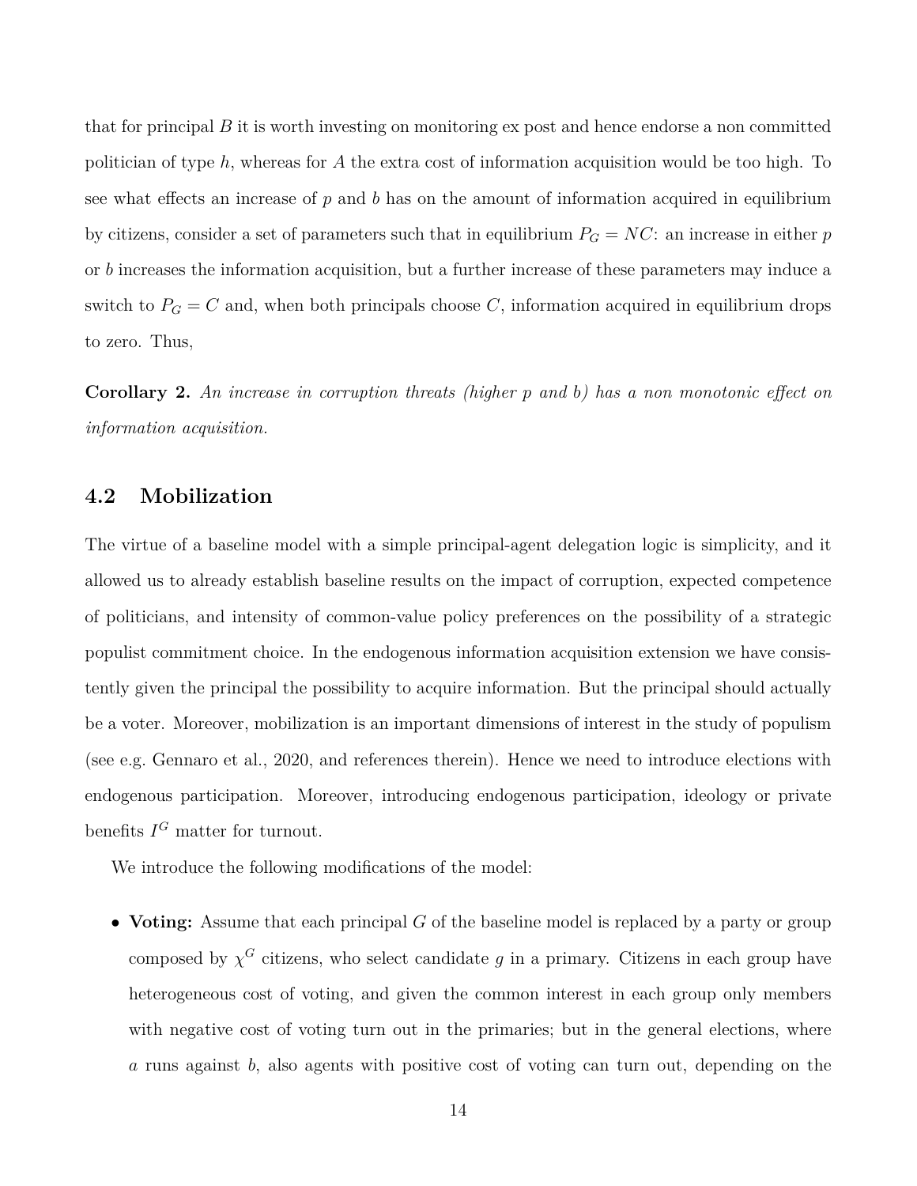that for principal $B$ it is worth investing on monitoring ex post and hence endorse a non committed politician of type $h$, whereas for $A$ the extra cost of information acquisition would be too high. To see what effects an increase of $p$ and $b$ has on the amount of information acquired in equilibrium by citizens, consider a set of parameters such that in equilibrium $P_G = NC$: an increase in either $p$ or $b$ increases the information acquisition, but a further increase of these parameters may induce a switch to $P_G = C$ and, when both principals choose $C$, information acquired in equilibrium drops to zero. Thus,

**Corollary 2.** *An increase in corruption threats (higher $p$ and $b$) has a non monotonic effect on information acquisition.*

## 4.2 Mobilization

The virtue of a baseline model with a simple principal-agent delegation logic is simplicity, and it allowed us to already establish baseline results on the impact of corruption, expected competence of politicians, and intensity of common-value policy preferences on the possibility of a strategic populist commitment choice. In the endogenous information acquisition extension we have consistently given the principal the possibility to acquire information. But the principal should actually be a voter. Moreover, mobilization is an important dimensions of interest in the study of populism (see e.g. Gennaro et al., 2020, and references therein). Hence we need to introduce elections with endogenous participation. Moreover, introducing endogenous participation, ideology or private benefits $I^G$ matter for turnout.

We introduce the following modifications of the model:

- **Voting:** Assume that each principal $G$ of the baseline model is replaced by a party or group composed by $\chi^G$ citizens, who select candidate $g$ in a primary. Citizens in each group have heterogeneous cost of voting, and given the common interest in each group only members with negative cost of voting turn out in the primaries; but in the general elections, where $a$ runs against $b$, also agents with positive cost of voting can turn out, depending on the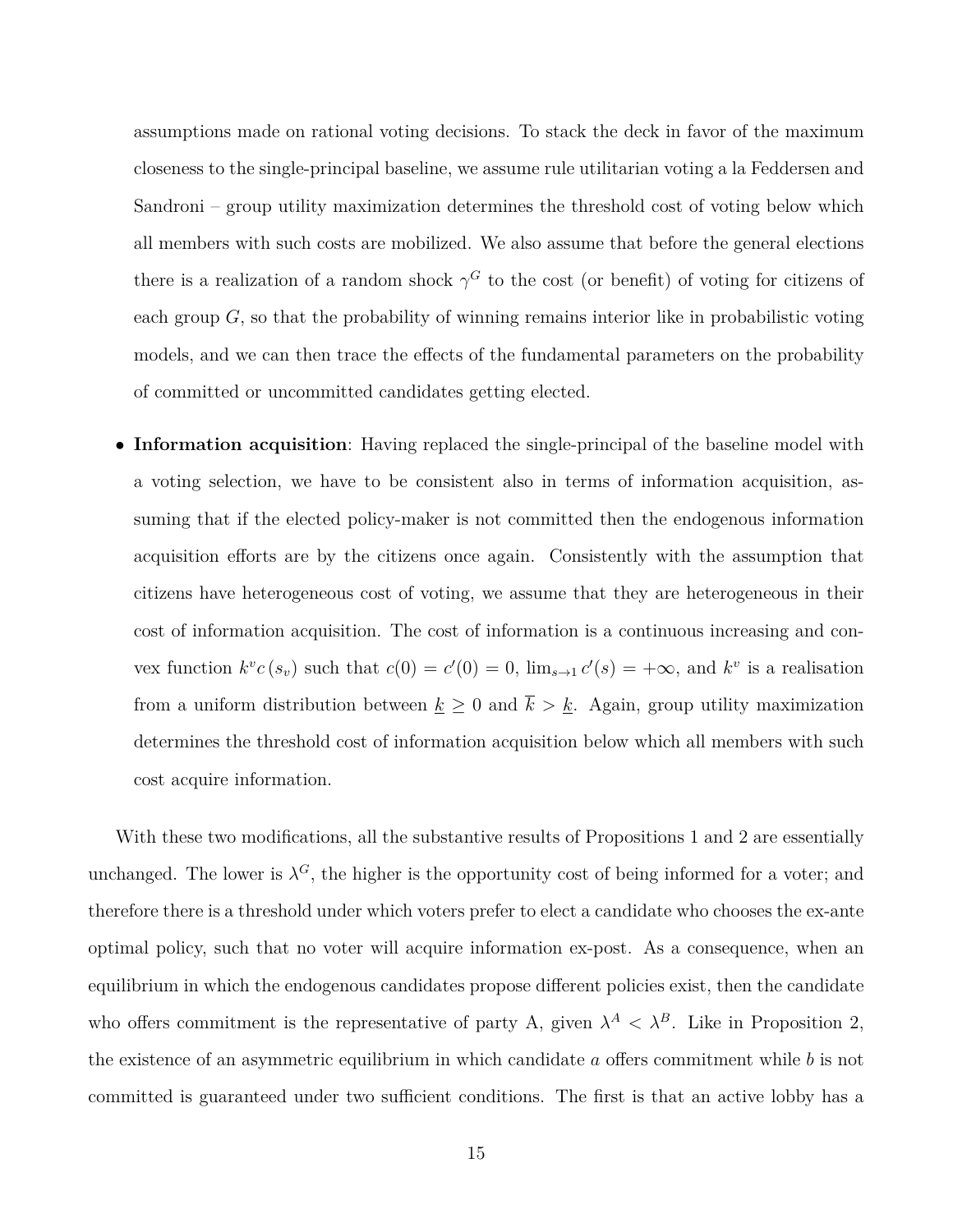assumptions made on rational voting decisions. To stack the deck in favor of the maximum closeness to the single-principal baseline, we assume rule utilitarian voting a la Feddersen and Sandroni – group utility maximization determines the threshold cost of voting below which all members with such costs are mobilized. We also assume that before the general elections there is a realization of a random shock $\gamma^G$ to the cost (or benefit) of voting for citizens of each group $G$, so that the probability of winning remains interior like in probabilistic voting models, and we can then trace the effects of the fundamental parameters on the probability of committed or uncommitted candidates getting elected.

- **Information acquisition**: Having replaced the single-principal of the baseline model with a voting selection, we have to be consistent also in terms of information acquisition, assuming that if the elected policy-maker is not committed then the endogenous information acquisition efforts are by the citizens once again. Consistently with the assumption that citizens have heterogeneous cost of voting, we assume that they are heterogeneous in their cost of information acquisition. The cost of information is a continuous increasing and convex function $k^v c(s_v)$ such that $c(0) = c'(0) = 0$, $\lim_{s \to 1} c'(s) = +\infty$, and $k^v$ is a realisation from a uniform distribution between $\underline{k} \geq 0$ and $\overline{k} > \underline{k}$. Again, group utility maximization determines the threshold cost of information acquisition below which all members with such cost acquire information.

With these two modifications, all the substantive results of Propositions 1 and 2 are essentially unchanged. The lower is $\lambda^G$, the higher is the opportunity cost of being informed for a voter; and therefore there is a threshold under which voters prefer to elect a candidate who chooses the ex-ante optimal policy, such that no voter will acquire information ex-post. As a consequence, when an equilibrium in which the endogenous candidates propose different policies exist, then the candidate who offers commitment is the representative of party A, given $\lambda^A < \lambda^B$. Like in Proposition 2, the existence of an asymmetric equilibrium in which candidate $a$ offers commitment while $b$ is not committed is guaranteed under two sufficient conditions. The first is that an active lobby has a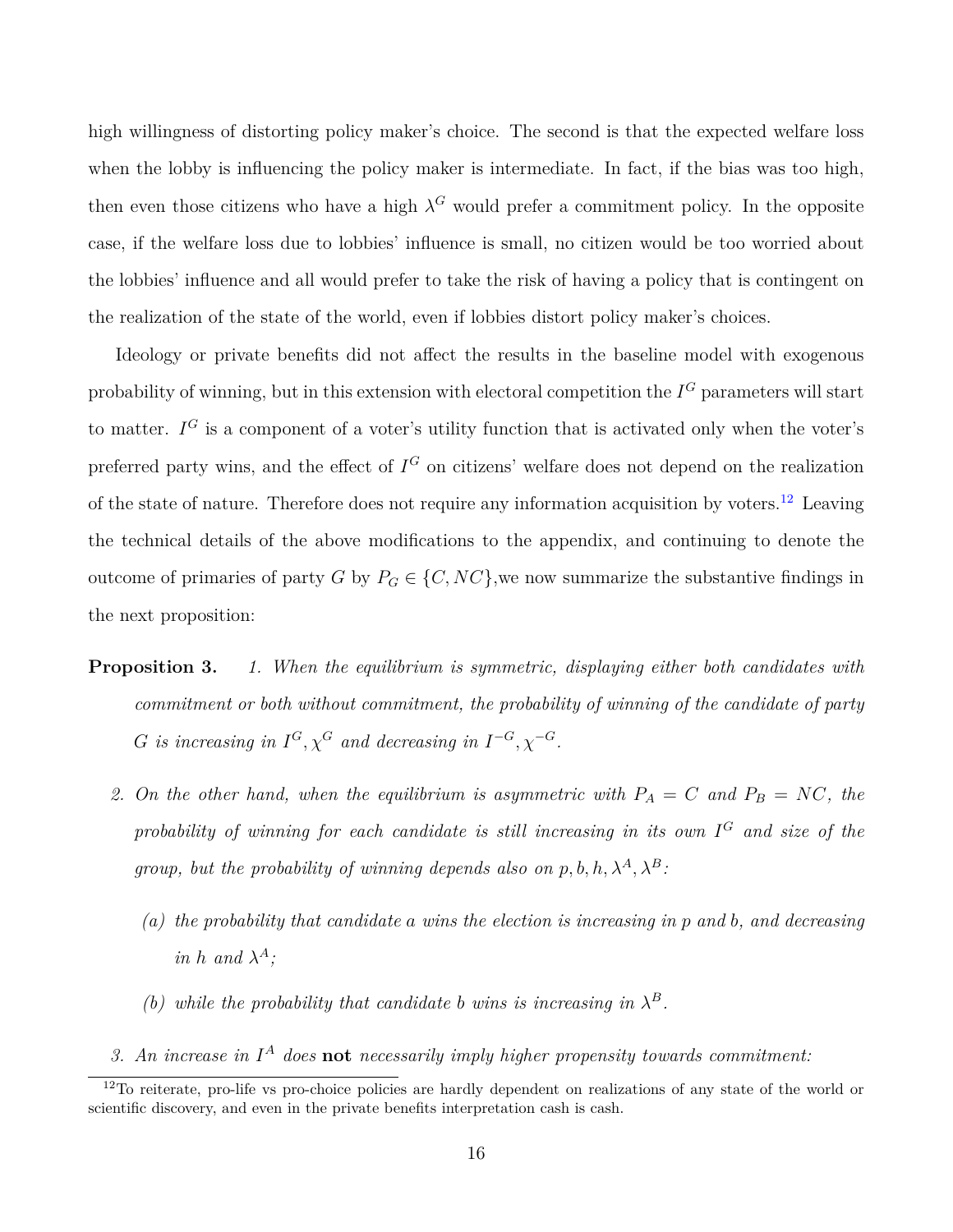high willingness of distorting policy maker's choice. The second is that the expected welfare loss when the lobby is influencing the policy maker is intermediate. In fact, if the bias was too high, then even those citizens who have a high $\lambda^G$ would prefer a commitment policy. In the opposite case, if the welfare loss due to lobbies' influence is small, no citizen would be too worried about the lobbies' influence and all would prefer to take the risk of having a policy that is contingent on the realization of the state of the world, even if lobbies distort policy maker's choices.

Ideology or private benefits did not affect the results in the baseline model with exogenous probability of winning, but in this extension with electoral competition the $I^G$ parameters will start to matter. $I^G$ is a component of a voter's utility function that is activated only when the voter's preferred party wins, and the effect of $I^G$ on citizens' welfare does not depend on the realization of the state of nature. Therefore does not require any information acquisition by voters.[12] Leaving the technical details of the above modifications to the appendix, and continuing to denote the outcome of primaries of party $G$ by $P_G \in \{C, NC\}$,we now summarize the substantive findings in the next proposition:

**Proposition 3.** *1. When the equilibrium is symmetric, displaying either both candidates with commitment or both without commitment, the probability of winning of the candidate of party $G$ is increasing in $I^G, \chi^G$ and decreasing in $I^{-G}, \chi^{-G}$.*

*2. On the other hand, when the equilibrium is asymmetric with $P_A = C$ and $P_B = NC$, the probability of winning for each candidate is still increasing in its own $I^G$ and size of the group, but the probability of winning depends also on $p, b, h, \lambda^A, \lambda^B$:*

   *(a) the probability that candidate a wins the election is increasing in $p$ and $b$, and decreasing in $h$ and $\lambda^A$;*

   *(b) while the probability that candidate b wins is increasing in $\lambda^B$.*

*3. An increase in $I^A$ does* **not** *necessarily imply higher propensity towards commitment:*

[12] To reiterate, pro-life vs pro-choice policies are hardly dependent on realizations of any state of the world or scientific discovery, and even in the private benefits interpretation cash is cash.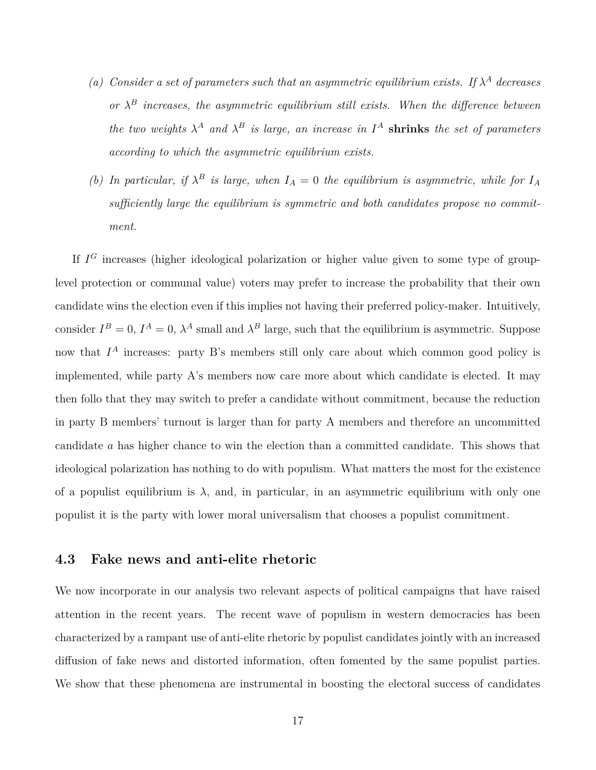(a) *Consider a set of parameters such that an asymmetric equilibrium exists. If $\lambda^A$ decreases or $\lambda^B$ increases, the asymmetric equilibrium still exists. When the difference between the two weights $\lambda^A$ and $\lambda^B$ is large, an increase in $I^A$* **shrinks** *the set of parameters according to which the asymmetric equilibrium exists.*

(b) *In particular, if $\lambda^B$ is large, when $I_A = 0$ the equilibrium is asymmetric, while for $I_A$ sufficiently large the equilibrium is symmetric and both candidates propose no commitment.*

If $I^G$ increases (higher ideological polarization or higher value given to some type of group-level protection or communal value) voters may prefer to increase the probability that their own candidate wins the election even if this implies not having their preferred policy-maker. Intuitively, consider $I^B = 0$, $I^A = 0$, $\lambda^A$ small and $\lambda^B$ large, such that the equilibrium is asymmetric. Suppose now that $I^A$ increases: party B's members still only care about which common good policy is implemented, while party A's members now care more about which candidate is elected. It may then follo that they may switch to prefer a candidate without commitment, because the reduction in party B members' turnout is larger than for party A members and therefore an uncommitted candidate $a$ has higher chance to win the election than a committed candidate. This shows that ideological polarization has nothing to do with populism. What matters the most for the existence of a populist equilibrium is $\lambda$, and, in particular, in an asymmetric equilibrium with only one populist it is the party with lower moral universalism that chooses a populist commitment.

### 4.3 Fake news and anti-elite rhetoric

We now incorporate in our analysis two relevant aspects of political campaigns that have raised attention in the recent years. The recent wave of populism in western democracies has been characterized by a rampant use of anti-elite rhetoric by populist candidates jointly with an increased diffusion of fake news and distorted information, often fomented by the same populist parties. We show that these phenomena are instrumental in boosting the electoral success of candidates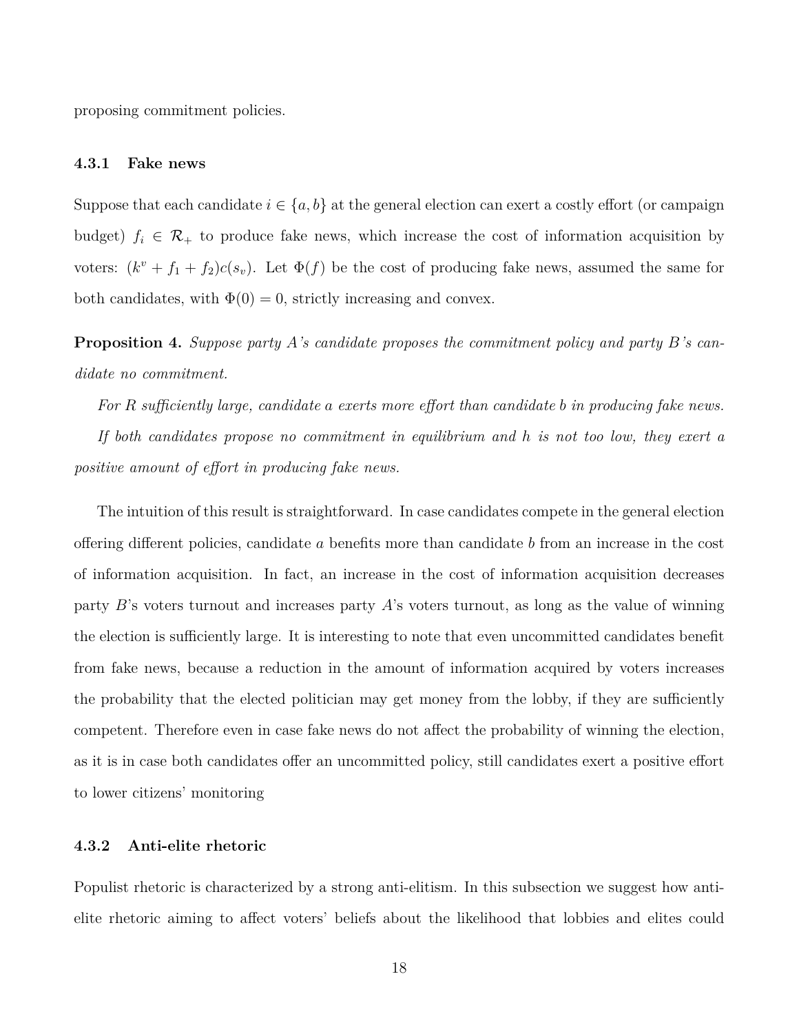proposing commitment policies.

### 4.3.1 Fake news

Suppose that each candidate $i \in \{a, b\}$ at the general election can exert a costly effort (or campaign budget) $f_i \in \mathcal{R}_+$ to produce fake news, which increase the cost of information acquisition by voters: $(k^v + f_1 + f_2)c(s_v)$. Let $\Phi(f)$ be the cost of producing fake news, assumed the same for both candidates, with $\Phi(0) = 0$, strictly increasing and convex.

**Proposition 4.** *Suppose party A's candidate proposes the commitment policy and party B's candidate no commitment.*

*For R sufficiently large, candidate a exerts more effort than candidate b in producing fake news.*

*If both candidates propose no commitment in equilibrium and h is not too low, they exert a positive amount of effort in producing fake news.*

The intuition of this result is straightforward. In case candidates compete in the general election offering different policies, candidate $a$ benefits more than candidate $b$ from an increase in the cost of information acquisition. In fact, an increase in the cost of information acquisition decreases party $B$'s voters turnout and increases party $A$'s voters turnout, as long as the value of winning the election is sufficiently large. It is interesting to note that even uncommitted candidates benefit from fake news, because a reduction in the amount of information acquired by voters increases the probability that the elected politician may get money from the lobby, if they are sufficiently competent. Therefore even in case fake news do not affect the probability of winning the election, as it is in case both candidates offer an uncommitted policy, still candidates exert a positive effort to lower citizens' monitoring

### 4.3.2 Anti-elite rhetoric

Populist rhetoric is characterized by a strong anti-elitism. In this subsection we suggest how anti-elite rhetoric aiming to affect voters' beliefs about the likelihood that lobbies and elites could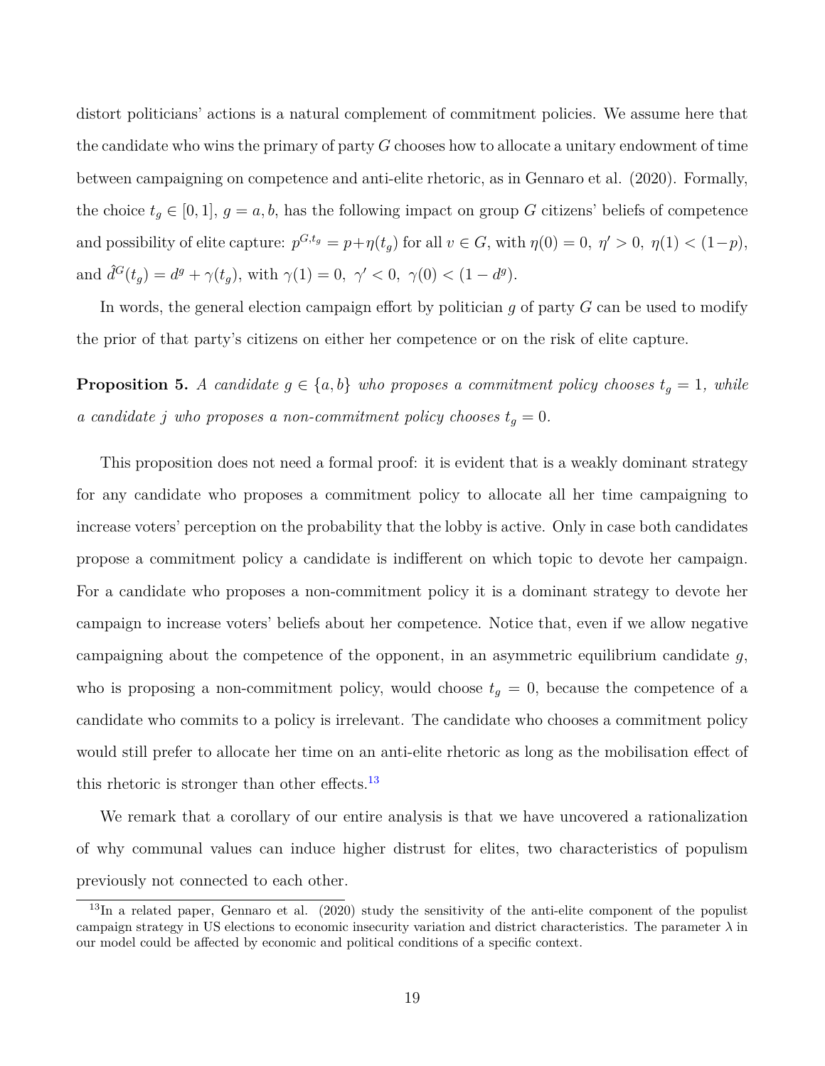distort politicians' actions is a natural complement of commitment policies. We assume here that the candidate who wins the primary of party $G$ chooses how to allocate a unitary endowment of time between campaigning on competence and anti-elite rhetoric, as in Gennaro et al. (2020). Formally, the choice $t_g \in [0, 1]$, $g = a, b$, has the following impact on group $G$ citizens' beliefs of competence and possibility of elite capture: $p^{G,t_g} = p + \eta(t_g)$ for all $v \in G$, with $\eta(0) = 0,\ \eta' > 0,\ \eta(1) < (1-p)$, and $\hat{d}^G(t_g) = d^g + \gamma(t_g)$, with $\gamma(1) = 0,\ \gamma' < 0,\ \gamma(0) < (1 - d^g)$.

In words, the general election campaign effort by politician $g$ of party $G$ can be used to modify the prior of that party's citizens on either her competence or on the risk of elite capture.

**Proposition 5.** *A candidate $g \in \{a, b\}$ who proposes a commitment policy chooses $t_g = 1$, while a candidate $j$ who proposes a non-commitment policy chooses $t_g = 0$.*

This proposition does not need a formal proof: it is evident that is a weakly dominant strategy for any candidate who proposes a commitment policy to allocate all her time campaigning to increase voters' perception on the probability that the lobby is active. Only in case both candidates propose a commitment policy a candidate is indifferent on which topic to devote her campaign. For a candidate who proposes a non-commitment policy it is a dominant strategy to devote her campaign to increase voters' beliefs about her competence. Notice that, even if we allow negative campaigning about the competence of the opponent, in an asymmetric equilibrium candidate $g$, who is proposing a non-commitment policy, would choose $t_g = 0$, because the competence of a candidate who commits to a policy is irrelevant. The candidate who chooses a commitment policy would still prefer to allocate her time on an anti-elite rhetoric as long as the mobilisation effect of this rhetoric is stronger than other effects.[13]

We remark that a corollary of our entire analysis is that we have uncovered a rationalization of why communal values can induce higher distrust for elites, two characteristics of populism previously not connected to each other.

[13] In a related paper, Gennaro et al. (2020) study the sensitivity of the anti-elite component of the populist campaign strategy in US elections to economic insecurity variation and district characteristics. The parameter $\lambda$ in our model could be affected by economic and political conditions of a specific context.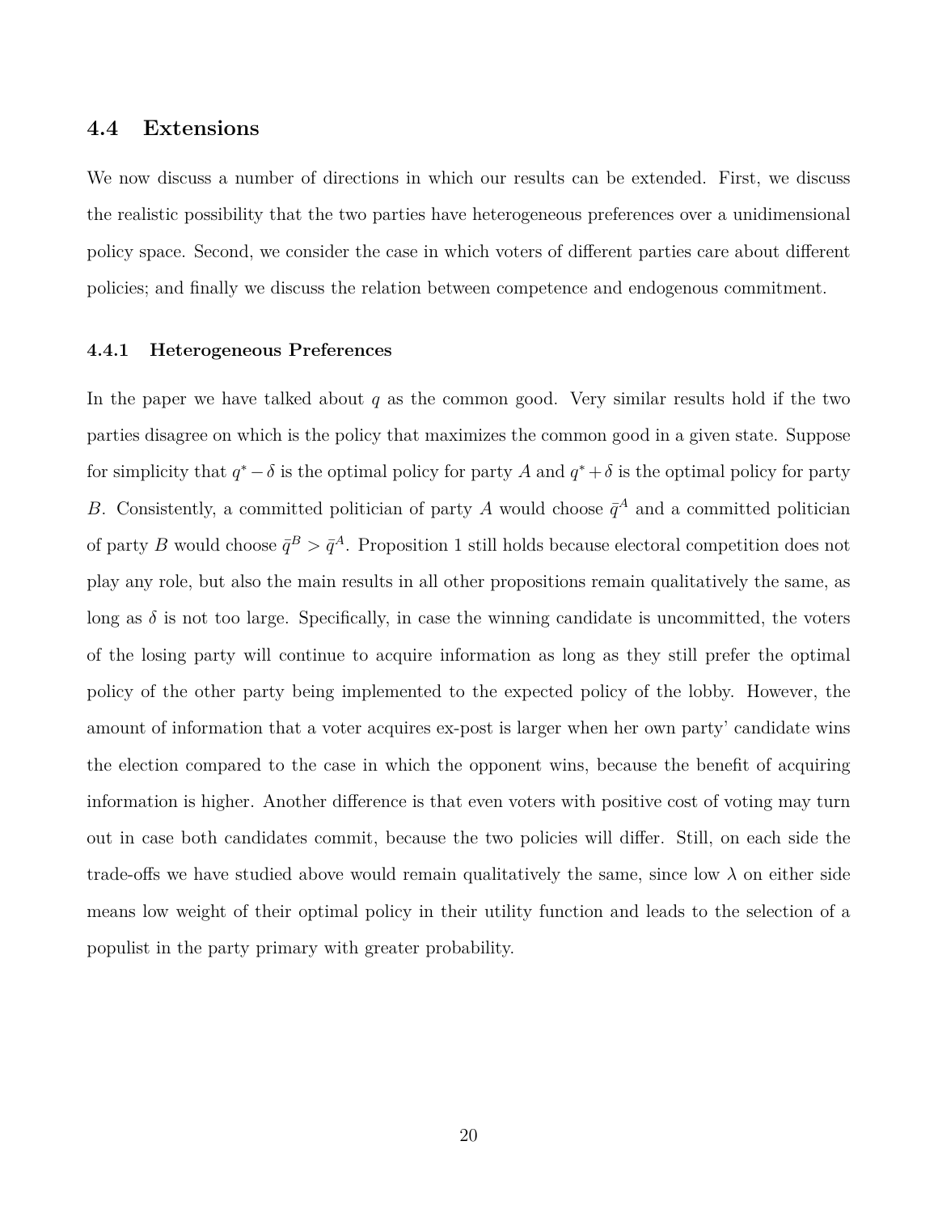## 4.4 Extensions

We now discuss a number of directions in which our results can be extended. First, we discuss the realistic possibility that the two parties have heterogeneous preferences over a unidimensional policy space. Second, we consider the case in which voters of different parties care about different policies; and finally we discuss the relation between competence and endogenous commitment.

### 4.4.1 Heterogeneous Preferences

In the paper we have talked about $q$ as the common good. Very similar results hold if the two parties disagree on which is the policy that maximizes the common good in a given state. Suppose for simplicity that $q^* - \delta$ is the optimal policy for party $A$ and $q^* + \delta$ is the optimal policy for party $B$. Consistently, a committed politician of party $A$ would choose $\bar{q}^A$ and a committed politician of party $B$ would choose $\bar{q}^B > \bar{q}^A$. Proposition 1 still holds because electoral competition does not play any role, but also the main results in all other propositions remain qualitatively the same, as long as $\delta$ is not too large. Specifically, in case the winning candidate is uncommitted, the voters of the losing party will continue to acquire information as long as they still prefer the optimal policy of the other party being implemented to the expected policy of the lobby. However, the amount of information that a voter acquires ex-post is larger when her own party' candidate wins the election compared to the case in which the opponent wins, because the benefit of acquiring information is higher. Another difference is that even voters with positive cost of voting may turn out in case both candidates commit, because the two policies will differ. Still, on each side the trade-offs we have studied above would remain qualitatively the same, since low $\lambda$ on either side means low weight of their optimal policy in their utility function and leads to the selection of a populist in the party primary with greater probability.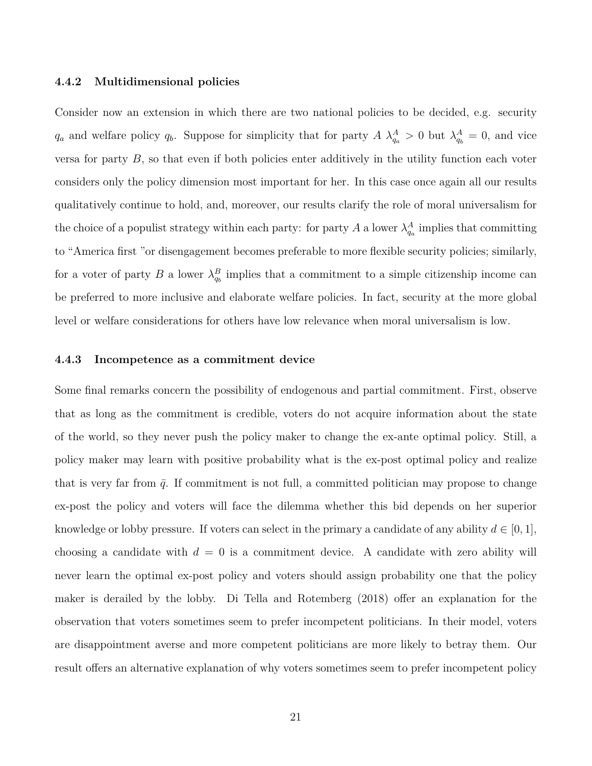#### 4.4.2 Multidimensional policies

Consider now an extension in which there are two national policies to be decided, e.g. security $q_a$ and welfare policy $q_b$. Suppose for simplicity that for party $A$ $\lambda^A_{q_a} > 0$ but $\lambda^A_{q_b} = 0$, and vice versa for party $B$, so that even if both policies enter additively in the utility function each voter considers only the policy dimension most important for her. In this case once again all our results qualitatively continue to hold, and, moreover, our results clarify the role of moral universalism for the choice of a populist strategy within each party: for party $A$ a lower $\lambda^A_{q_a}$ implies that committing to "America first "or disengagement becomes preferable to more flexible security policies; similarly, for a voter of party $B$ a lower $\lambda^B_{q_b}$ implies that a commitment to a simple citizenship income can be preferred to more inclusive and elaborate welfare policies. In fact, security at the more global level or welfare considerations for others have low relevance when moral universalism is low.

#### 4.4.3 Incompetence as a commitment device

Some final remarks concern the possibility of endogenous and partial commitment. First, observe that as long as the commitment is credible, voters do not acquire information about the state of the world, so they never push the policy maker to change the ex-ante optimal policy. Still, a policy maker may learn with positive probability what is the ex-post optimal policy and realize that is very far from $\bar{q}$. If commitment is not full, a committed politician may propose to change ex-post the policy and voters will face the dilemma whether this bid depends on her superior knowledge or lobby pressure. If voters can select in the primary a candidate of any ability $d \in [0, 1]$, choosing a candidate with $d = 0$ is a commitment device. A candidate with zero ability will never learn the optimal ex-post policy and voters should assign probability one that the policy maker is derailed by the lobby. Di Tella and Rotemberg (2018) offer an explanation for the observation that voters sometimes seem to prefer incompetent politicians. In their model, voters are disappointment averse and more competent politicians are more likely to betray them. Our result offers an alternative explanation of why voters sometimes seem to prefer incompetent policy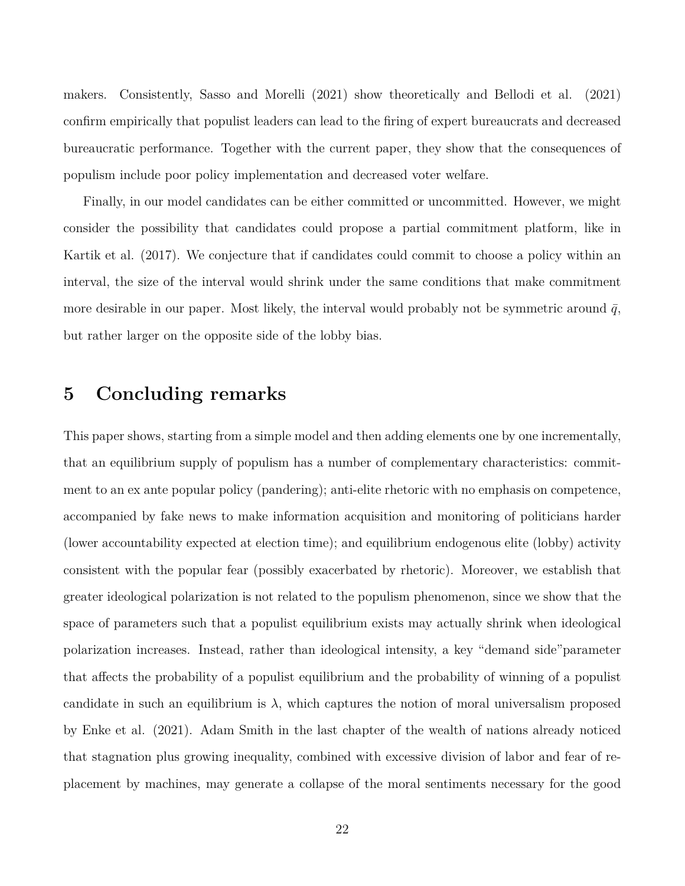makers. Consistently, Sasso and Morelli (2021) show theoretically and Bellodi et al. (2021) confirm empirically that populist leaders can lead to the firing of expert bureaucrats and decreased bureaucratic performance. Together with the current paper, they show that the consequences of populism include poor policy implementation and decreased voter welfare.

Finally, in our model candidates can be either committed or uncommitted. However, we might consider the possibility that candidates could propose a partial commitment platform, like in Kartik et al. (2017). We conjecture that if candidates could commit to choose a policy within an interval, the size of the interval would shrink under the same conditions that make commitment more desirable in our paper. Most likely, the interval would probably not be symmetric around $\bar{q}$, but rather larger on the opposite side of the lobby bias.

## 5 Concluding remarks

This paper shows, starting from a simple model and then adding elements one by one incrementally, that an equilibrium supply of populism has a number of complementary characteristics: commitment to an ex ante popular policy (pandering); anti-elite rhetoric with no emphasis on competence, accompanied by fake news to make information acquisition and monitoring of politicians harder (lower accountability expected at election time); and equilibrium endogenous elite (lobby) activity consistent with the popular fear (possibly exacerbated by rhetoric). Moreover, we establish that greater ideological polarization is not related to the populism phenomenon, since we show that the space of parameters such that a populist equilibrium exists may actually shrink when ideological polarization increases. Instead, rather than ideological intensity, a key "demand side"parameter that affects the probability of a populist equilibrium and the probability of winning of a populist candidate in such an equilibrium is $\lambda$, which captures the notion of moral universalism proposed by Enke et al. (2021). Adam Smith in the last chapter of the wealth of nations already noticed that stagnation plus growing inequality, combined with excessive division of labor and fear of replacement by machines, may generate a collapse of the moral sentiments necessary for the good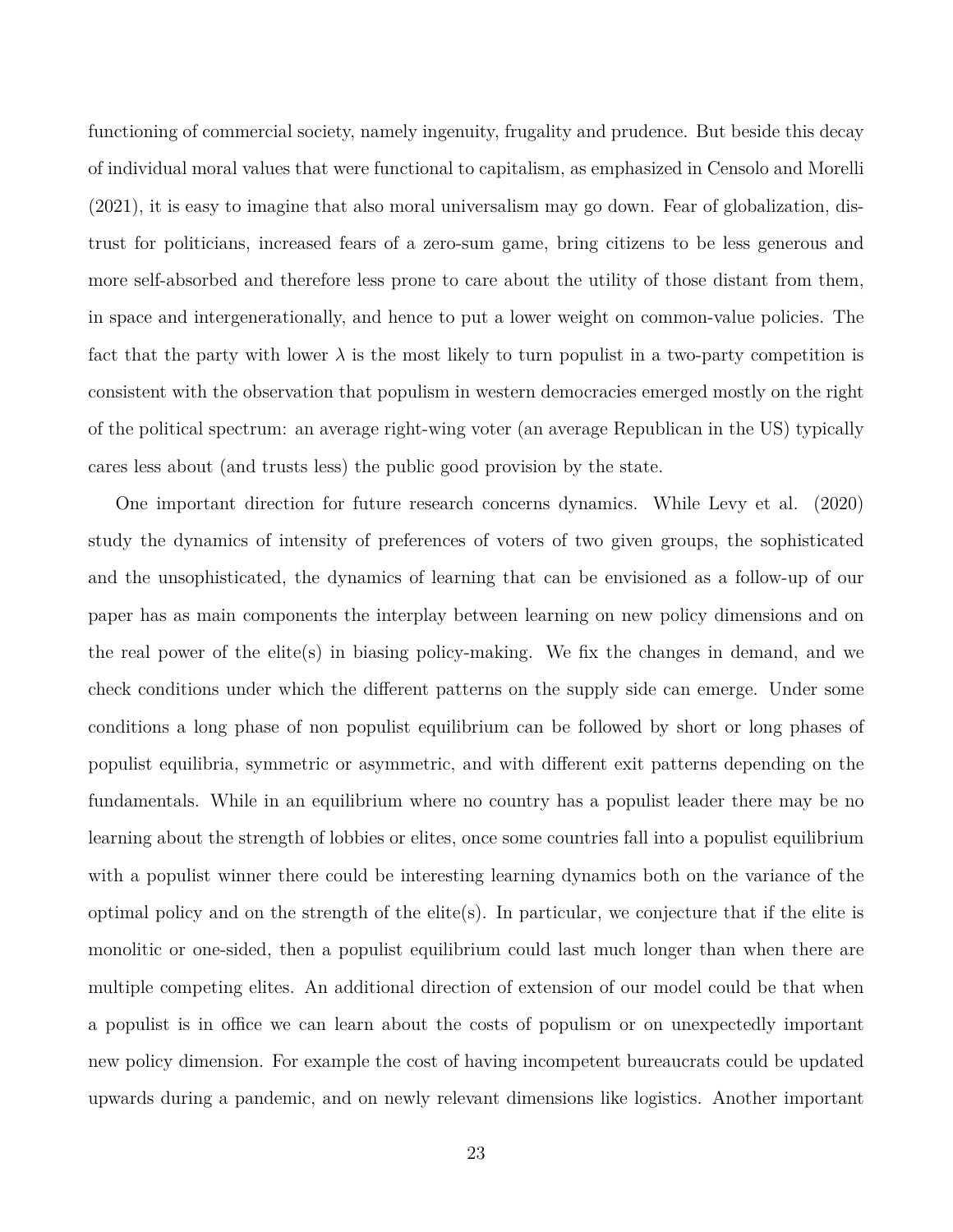functioning of commercial society, namely ingenuity, frugality and prudence. But beside this decay of individual moral values that were functional to capitalism, as emphasized in Censolo and Morelli (2021), it is easy to imagine that also moral universalism may go down. Fear of globalization, distrust for politicians, increased fears of a zero-sum game, bring citizens to be less generous and more self-absorbed and therefore less prone to care about the utility of those distant from them, in space and intergenerationally, and hence to put a lower weight on common-value policies. The fact that the party with lower $\lambda$ is the most likely to turn populist in a two-party competition is consistent with the observation that populism in western democracies emerged mostly on the right of the political spectrum: an average right-wing voter (an average Republican in the US) typically cares less about (and trusts less) the public good provision by the state.

One important direction for future research concerns dynamics. While Levy et al. (2020) study the dynamics of intensity of preferences of voters of two given groups, the sophisticated and the unsophisticated, the dynamics of learning that can be envisioned as a follow-up of our paper has as main components the interplay between learning on new policy dimensions and on the real power of the elite(s) in biasing policy-making. We fix the changes in demand, and we check conditions under which the different patterns on the supply side can emerge. Under some conditions a long phase of non populist equilibrium can be followed by short or long phases of populist equilibria, symmetric or asymmetric, and with different exit patterns depending on the fundamentals. While in an equilibrium where no country has a populist leader there may be no learning about the strength of lobbies or elites, once some countries fall into a populist equilibrium with a populist winner there could be interesting learning dynamics both on the variance of the optimal policy and on the strength of the elite(s). In particular, we conjecture that if the elite is monolitic or one-sided, then a populist equilibrium could last much longer than when there are multiple competing elites. An additional direction of extension of our model could be that when a populist is in office we can learn about the costs of populism or on unexpectedly important new policy dimension. For example the cost of having incompetent bureaucrats could be updated upwards during a pandemic, and on newly relevant dimensions like logistics. Another important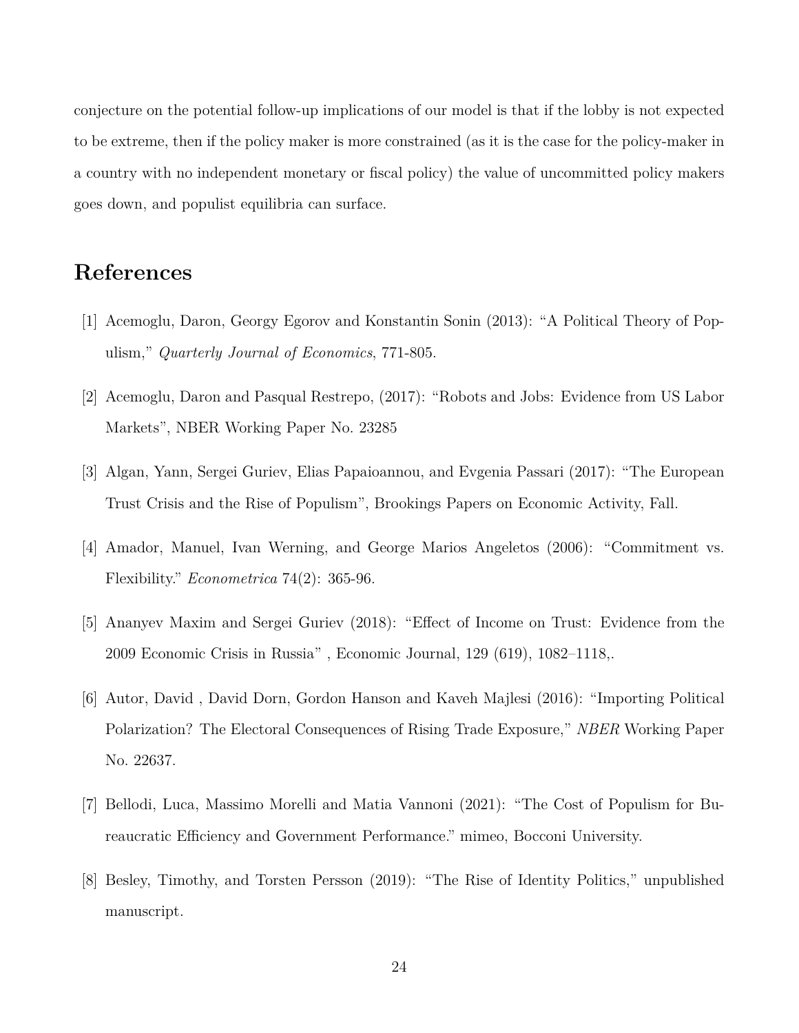conjecture on the potential follow-up implications of our model is that if the lobby is not expected to be extreme, then if the policy maker is more constrained (as it is the case for the policy-maker in a country with no independent monetary or fiscal policy) the value of uncommitted policy makers goes down, and populist equilibria can surface.

# References

[1] Acemoglu, Daron, Georgy Egorov and Konstantin Sonin (2013): "A Political Theory of Populism," *Quarterly Journal of Economics*, 771-805.

[2] Acemoglu, Daron and Pasqual Restrepo, (2017): "Robots and Jobs: Evidence from US Labor Markets", NBER Working Paper No. 23285

[3] Algan, Yann, Sergei Guriev, Elias Papaioannou, and Evgenia Passari (2017): "The European Trust Crisis and the Rise of Populism", Brookings Papers on Economic Activity, Fall.

[4] Amador, Manuel, Ivan Werning, and George Marios Angeletos (2006): "Commitment vs. Flexibility." *Econometrica* 74(2): 365-96.

[5] Ananyev Maxim and Sergei Guriev (2018): "Effect of Income on Trust: Evidence from the 2009 Economic Crisis in Russia" , Economic Journal, 129 (619), 1082–1118,.

[6] Autor, David , David Dorn, Gordon Hanson and Kaveh Majlesi (2016): "Importing Political Polarization? The Electoral Consequences of Rising Trade Exposure," *NBER* Working Paper No. 22637.

[7] Bellodi, Luca, Massimo Morelli and Matia Vannoni (2021): "The Cost of Populism for Bureaucratic Efficiency and Government Performance." mimeo, Bocconi University.

[8] Besley, Timothy, and Torsten Persson (2019): "The Rise of Identity Politics," unpublished manuscript.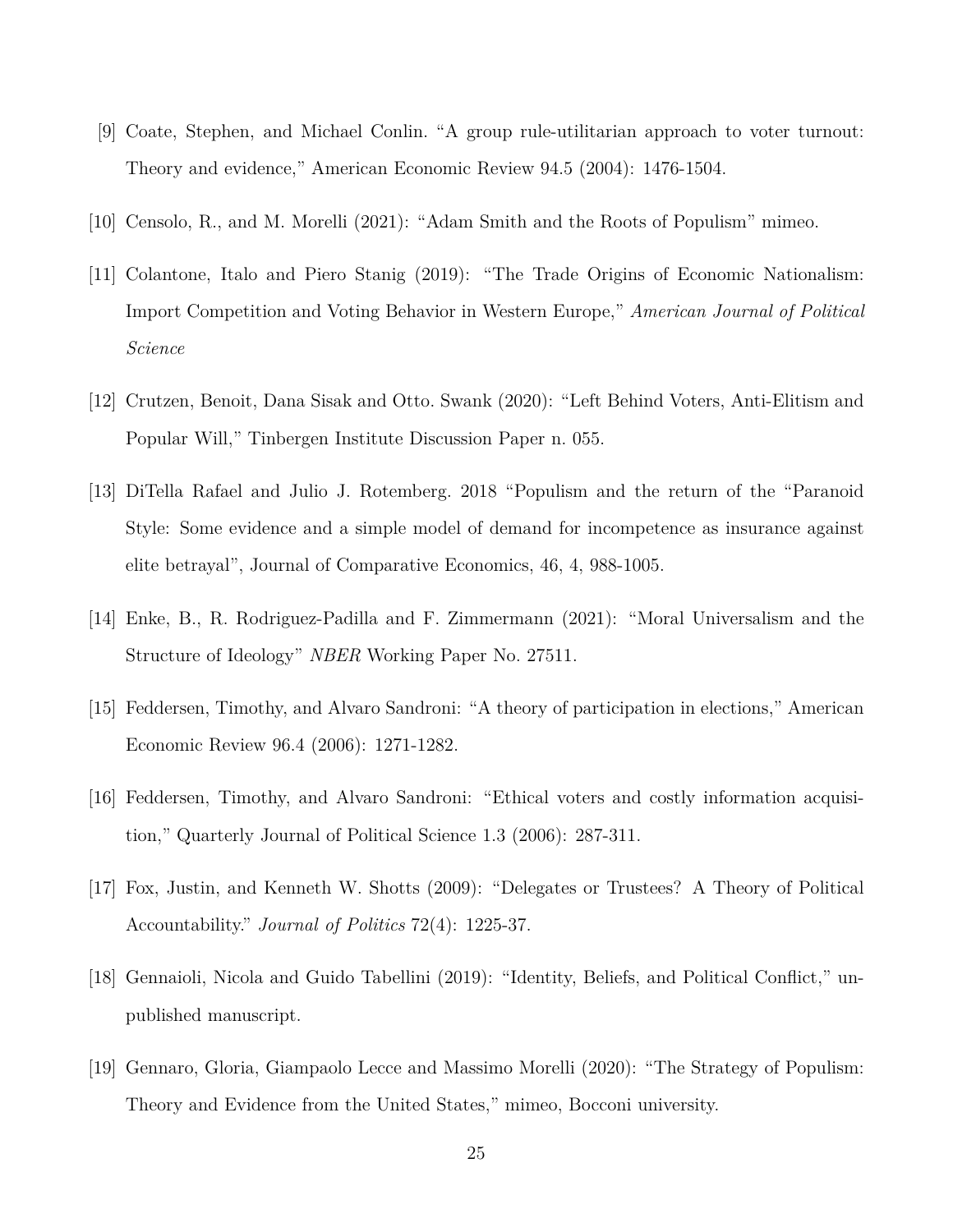[9] Coate, Stephen, and Michael Conlin. "A group rule-utilitarian approach to voter turnout: Theory and evidence," American Economic Review 94.5 (2004): 1476-1504.

[10] Censolo, R., and M. Morelli (2021): "Adam Smith and the Roots of Populism" mimeo.

[11] Colantone, Italo and Piero Stanig (2019): "The Trade Origins of Economic Nationalism: Import Competition and Voting Behavior in Western Europe," *American Journal of Political Science*

[12] Crutzen, Benoit, Dana Sisak and Otto. Swank (2020): "Left Behind Voters, Anti-Elitism and Popular Will," Tinbergen Institute Discussion Paper n. 055.

[13] DiTella Rafael and Julio J. Rotemberg. 2018 "Populism and the return of the "Paranoid Style: Some evidence and a simple model of demand for incompetence as insurance against elite betrayal", Journal of Comparative Economics, 46, 4, 988-1005.

[14] Enke, B., R. Rodriguez-Padilla and F. Zimmermann (2021): "Moral Universalism and the Structure of Ideology" *NBER* Working Paper No. 27511.

[15] Feddersen, Timothy, and Alvaro Sandroni: "A theory of participation in elections," American Economic Review 96.4 (2006): 1271-1282.

[16] Feddersen, Timothy, and Alvaro Sandroni: "Ethical voters and costly information acquisition," Quarterly Journal of Political Science 1.3 (2006): 287-311.

[17] Fox, Justin, and Kenneth W. Shotts (2009): "Delegates or Trustees? A Theory of Political Accountability." *Journal of Politics* 72(4): 1225-37.

[18] Gennaioli, Nicola and Guido Tabellini (2019): "Identity, Beliefs, and Political Conflict," unpublished manuscript.

[19] Gennaro, Gloria, Giampaolo Lecce and Massimo Morelli (2020): "The Strategy of Populism: Theory and Evidence from the United States," mimeo, Bocconi university.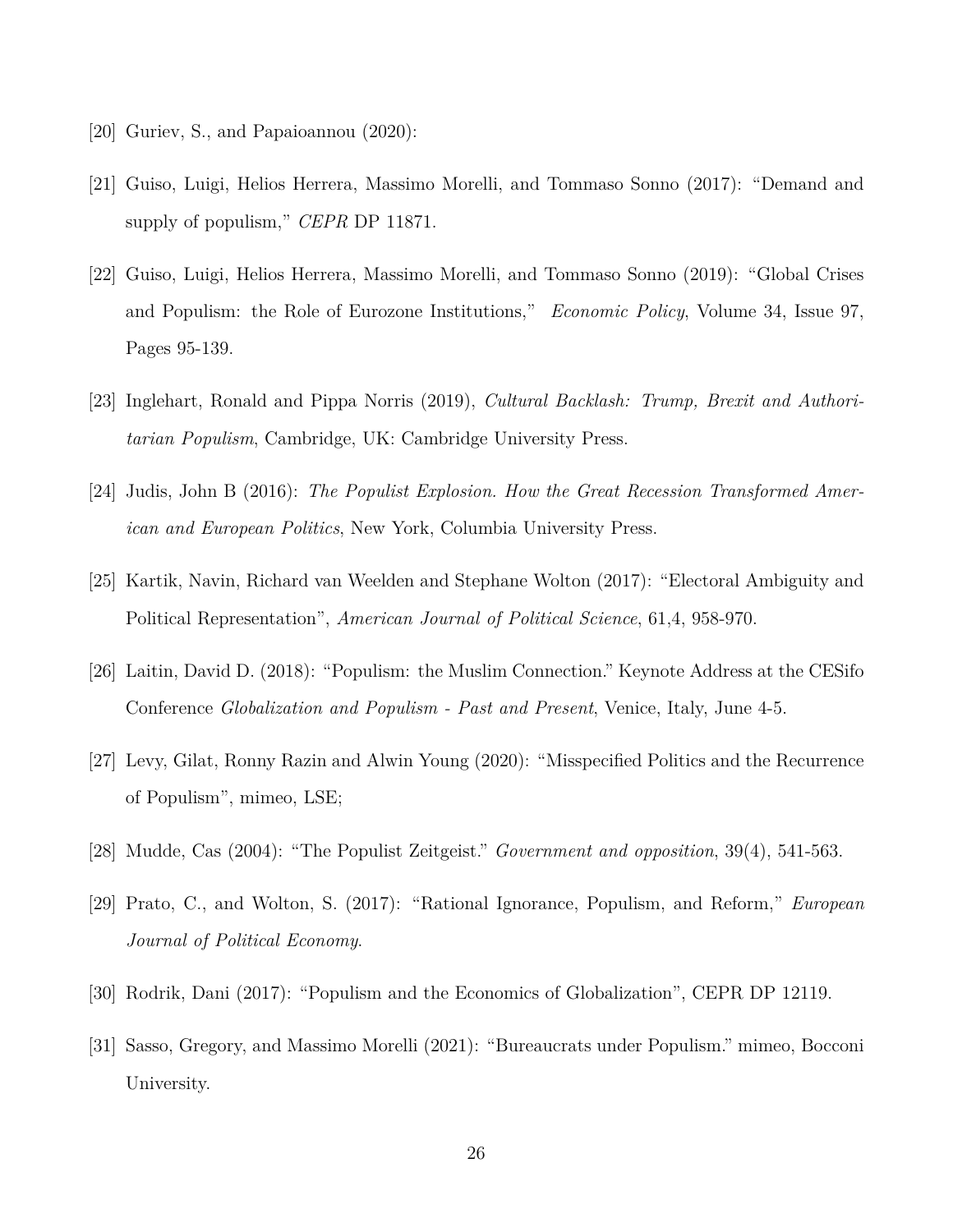[20] Guriev, S., and Papaioannou (2020):

[21] Guiso, Luigi, Helios Herrera, Massimo Morelli, and Tommaso Sonno (2017): "Demand and supply of populism," *CEPR* DP 11871.

[22] Guiso, Luigi, Helios Herrera, Massimo Morelli, and Tommaso Sonno (2019): "Global Crises and Populism: the Role of Eurozone Institutions," *Economic Policy*, Volume 34, Issue 97, Pages 95-139.

[23] Inglehart, Ronald and Pippa Norris (2019), *Cultural Backlash: Trump, Brexit and Authoritarian Populism*, Cambridge, UK: Cambridge University Press.

[24] Judis, John B (2016): *The Populist Explosion. How the Great Recession Transformed American and European Politics*, New York, Columbia University Press.

[25] Kartik, Navin, Richard van Weelden and Stephane Wolton (2017): "Electoral Ambiguity and Political Representation", *American Journal of Political Science*, 61,4, 958-970.

[26] Laitin, David D. (2018): "Populism: the Muslim Connection." Keynote Address at the CESifo Conference *Globalization and Populism - Past and Present*, Venice, Italy, June 4-5.

[27] Levy, Gilat, Ronny Razin and Alwin Young (2020): "Misspecified Politics and the Recurrence of Populism", mimeo, LSE;

[28] Mudde, Cas (2004): "The Populist Zeitgeist." *Government and opposition*, 39(4), 541-563.

[29] Prato, C., and Wolton, S. (2017): "Rational Ignorance, Populism, and Reform," *European Journal of Political Economy*.

[30] Rodrik, Dani (2017): "Populism and the Economics of Globalization", CEPR DP 12119.

[31] Sasso, Gregory, and Massimo Morelli (2021): "Bureaucrats under Populism." mimeo, Bocconi University.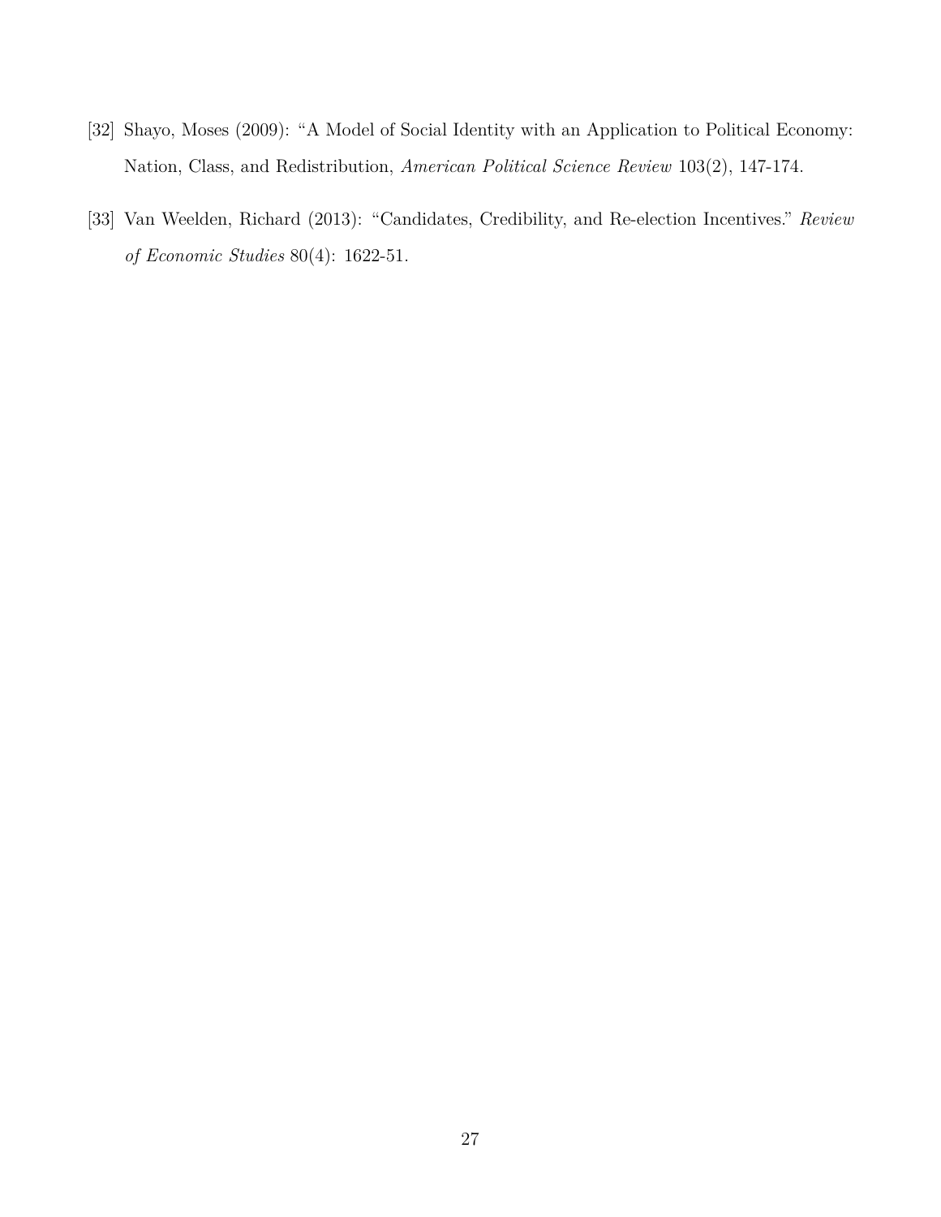[32] Shayo, Moses (2009): "A Model of Social Identity with an Application to Political Economy: Nation, Class, and Redistribution, *American Political Science Review* 103(2), 147-174.

[33] Van Weelden, Richard (2013): "Candidates, Credibility, and Re-election Incentives." *Review of Economic Studies* 80(4): 1622-51.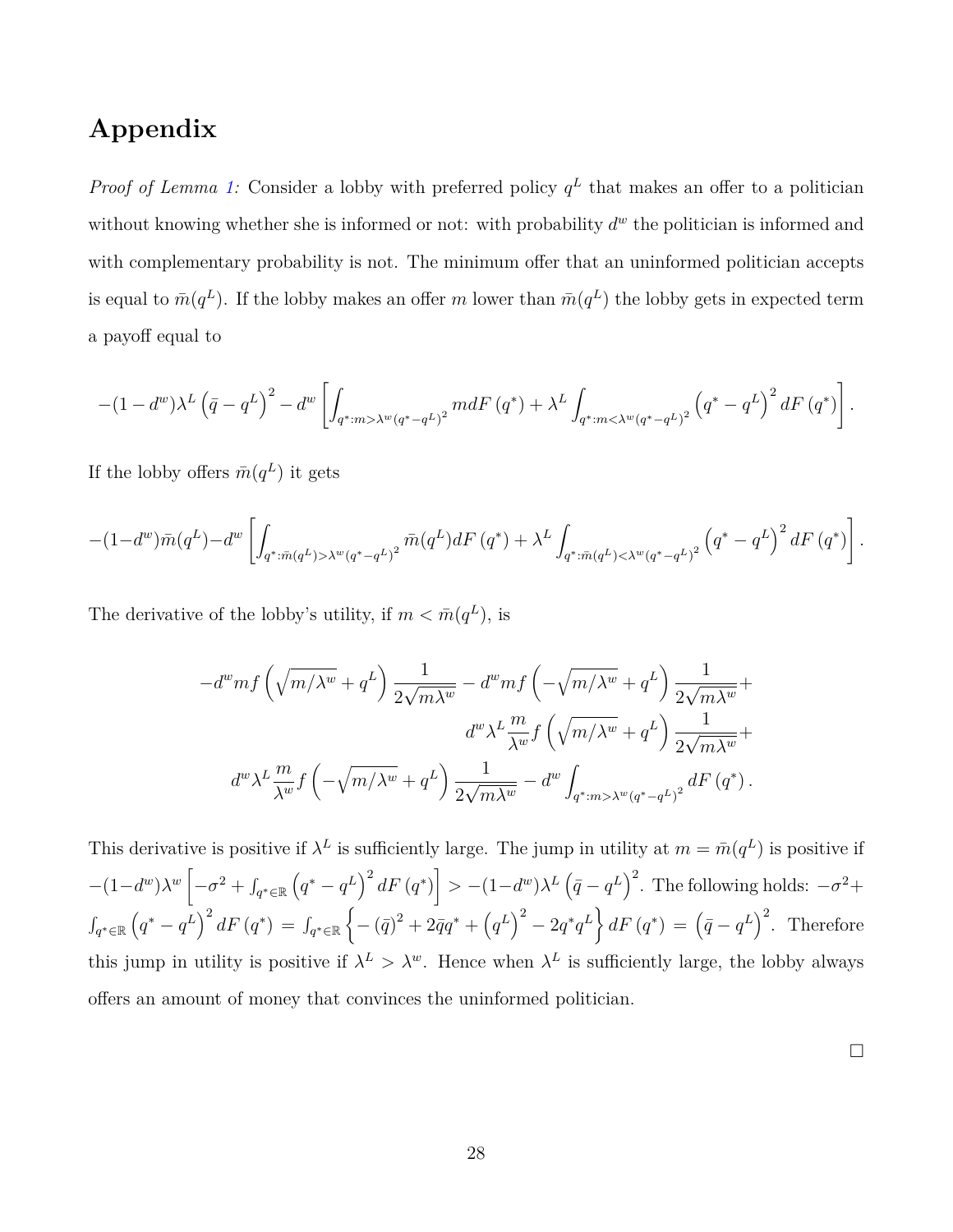# Appendix

*Proof of Lemma 1:* Consider a lobby with preferred policy $q^L$ that makes an offer to a politician without knowing whether she is informed or not: with probability $d^w$ the politician is informed and with complementary probability is not. The minimum offer that an uninformed politician accepts is equal to $\bar{m}(q^L)$. If the lobby makes an offer $m$ lower than $\bar{m}(q^L)$ the lobby gets in expected term a payoff equal to

$$-(1-d^w)\lambda^L\left(\bar{q}-q^L\right)^2 - d^w\left[\int_{q^*:m>\lambda^w(q^*-q^L)^2} m dF\left(q^*\right) + \lambda^L \int_{q^*:m<\lambda^w(q^*-q^L)^2}\left(q^*-q^L\right)^2 dF\left(q^*\right)\right].$$

If the lobby offers $\bar{m}(q^L)$ it gets

$$-(1-d^w)\bar{m}(q^L) - d^w\left[\int_{q^*:\bar{m}(q^L)>\lambda^w(q^*-q^L)^2} \bar{m}(q^L) dF\left(q^*\right) + \lambda^L \int_{q^*:\bar{m}(q^L)<\lambda^w(q^*-q^L)^2}\left(q^*-q^L\right)^2 dF\left(q^*\right)\right].$$

The derivative of the lobby's utility, if $m < \bar{m}(q^L)$, is

$$\begin{aligned}
-d^w m f\left(\sqrt{m/\lambda^w}+q^L\right)\frac{1}{2\sqrt{m\lambda^w}} - d^w m f\left(-\sqrt{m/\lambda^w}+q^L\right)\frac{1}{2\sqrt{m\lambda^w}} + \\
d^w \lambda^L \frac{m}{\lambda^w} f\left(\sqrt{m/\lambda^w}+q^L\right)\frac{1}{2\sqrt{m\lambda^w}} + \\
d^w \lambda^L \frac{m}{\lambda^w} f\left(-\sqrt{m/\lambda^w}+q^L\right)\frac{1}{2\sqrt{m\lambda^w}} - d^w \int_{q^*:m>\lambda^w(q^*-q^L)^2} dF\left(q^*\right).
\end{aligned}$$

This derivative is positive if $\lambda^L$ is sufficiently large. The jump in utility at $m = \bar{m}(q^L)$ is positive if $-(1-d^w)\lambda^w\left[-\sigma^2 + \int_{q^*\in\mathbb{R}}\left(q^*-q^L\right)^2 dF\left(q^*\right)\right] > -(1-d^w)\lambda^L\left(\bar{q}-q^L\right)^2$. The following holds: $-\sigma^2 + \int_{q^*\in\mathbb{R}}\left(q^*-q^L\right)^2 dF\left(q^*\right) = \int_{q^*\in\mathbb{R}}\left\{-\left(\bar{q}\right)^2 + 2\bar{q}q^* + \left(q^L\right)^2 - 2q^*q^L\right\} dF\left(q^*\right) = \left(\bar{q}-q^L\right)^2$. Therefore this jump in utility is positive if $\lambda^L > \lambda^w$. Hence when $\lambda^L$ is sufficiently large, the lobby always offers an amount of money that convinces the uninformed politician.

□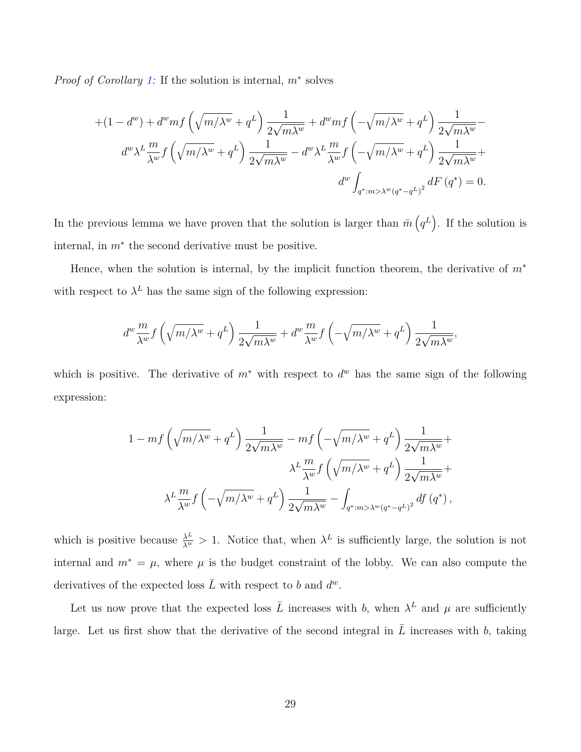*Proof of Corollary 1:* If the solution is internal, $m^*$ solves

$$
\begin{aligned}
&+(1-d^w) + d^w m f\left(\sqrt{m/\lambda^w} + q^L\right)\frac{1}{2\sqrt{m\lambda^w}} + d^w m f\left(-\sqrt{m/\lambda^w} + q^L\right)\frac{1}{2\sqrt{m\lambda^w}} - \\
&\quad d^w \lambda^L \frac{m}{\lambda^w} f\left(\sqrt{m/\lambda^w} + q^L\right)\frac{1}{2\sqrt{m\lambda^w}} - d^w \lambda^L \frac{m}{\lambda^w} f\left(-\sqrt{m/\lambda^w} + q^L\right)\frac{1}{2\sqrt{m\lambda^w}} + \\
&\qquad d^w \int_{q^*: m > \lambda^w (q^* - q^L)^2} dF(q^*) = 0.
\end{aligned}
$$

In the previous lemma we have proven that the solution is larger than $\bar{m}\left(q^L\right)$. If the solution is internal, in $m^*$ the second derivative must be positive.

Hence, when the solution is internal, by the implicit function theorem, the derivative of $m^*$ with respect to $\lambda^L$ has the same sign of the following expression:

$$
d^w \frac{m}{\lambda^w} f\left(\sqrt{m/\lambda^w} + q^L\right)\frac{1}{2\sqrt{m\lambda^w}} + d^w \frac{m}{\lambda^w} f\left(-\sqrt{m/\lambda^w} + q^L\right)\frac{1}{2\sqrt{m\lambda^w}},
$$

which is positive. The derivative of $m^*$ with respect to $d^w$ has the same sign of the following expression:

$$
\begin{aligned}
&1 - m f\left(\sqrt{m/\lambda^w} + q^L\right)\frac{1}{2\sqrt{m\lambda^w}} - m f\left(-\sqrt{m/\lambda^w} + q^L\right)\frac{1}{2\sqrt{m\lambda^w}} + \\
&\quad \lambda^L \frac{m}{\lambda^w} f\left(\sqrt{m/\lambda^w} + q^L\right)\frac{1}{2\sqrt{m\lambda^w}} + \\
&\quad \lambda^L \frac{m}{\lambda^w} f\left(-\sqrt{m/\lambda^w} + q^L\right)\frac{1}{2\sqrt{m\lambda^w}} - \int_{q^*: m > \lambda^w (q^* - q^L)^2} df(q^*),
\end{aligned}
$$

which is positive because $\frac{\lambda^L}{\lambda^w} > 1$. Notice that, when $\lambda^L$ is sufficiently large, the solution is not internal and $m^* = \mu$, where $\mu$ is the budget constraint of the lobby. We can also compute the derivatives of the expected loss $\bar{L}$ with respect to $b$ and $d^w$.

Let us now prove that the expected loss $\bar{L}$ increases with $b$, when $\lambda^L$ and $\mu$ are sufficiently large. Let us first show that the derivative of the second integral in $\bar{L}$ increases with $b$, taking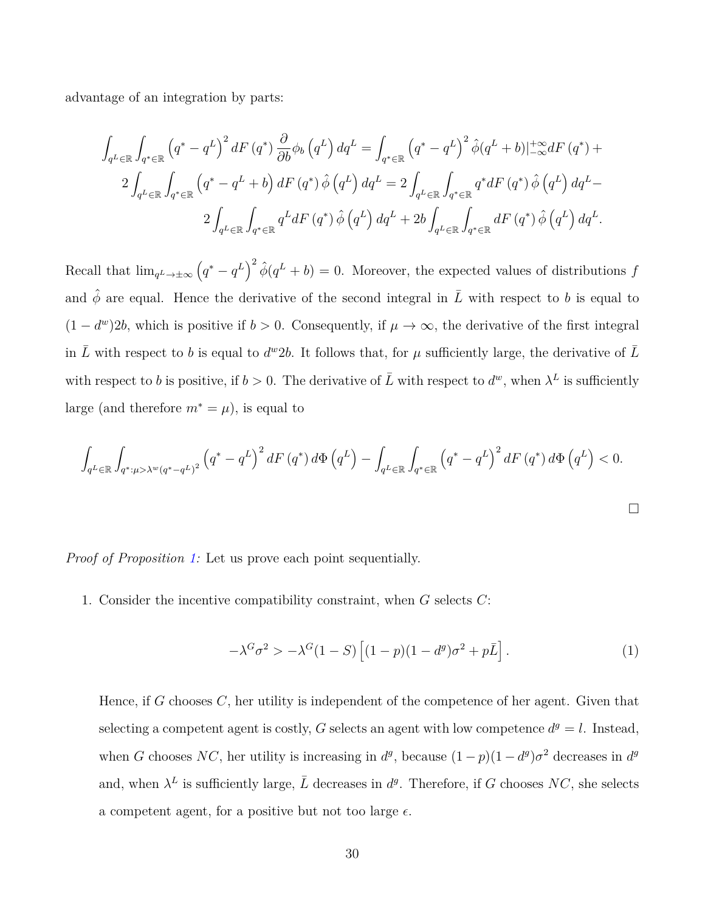advantage of an integration by parts:

$$\int_{q^L\in\mathbb{R}}\int_{q^*\in\mathbb{R}}\left(q^*-q^L\right)^2 dF\left(q^*\right)\frac{\partial}{\partial b}\phi_b\left(q^L\right)dq^L=\int_{q^*\in\mathbb{R}}\left(q^*-q^L\right)^2\hat{\phi}(q^L+b)|_{-\infty}^{+\infty}dF\left(q^*\right)+$$
$$2\int_{q^L\in\mathbb{R}}\int_{q^*\in\mathbb{R}}\left(q^*-q^L+b\right)dF\left(q^*\right)\hat{\phi}\left(q^L\right)dq^L=2\int_{q^L\in\mathbb{R}}\int_{q^*\in\mathbb{R}}q^*dF\left(q^*\right)\hat{\phi}\left(q^L\right)dq^L-$$
$$2\int_{q^L\in\mathbb{R}}\int_{q^*\in\mathbb{R}}q^LdF\left(q^*\right)\hat{\phi}\left(q^L\right)dq^L+2b\int_{q^L\in\mathbb{R}}\int_{q^*\in\mathbb{R}}dF\left(q^*\right)\hat{\phi}\left(q^L\right)dq^L.$$

Recall that $\lim_{q^L\to\pm\infty}\left(q^*-q^L\right)^2\hat{\phi}(q^L+b)=0$. Moreover, the expected values of distributions $f$ and $\hat{\phi}$ are equal. Hence the derivative of the second integral in $\bar{L}$ with respect to $b$ is equal to $(1-d^w)2b$, which is positive if $b>0$. Consequently, if $\mu\to\infty$, the derivative of the first integral in $\bar{L}$ with respect to $b$ is equal to $d^w2b$. It follows that, for $\mu$ sufficiently large, the derivative of $\bar{L}$ with respect to $b$ is positive, if $b>0$. The derivative of $\bar{L}$ with respect to $d^w$, when $\lambda^L$ is sufficiently large (and therefore $m^*=\mu$), is equal to

$$\int_{q^L\in\mathbb{R}}\int_{q^*:\mu>\lambda^w(q^*-q^L)^2}\left(q^*-q^L\right)^2 dF\left(q^*\right)d\Phi\left(q^L\right)-\int_{q^L\in\mathbb{R}}\int_{q^*\in\mathbb{R}}\left(q^*-q^L\right)^2 dF\left(q^*\right)d\Phi\left(q^L\right)<0.$$

□

*Proof of Proposition 1:* Let us prove each point sequentially.

1. Consider the incentive compatibility constraint, when $G$ selects $C$:

$$-\lambda^G\sigma^2>-\lambda^G(1-S)\left[(1-p)(1-d^g)\sigma^2+p\bar{L}\right]. \tag{1}$$

   Hence, if $G$ chooses $C$, her utility is independent of the competence of her agent. Given that selecting a competent agent is costly, $G$ selects an agent with low competence $d^g=l$. Instead, when $G$ chooses $NC$, her utility is increasing in $d^g$, because $(1-p)(1-d^g)\sigma^2$ decreases in $d^g$ and, when $\lambda^L$ is sufficiently large, $\bar{L}$ decreases in $d^g$. Therefore, if $G$ chooses $NC$, she selects a competent agent, for a positive but not too large $\epsilon$.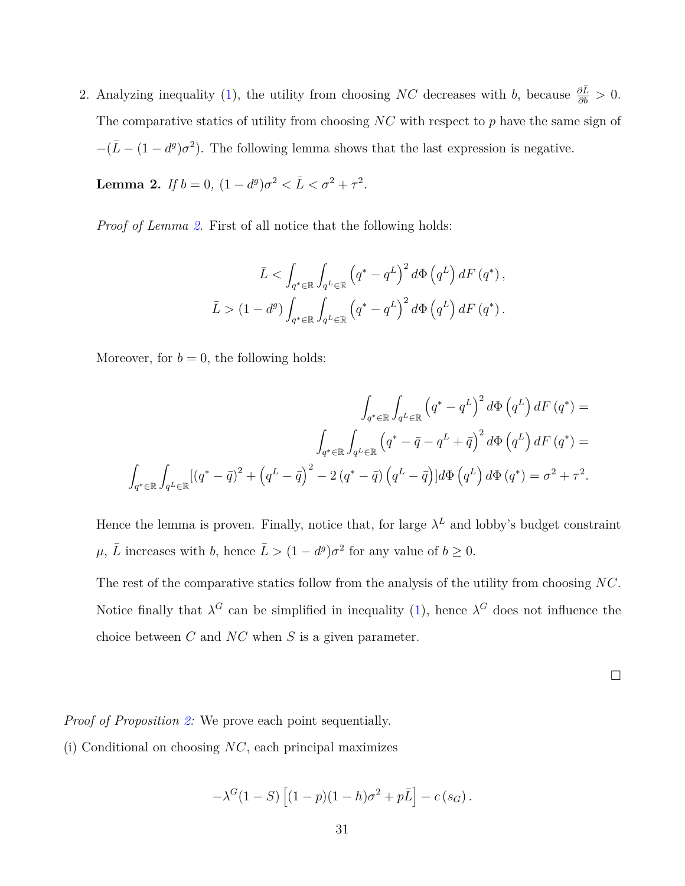2. Analyzing inequality (1), the utility from choosing $NC$ decreases with $b$, because $\frac{\partial \bar{L}}{\partial b} > 0$. The comparative statics of utility from choosing $NC$ with respect to $p$ have the same sign of $-(\bar{L} - (1-d^g)\sigma^2)$. The following lemma shows that the last expression is negative.

   **Lemma 2.** *If $b = 0$, $(1-d^g)\sigma^2 < \bar{L} < \sigma^2 + \tau^2$.*

   *Proof of Lemma 2.* First of all notice that the following holds:

$$
\bar{L} < \int_{q^* \in \mathbb{R}} \int_{q^L \in \mathbb{R}} \left(q^* - q^L\right)^2 d\Phi\left(q^L\right) dF\left(q^*\right),
$$
$$
\bar{L} > (1-d^g) \int_{q^* \in \mathbb{R}} \int_{q^L \in \mathbb{R}} \left(q^* - q^L\right)^2 d\Phi\left(q^L\right) dF\left(q^*\right).
$$

   Moreover, for $b = 0$, the following holds:

$$
\int_{q^* \in \mathbb{R}} \int_{q^L \in \mathbb{R}} \left(q^* - q^L\right)^2 d\Phi\left(q^L\right) dF\left(q^*\right) =
$$
$$
\int_{q^* \in \mathbb{R}} \int_{q^L \in \mathbb{R}} \left(q^* - \bar{q} - q^L + \bar{q}\right)^2 d\Phi\left(q^L\right) dF\left(q^*\right) =
$$
$$
\int_{q^* \in \mathbb{R}} \int_{q^L \in \mathbb{R}} [(q^* - \bar{q})^2 + \left(q^L - \bar{q}\right)^2 - 2\left(q^* - \bar{q}\right)\left(q^L - \bar{q}\right)] d\Phi\left(q^L\right) d\Phi\left(q^*\right) = \sigma^2 + \tau^2.
$$

   Hence the lemma is proven. Finally, notice that, for large $\lambda^L$ and lobby's budget constraint $\mu$, $\bar{L}$ increases with $b$, hence $\bar{L} > (1-d^g)\sigma^2$ for any value of $b \geq 0$.

   The rest of the comparative statics follow from the analysis of the utility from choosing $NC$. Notice finally that $\lambda^G$ can be simplified in inequality (1), hence $\lambda^G$ does not influence the choice between $C$ and $NC$ when $S$ is a given parameter.

□

*Proof of Proposition 2:* We prove each point sequentially.

(i) Conditional on choosing $NC$, each principal maximizes

$$
-\lambda^G (1-S)\left[(1-p)(1-h)\sigma^2 + p\bar{L}\right] - c\left(s_G\right).
$$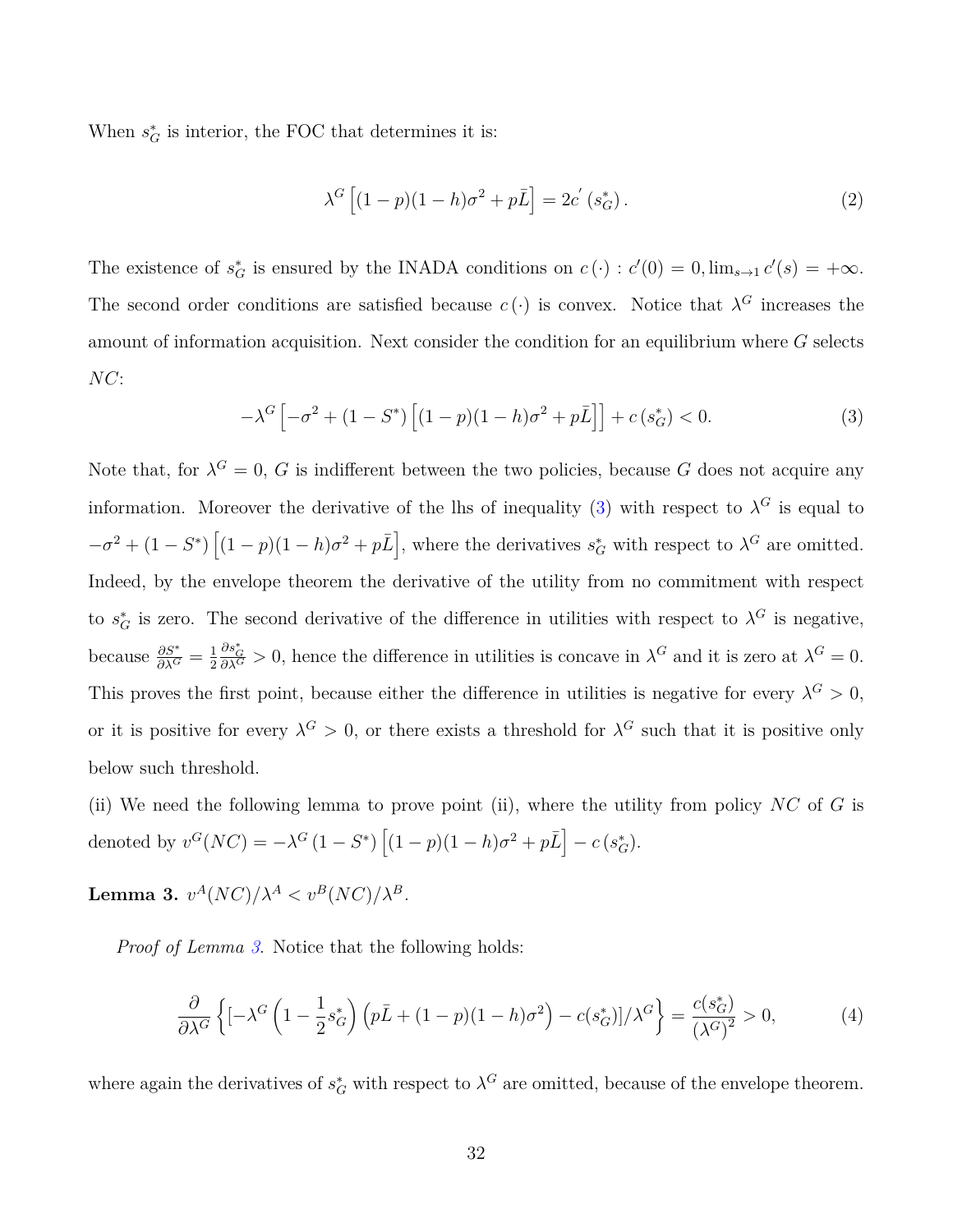When $s_G^*$ is interior, the FOC that determines it is:

$$\lambda^G \left[(1-p)(1-h)\sigma^2 + p\bar{L}\right] = 2c^{'}\left(s_G^*\right). \tag{2}$$

The existence of $s_G^*$ is ensured by the INADA conditions on $c\left(\cdot\right)$ : $c'(0) = 0, \lim_{s\to 1} c'(s) = +\infty$. The second order conditions are satisfied because $c\left(\cdot\right)$ is convex. Notice that $\lambda^G$ increases the amount of information acquisition. Next consider the condition for an equilibrium where $G$ selects $NC$:

$$-\lambda^G \left[-\sigma^2 + (1-S^*)\left[(1-p)(1-h)\sigma^2 + p\bar{L}\right]\right] + c\left(s_G^*\right) < 0. \tag{3}$$

Note that, for $\lambda^G = 0$, $G$ is indifferent between the two policies, because $G$ does not acquire any information. Moreover the derivative of the lhs of inequality (3) with respect to $\lambda^G$ is equal to $-\sigma^2 + (1-S^*)\left[(1-p)(1-h)\sigma^2 + p\bar{L}\right]$, where the derivatives $s_G^*$ with respect to $\lambda^G$ are omitted. Indeed, by the envelope theorem the derivative of the utility from no commitment with respect to $s_G^*$ is zero. The second derivative of the difference in utilities with respect to $\lambda^G$ is negative, because $\frac{\partial S^*}{\partial \lambda^G} = \frac{1}{2}\frac{\partial s_G^*}{\partial \lambda^G} > 0$, hence the difference in utilities is concave in $\lambda^G$ and it is zero at $\lambda^G = 0$. This proves the first point, because either the difference in utilities is negative for every $\lambda^G > 0$, or it is positive for every $\lambda^G > 0$, or there exists a threshold for $\lambda^G$ such that it is positive only below such threshold.

(ii) We need the following lemma to prove point (ii), where the utility from policy $NC$ of $G$ is denoted by $v^G(NC) = -\lambda^G\left(1-S^*\right)\left[(1-p)(1-h)\sigma^2 + p\bar{L}\right] - c\left(s_G^*\right)$.

**Lemma 3.** $v^A(NC)/\lambda^A < v^B(NC)/\lambda^B$.

*Proof of Lemma 3.* Notice that the following holds:

$$\frac{\partial}{\partial \lambda^G}\left\{\left[-\lambda^G\left(1-\frac{1}{2}s_G^*\right)\left(p\bar{L} + (1-p)(1-h)\sigma^2\right) - c(s_G^*)\right]/\lambda^G\right\} = \frac{c(s_G^*)}{\left(\lambda^G\right)^2} > 0, \tag{4}$$

where again the derivatives of $s_G^*$ with respect to $\lambda^G$ are omitted, because of the envelope theorem.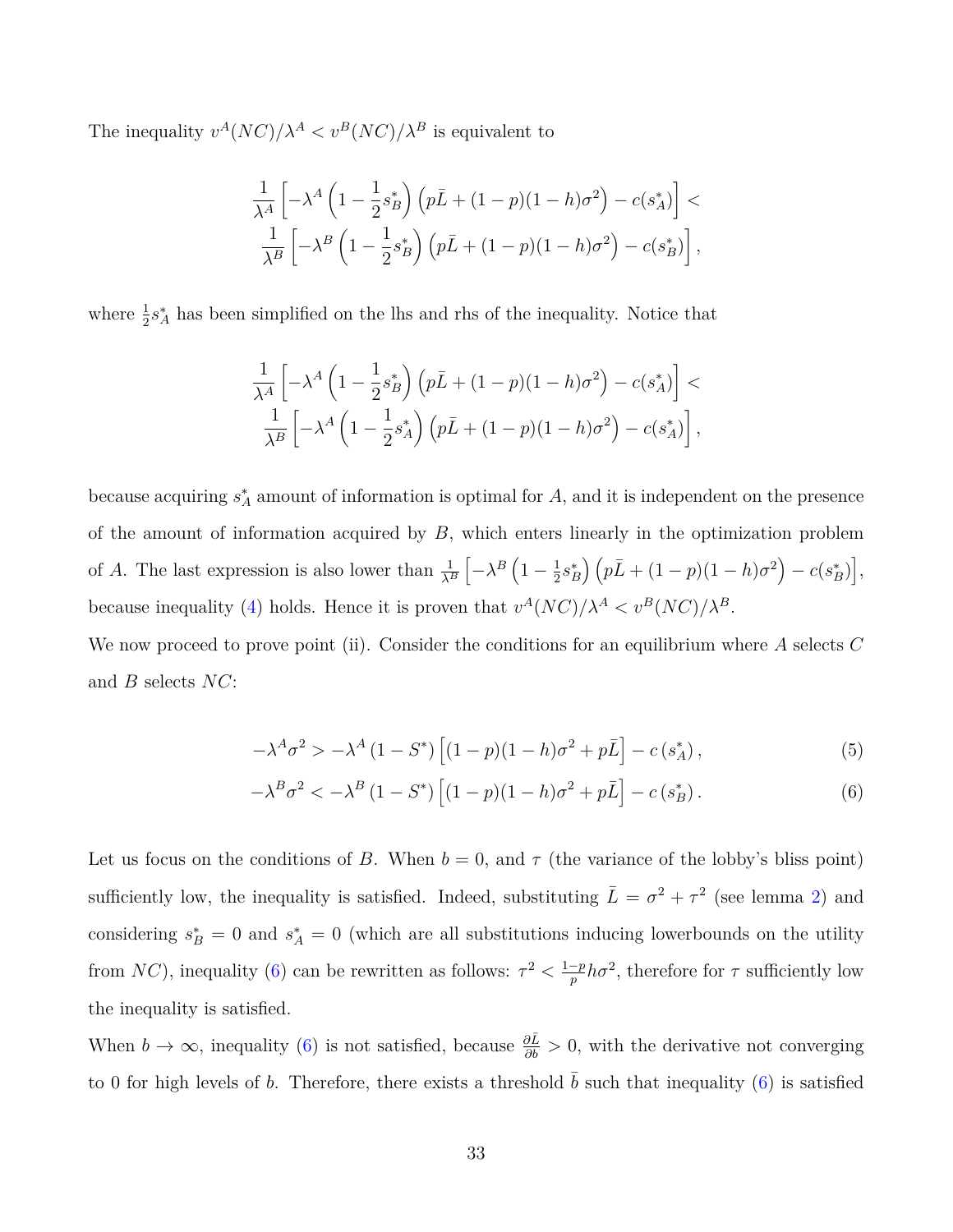The inequality $v^A(NC)/\lambda^A < v^B(NC)/\lambda^B$ is equivalent to

$$
\frac{1}{\lambda^A}\left[-\lambda^A\left(1-\frac{1}{2}s_B^*\right)\left(p\bar{L}+(1-p)(1-h)\sigma^2\right)-c(s_A^*)\right] < \\
\frac{1}{\lambda^B}\left[-\lambda^B\left(1-\frac{1}{2}s_B^*\right)\left(p\bar{L}+(1-p)(1-h)\sigma^2\right)-c(s_B^*)\right],
$$

where $\frac{1}{2}s_A^*$ has been simplified on the lhs and rhs of the inequality. Notice that

$$
\frac{1}{\lambda^A}\left[-\lambda^A\left(1-\frac{1}{2}s_B^*\right)\left(p\bar{L}+(1-p)(1-h)\sigma^2\right)-c(s_A^*)\right] < \\
\frac{1}{\lambda^B}\left[-\lambda^A\left(1-\frac{1}{2}s_A^*\right)\left(p\bar{L}+(1-p)(1-h)\sigma^2\right)-c(s_A^*)\right],
$$

because acquiring $s_A^*$ amount of information is optimal for $A$, and it is independent on the presence of the amount of information acquired by $B$, which enters linearly in the optimization problem of $A$. The last expression is also lower than $\frac{1}{\lambda^B}\left[-\lambda^B\left(1-\frac{1}{2}s_B^*\right)\left(p\bar{L}+(1-p)(1-h)\sigma^2\right)-c(s_B^*)\right]$, because inequality (4) holds. Hence it is proven that $v^A(NC)/\lambda^A < v^B(NC)/\lambda^B$.

We now proceed to prove point (ii). Consider the conditions for an equilibrium where $A$ selects $C$ and $B$ selects $NC$:

$$
-\lambda^A\sigma^2 > -\lambda^A\left(1-S^*\right)\left[(1-p)(1-h)\sigma^2+p\bar{L}\right]-c\left(s_A^*\right), \tag{5}
$$

$$
-\lambda^B\sigma^2 < -\lambda^B\left(1-S^*\right)\left[(1-p)(1-h)\sigma^2+p\bar{L}\right]-c\left(s_B^*\right). \tag{6}
$$

Let us focus on the conditions of $B$. When $b=0$, and $\tau$ (the variance of the lobby's bliss point) sufficiently low, the inequality is satisfied. Indeed, substituting $\bar{L}=\sigma^2+\tau^2$ (see lemma 2) and considering $s_B^*=0$ and $s_A^*=0$ (which are all substitutions inducing lowerbounds on the utility from $NC$), inequality (6) can be rewritten as follows: $\tau^2 < \frac{1-p}{p}h\sigma^2$, therefore for $\tau$ sufficiently low the inequality is satisfied.

When $b\to\infty$, inequality (6) is not satisfied, because $\frac{\partial\bar{L}}{\partial b}>0$, with the derivative not converging to 0 for high levels of $b$. Therefore, there exists a threshold $\bar{b}$ such that inequality (6) is satisfied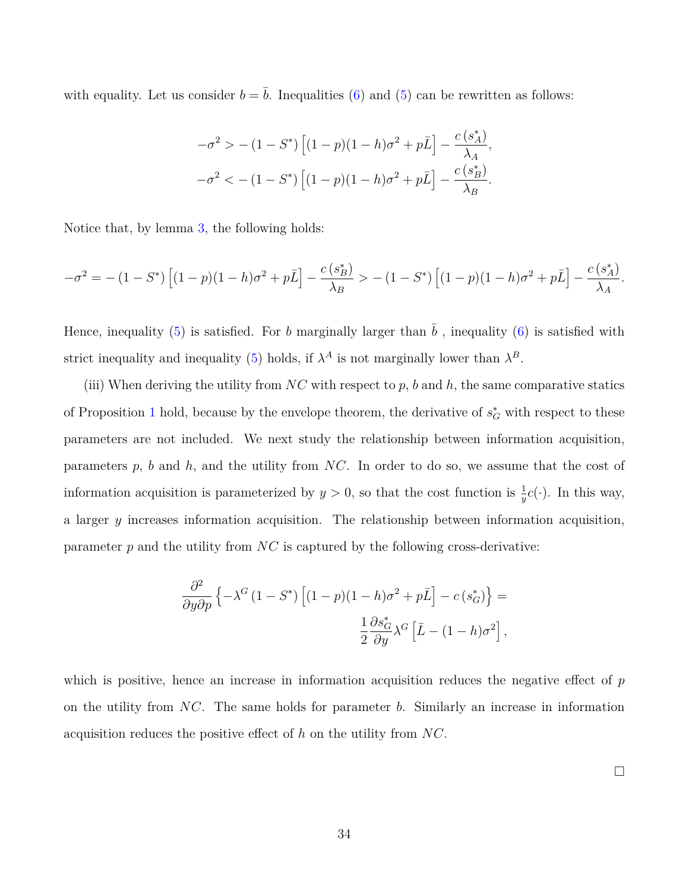with equality. Let us consider $b = \bar{b}$. Inequalities (6) and (5) can be rewritten as follows:

$$-\sigma^2 > -\left(1 - S^*\right)\left[(1-p)(1-h)\sigma^2 + p\bar{L}\right] - \frac{c\left(s_A^*\right)}{\lambda_A},$$
$$-\sigma^2 < -\left(1 - S^*\right)\left[(1-p)(1-h)\sigma^2 + p\bar{L}\right] - \frac{c\left(s_B^*\right)}{\lambda_B}.$$

Notice that, by lemma 3, the following holds:

$$-\sigma^2 = -\left(1 - S^*\right)\left[(1-p)(1-h)\sigma^2 + p\bar{L}\right] - \frac{c\left(s_B^*\right)}{\lambda_B} > -\left(1 - S^*\right)\left[(1-p)(1-h)\sigma^2 + p\bar{L}\right] - \frac{c\left(s_A^*\right)}{\lambda_A}.$$

Hence, inequality (5) is satisfied. For $b$ marginally larger than $\bar{b}$ , inequality (6) is satisfied with strict inequality and inequality (5) holds, if $\lambda^A$ is not marginally lower than $\lambda^B$.

(iii) When deriving the utility from $NC$ with respect to $p$, $b$ and $h$, the same comparative statics of Proposition 1 hold, because by the envelope theorem, the derivative of $s_G^*$ with respect to these parameters are not included. We next study the relationship between information acquisition, parameters $p$, $b$ and $h$, and the utility from $NC$. In order to do so, we assume that the cost of information acquisition is parameterized by $y > 0$, so that the cost function is $\frac{1}{y}c(\cdot)$. In this way, a larger $y$ increases information acquisition. The relationship between information acquisition, parameter $p$ and the utility from $NC$ is captured by the following cross-derivative:

$$\frac{\partial^2}{\partial y \partial p}\left\{-\lambda^G\left(1 - S^*\right)\left[(1-p)(1-h)\sigma^2 + p\bar{L}\right] - c\left(s_G^*\right)\right\} =$$
$$\frac{1}{2}\frac{\partial s_G^*}{\partial y}\lambda^G\left[\bar{L} - (1-h)\sigma^2\right],$$

which is positive, hence an increase in information acquisition reduces the negative effect of $p$ on the utility from $NC$. The same holds for parameter $b$. Similarly an increase in information acquisition reduces the positive effect of $h$ on the utility from $NC$.

□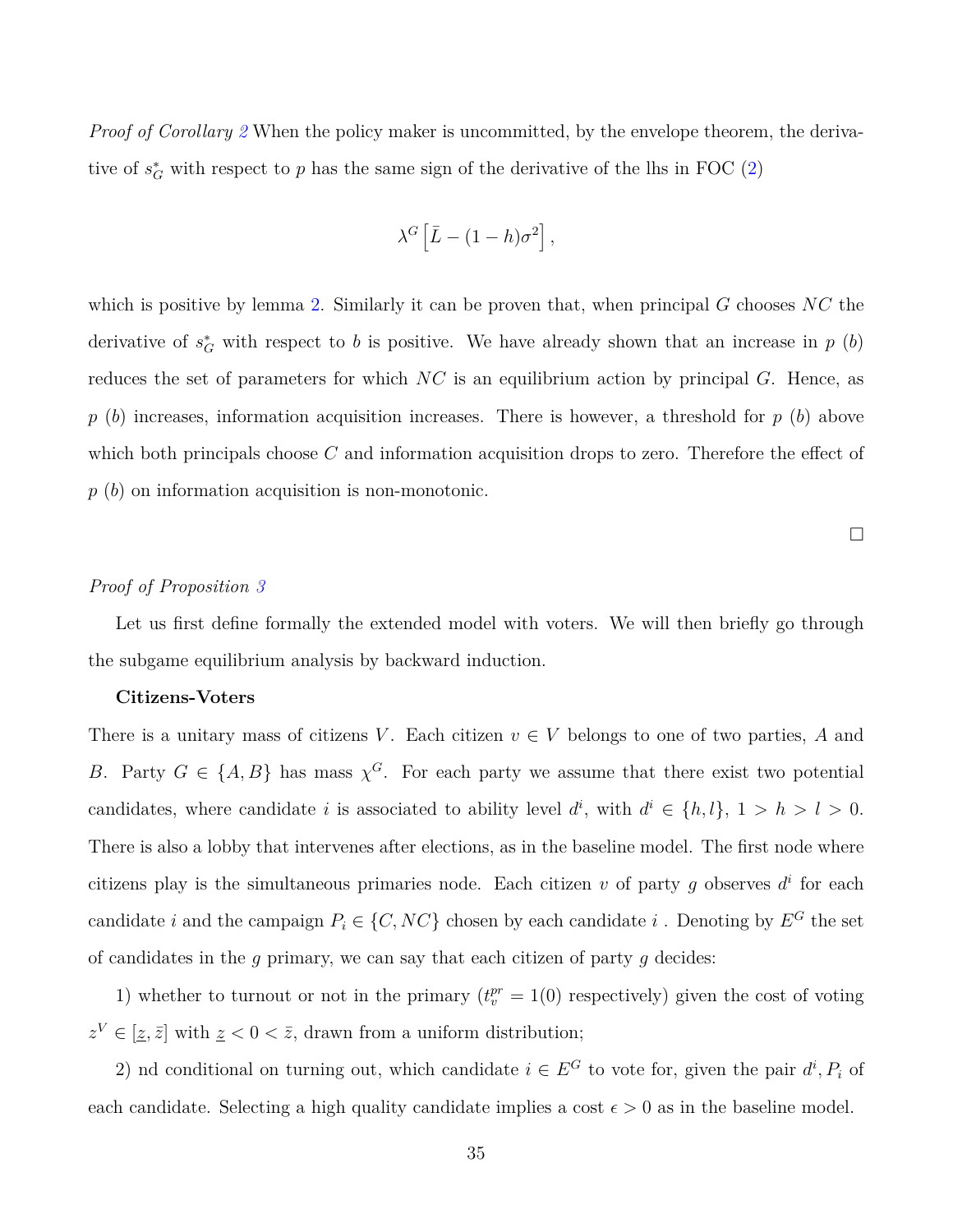*Proof of Corollary 2* When the policy maker is uncommitted, by the envelope theorem, the derivative of $s_G^*$ with respect to $p$ has the same sign of the derivative of the lhs in FOC (2)

$$\lambda^G \left[\bar{L} - (1-h)\sigma^2\right],$$

which is positive by lemma 2. Similarly it can be proven that, when principal $G$ chooses $NC$ the derivative of $s_G^*$ with respect to $b$ is positive. We have already shown that an increase in $p$ ($b$) reduces the set of parameters for which $NC$ is an equilibrium action by principal $G$. Hence, as $p$ ($b$) increases, information acquisition increases. There is however, a threshold for $p$ ($b$) above which both principals choose $C$ and information acquisition drops to zero. Therefore the effect of $p$ ($b$) on information acquisition is non-monotonic.

□

*Proof of Proposition 3*

Let us first define formally the extended model with voters. We will then briefly go through the subgame equilibrium analysis by backward induction.

**Citizens-Voters**

There is a unitary mass of citizens $V$. Each citizen $v \in V$ belongs to one of two parties, $A$ and $B$. Party $G \in \{A, B\}$ has mass $\chi^G$. For each party we assume that there exist two potential candidates, where candidate $i$ is associated to ability level $d^i$, with $d^i \in \{h, l\}$, $1 > h > l > 0$. There is also a lobby that intervenes after elections, as in the baseline model. The first node where citizens play is the simultaneous primaries node. Each citizen $v$ of party $g$ observes $d^i$ for each candidate $i$ and the campaign $P_i \in \{C, NC\}$ chosen by each candidate $i$ . Denoting by $E^G$ the set of candidates in the $g$ primary, we can say that each citizen of party $g$ decides:

1) whether to turnout or not in the primary ($t_v^{pr} = 1(0)$ respectively) given the cost of voting $z^V \in [\underline{z}, \bar{z}]$ with $\underline{z} < 0 < \bar{z}$, drawn from a uniform distribution;

2) nd conditional on turning out, which candidate $i \in E^G$ to vote for, given the pair $d^i, P_i$ of each candidate. Selecting a high quality candidate implies a cost $\epsilon > 0$ as in the baseline model.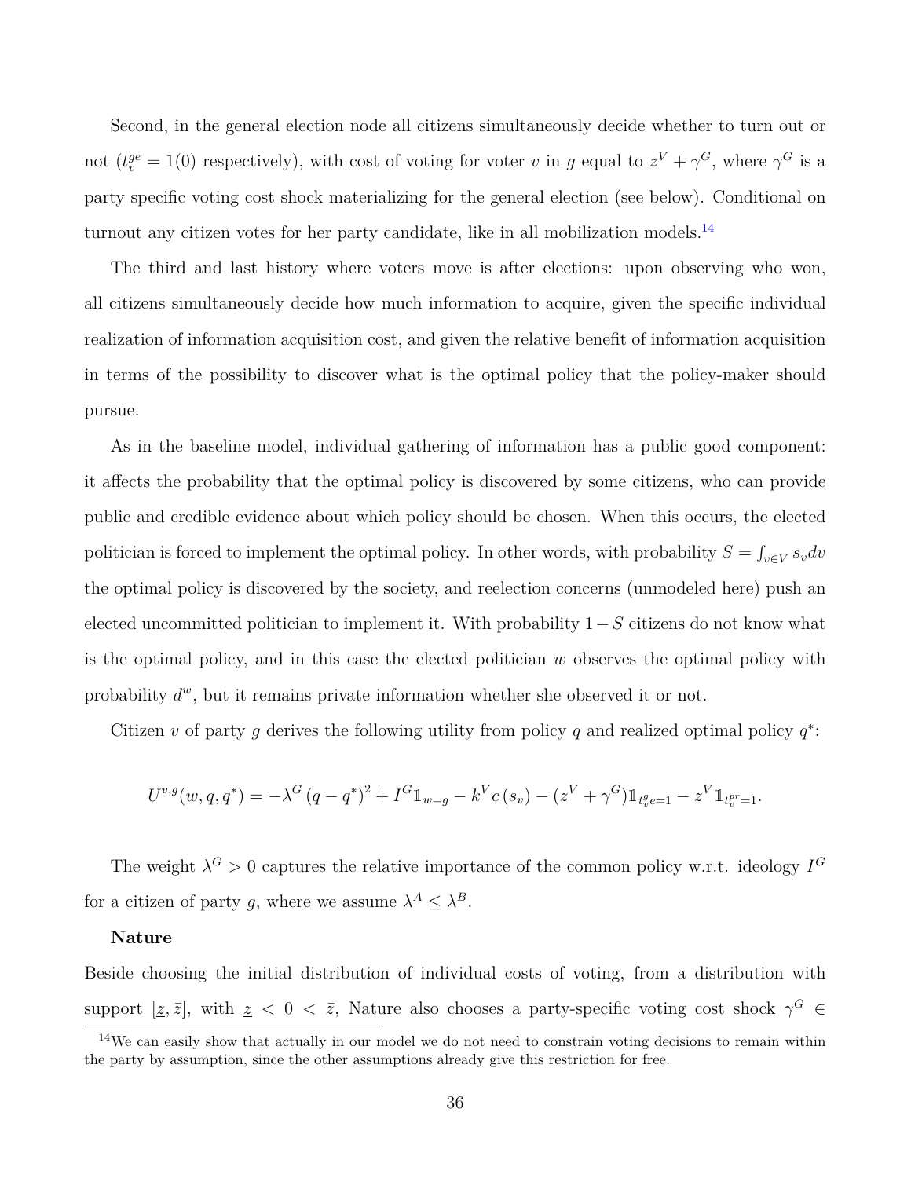Second, in the general election node all citizens simultaneously decide whether to turn out or not ($t_v^{ge} = 1(0)$ respectively), with cost of voting for voter $v$ in $g$ equal to $z^V + \gamma^G$, where $\gamma^G$ is a party specific voting cost shock materializing for the general election (see below). Conditional on turnout any citizen votes for her party candidate, like in all mobilization models.[14]

The third and last history where voters move is after elections: upon observing who won, all citizens simultaneously decide how much information to acquire, given the specific individual realization of information acquisition cost, and given the relative benefit of information acquisition in terms of the possibility to discover what is the optimal policy that the policy-maker should pursue.

As in the baseline model, individual gathering of information has a public good component: it affects the probability that the optimal policy is discovered by some citizens, who can provide public and credible evidence about which policy should be chosen. When this occurs, the elected politician is forced to implement the optimal policy. In other words, with probability $S = \int_{v \in V} s_v dv$ the optimal policy is discovered by the society, and reelection concerns (unmodeled here) push an elected uncommitted politician to implement it. With probability $1 - S$ citizens do not know what is the optimal policy, and in this case the elected politician $w$ observes the optimal policy with probability $d^w$, but it remains private information whether she observed it or not.

Citizen $v$ of party $g$ derives the following utility from policy $q$ and realized optimal policy $q^*$:

$$U^{v,g}(w, q, q^*) = -\lambda^G (q - q^*)^2 + I^G \mathbb{1}_{w=g} - k^V c(s_v) - (z^V + \gamma^G)\mathbb{1}_{t_v^g e=1} - z^V \mathbb{1}_{t_v^{pr}=1}.$$

The weight $\lambda^G > 0$ captures the relative importance of the common policy w.r.t. ideology $I^G$ for a citizen of party $g$, where we assume $\lambda^A \leq \lambda^B$.

**Nature**

Beside choosing the initial distribution of individual costs of voting, from a distribution with support $[\underline{z}, \bar{z}]$, with $\underline{z} < 0 < \bar{z}$, Nature also chooses a party-specific voting cost shock $\gamma^G \in$

[14] We can easily show that actually in our model we do not need to constrain voting decisions to remain within the party by assumption, since the other assumptions already give this restriction for free.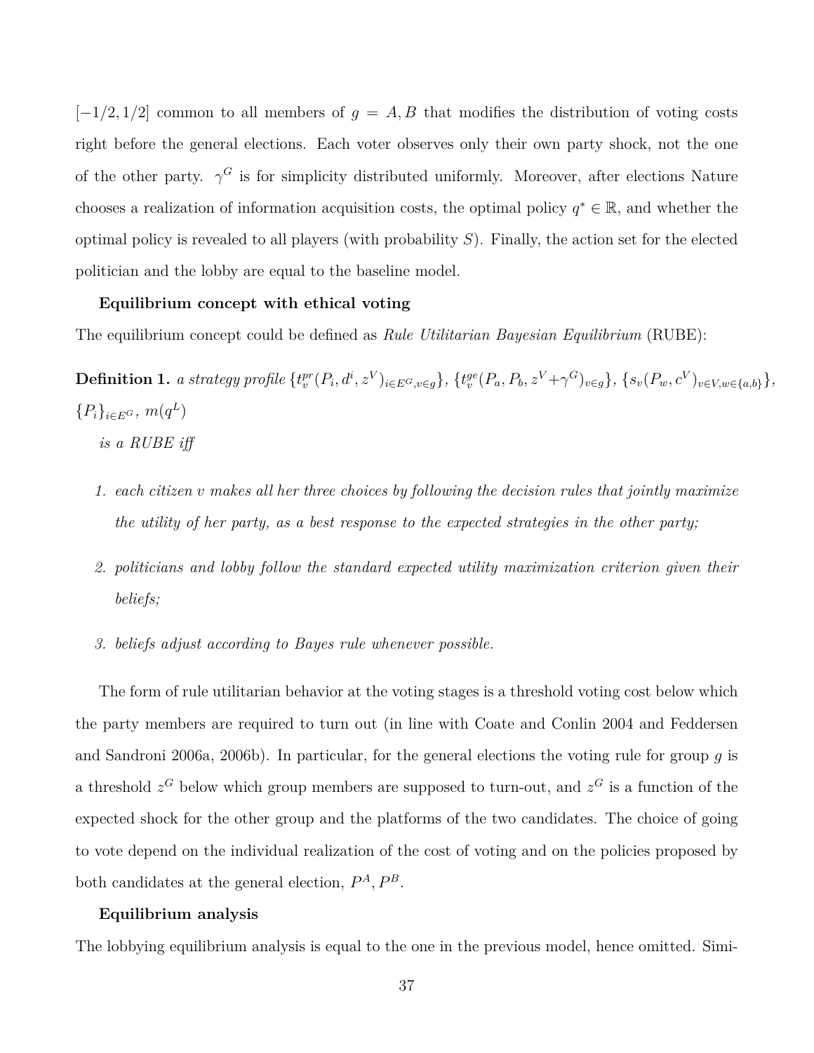$[-1/2, 1/2]$ common to all members of $g = A, B$ that modifies the distribution of voting costs right before the general elections. Each voter observes only their own party shock, not the one of the other party. $\gamma^G$ is for simplicity distributed uniformly. Moreover, after elections Nature chooses a realization of information acquisition costs, the optimal policy $q^* \in \mathbb{R}$, and whether the optimal policy is revealed to all players (with probability $S$). Finally, the action set for the elected politician and the lobby are equal to the baseline model.

**Equilibrium concept with ethical voting**

The equilibrium concept could be defined as *Rule Utilitarian Bayesian Equilibrium* (RUBE):

**Definition 1.** *a strategy profile* $\{t_v^{pr}(P_i, d^i, z^V)_{i \in E^G, v \in g}\}$, $\{t_v^{ge}(P_a, P_b, z^V + \gamma^G)_{v \in g}\}$, $\{s_v(P_w, c^V)_{v \in V, w \in \{a,b\}}\}$, $\{P_i\}_{i \in E^G}$, $m(q^L)$

*is a RUBE iff*

1. *each citizen $v$ makes all her three choices by following the decision rules that jointly maximize the utility of her party, as a best response to the expected strategies in the other party;*
2. *politicians and lobby follow the standard expected utility maximization criterion given their beliefs;*
3. *beliefs adjust according to Bayes rule whenever possible.*

The form of rule utilitarian behavior at the voting stages is a threshold voting cost below which the party members are required to turn out (in line with Coate and Conlin 2004 and Feddersen and Sandroni 2006a, 2006b). In particular, for the general elections the voting rule for group $g$ is a threshold $z^G$ below which group members are supposed to turn-out, and $z^G$ is a function of the expected shock for the other group and the platforms of the two candidates. The choice of going to vote depend on the individual realization of the cost of voting and on the policies proposed by both candidates at the general election, $P^A, P^B$.

**Equilibrium analysis**

The lobbying equilibrium analysis is equal to the one in the previous model, hence omitted. Simi-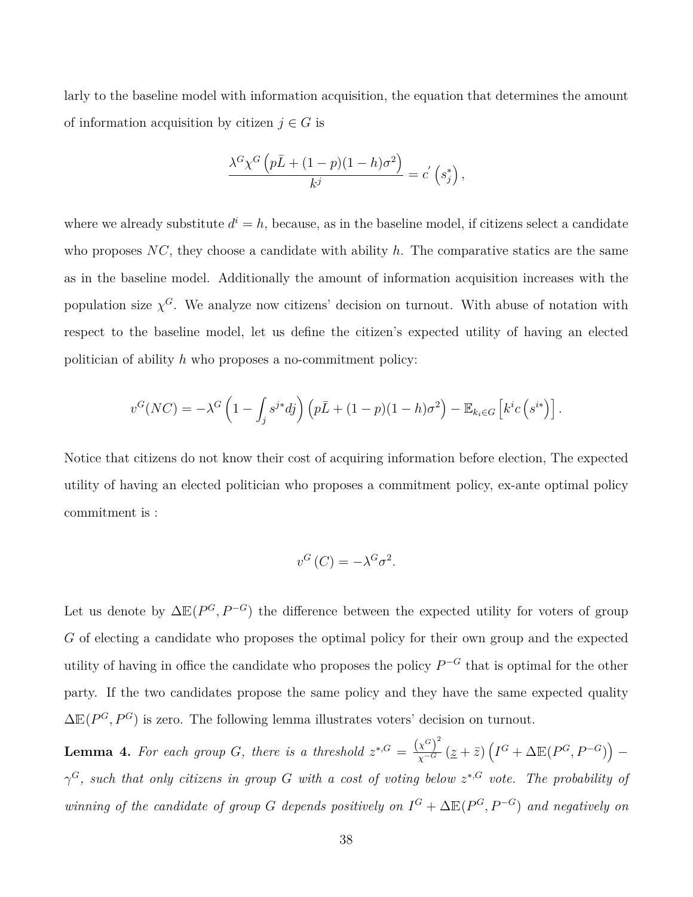larly to the baseline model with information acquisition, the equation that determines the amount of information acquisition by citizen $j \in G$ is

$$\frac{\lambda^G \chi^G \left(p\bar{L} + (1-p)(1-h)\sigma^2\right)}{k^j} = c^{'}\left(s_j^*\right),$$

where we already substitute $d^i = h$, because, as in the baseline model, if citizens select a candidate who proposes $NC$, they choose a candidate with ability $h$. The comparative statics are the same as in the baseline model. Additionally the amount of information acquisition increases with the population size $\chi^G$. We analyze now citizens' decision on turnout. With abuse of notation with respect to the baseline model, let us define the citizen's expected utility of having an elected politician of ability $h$ who proposes a no-commitment policy:

$$v^G(NC) = -\lambda^G \left(1 - \int_j s^{j*} dj\right)\left(p\bar{L} + (1-p)(1-h)\sigma^2\right) - \mathbb{E}_{k_i \in G}\left[k^i c\left(s^{i*}\right)\right].$$

Notice that citizens do not know their cost of acquiring information before election, The expected utility of having an elected politician who proposes a commitment policy, ex-ante optimal policy commitment is :

$$v^G(C) = -\lambda^G \sigma^2.$$

Let us denote by $\Delta\mathbb{E}(P^G, P^{-G})$ the difference between the expected utility for voters of group $G$ of electing a candidate who proposes the optimal policy for their own group and the expected utility of having in office the candidate who proposes the policy $P^{-G}$ that is optimal for the other party. If the two candidates propose the same policy and they have the same expected quality $\Delta\mathbb{E}(P^G, P^G)$ is zero. The following lemma illustrates voters' decision on turnout.

**Lemma 4.** *For each group $G$, there is a threshold $z^{*,G} = \frac{\left(\chi^G\right)^2}{\chi^{-G}}\left(\underline{z} + \bar{z}\right)\left(I^G + \Delta\mathbb{E}(P^G, P^{-G})\right) - \gamma^G$, such that only citizens in group $G$ with a cost of voting below $z^{*,G}$ vote. The probability of winning of the candidate of group $G$ depends positively on $I^G + \Delta\mathbb{E}(P^G, P^{-G})$ and negatively on*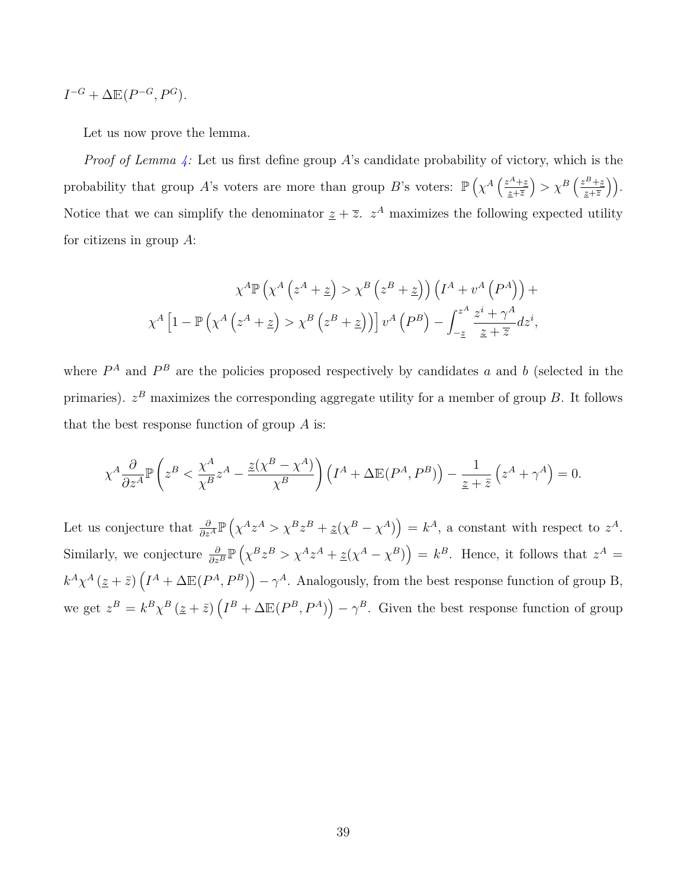$I^{-G} + \Delta\mathbb{E}(P^{-G}, P^{G})$.

Let us now prove the lemma.

*Proof of Lemma 4:* Let us first define group $A$'s candidate probability of victory, which is the probability that group $A$'s voters are more than group $B$'s voters: $\mathbb{P}\left(\chi^A\left(\frac{z^A+\underline{z}}{\underline{z}+\overline{z}}\right) > \chi^B\left(\frac{z^B+\underline{z}}{\underline{z}+\overline{z}}\right)\right)$. Notice that we can simplify the denominator $\underline{z}+\overline{z}$. $z^A$ maximizes the following expected utility for citizens in group $A$:

$$\chi^A \mathbb{P}\left(\chi^A\left(z^A+\underline{z}\right) > \chi^B\left(z^B+\underline{z}\right)\right)\left(I^A + v^A\left(P^A\right)\right) +$$
$$\chi^A\left[1-\mathbb{P}\left(\chi^A\left(z^A+\underline{z}\right) > \chi^B\left(z^B+\underline{z}\right)\right)\right] v^A\left(P^B\right) - \int_{-\underline{z}}^{z^A} \frac{z^i+\gamma^A}{\underline{z}+\overline{z}} dz^i,$$

where $P^A$ and $P^B$ are the policies proposed respectively by candidates $a$ and $b$ (selected in the primaries). $z^B$ maximizes the corresponding aggregate utility for a member of group $B$. It follows that the best response function of group $A$ is:

$$\chi^A \frac{\partial}{\partial z^A} \mathbb{P}\left(z^B < \frac{\chi^A}{\chi^B} z^A - \frac{\underline{z}(\chi^B-\chi^A)}{\chi^B}\right)\left(I^A + \Delta\mathbb{E}(P^A, P^B)\right) - \frac{1}{\underline{z}+\bar{z}}\left(z^A+\gamma^A\right) = 0.$$

Let us conjecture that $\frac{\partial}{\partial z^A}\mathbb{P}\left(\chi^A z^A > \chi^B z^B + \underline{z}(\chi^B-\chi^A)\right) = k^A$, a constant with respect to $z^A$. Similarly, we conjecture $\frac{\partial}{\partial z^B}\mathbb{P}\left(\chi^B z^B > \chi^A z^A + \underline{z}(\chi^A-\chi^B)\right) = k^B$. Hence, it follows that $z^A = k^A\chi^A\left(\underline{z}+\bar{z}\right)\left(I^A + \Delta\mathbb{E}(P^A, P^B)\right) - \gamma^A$. Analogously, from the best response function of group B, we get $z^B = k^B\chi^B\left(\underline{z}+\bar{z}\right)\left(I^B + \Delta\mathbb{E}(P^B, P^A)\right) - \gamma^B$. Given the best response function of group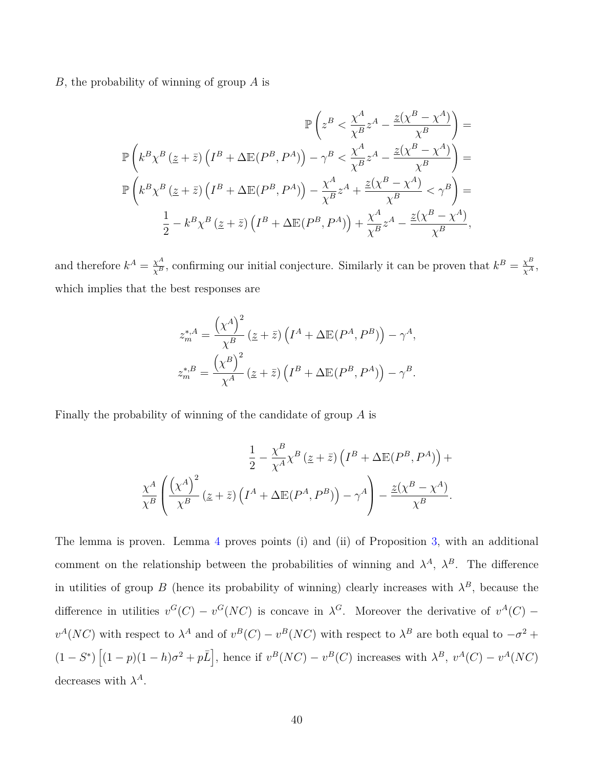$B$, the probability of winning of group $A$ is

$$
\begin{aligned}
&\mathbb{P}\left(z^B < \frac{\chi^A}{\chi^B} z^A - \frac{\underline{z}(\chi^B - \chi^A)}{\chi^B}\right) = \\
&\mathbb{P}\left(k^B \chi^B \left(\underline{z} + \bar{z}\right)\left(I^B + \Delta\mathbb{E}(P^B, P^A)\right) - \gamma^B < \frac{\chi^A}{\chi^B} z^A - \frac{\underline{z}(\chi^B - \chi^A)}{\chi^B}\right) = \\
&\mathbb{P}\left(k^B \chi^B \left(\underline{z} + \bar{z}\right)\left(I^B + \Delta\mathbb{E}(P^B, P^A)\right) - \frac{\chi^A}{\chi^B} z^A + \frac{\underline{z}(\chi^B - \chi^A)}{\chi^B} < \gamma^B\right) = \\
&\frac{1}{2} - k^B \chi^B \left(\underline{z} + \bar{z}\right)\left(I^B + \Delta\mathbb{E}(P^B, P^A)\right) + \frac{\chi^A}{\chi^B} z^A - \frac{\underline{z}(\chi^B - \chi^A)}{\chi^B},
\end{aligned}
$$

and therefore $k^A = \frac{\chi^A}{\chi^B}$, confirming our initial conjecture. Similarly it can be proven that $k^B = \frac{\chi^B}{\chi^A}$, which implies that the best responses are

$$
z_m^{*,A} = \frac{\left(\chi^A\right)^2}{\chi^B}\left(\underline{z} + \bar{z}\right)\left(I^A + \Delta\mathbb{E}(P^A, P^B)\right) - \gamma^A,
$$

$$
z_m^{*,B} = \frac{\left(\chi^B\right)^2}{\chi^A}\left(\underline{z} + \bar{z}\right)\left(I^B + \Delta\mathbb{E}(P^B, P^A)\right) - \gamma^B.
$$

Finally the probability of winning of the candidate of group $A$ is

$$
\frac{1}{2} - \frac{\chi^B}{\chi^A}\chi^B \left(\underline{z} + \bar{z}\right)\left(I^B + \Delta\mathbb{E}(P^B, P^A)\right) + \frac{\chi^A}{\chi^B}\left(\frac{\left(\chi^A\right)^2}{\chi^B}\left(\underline{z} + \bar{z}\right)\left(I^A + \Delta\mathbb{E}(P^A, P^B)\right) - \gamma^A\right) - \frac{\underline{z}(\chi^B - \chi^A)}{\chi^B}.
$$

The lemma is proven. Lemma 4 proves points (i) and (ii) of Proposition 3, with an additional comment on the relationship between the probabilities of winning and $\lambda^A$, $\lambda^B$. The difference in utilities of group $B$ (hence its probability of winning) clearly increases with $\lambda^B$, because the difference in utilities $v^G(C) - v^G(NC)$ is concave in $\lambda^G$. Moreover the derivative of $v^A(C) - v^A(NC)$ with respect to $\lambda^A$ and of $v^B(C) - v^B(NC)$ with respect to $\lambda^B$ are both equal to $-\sigma^2 + (1 - S^*)\left[(1-p)(1-h)\sigma^2 + p\bar{L}\right]$, hence if $v^B(NC) - v^B(C)$ increases with $\lambda^B$, $v^A(C) - v^A(NC)$ decreases with $\lambda^A$.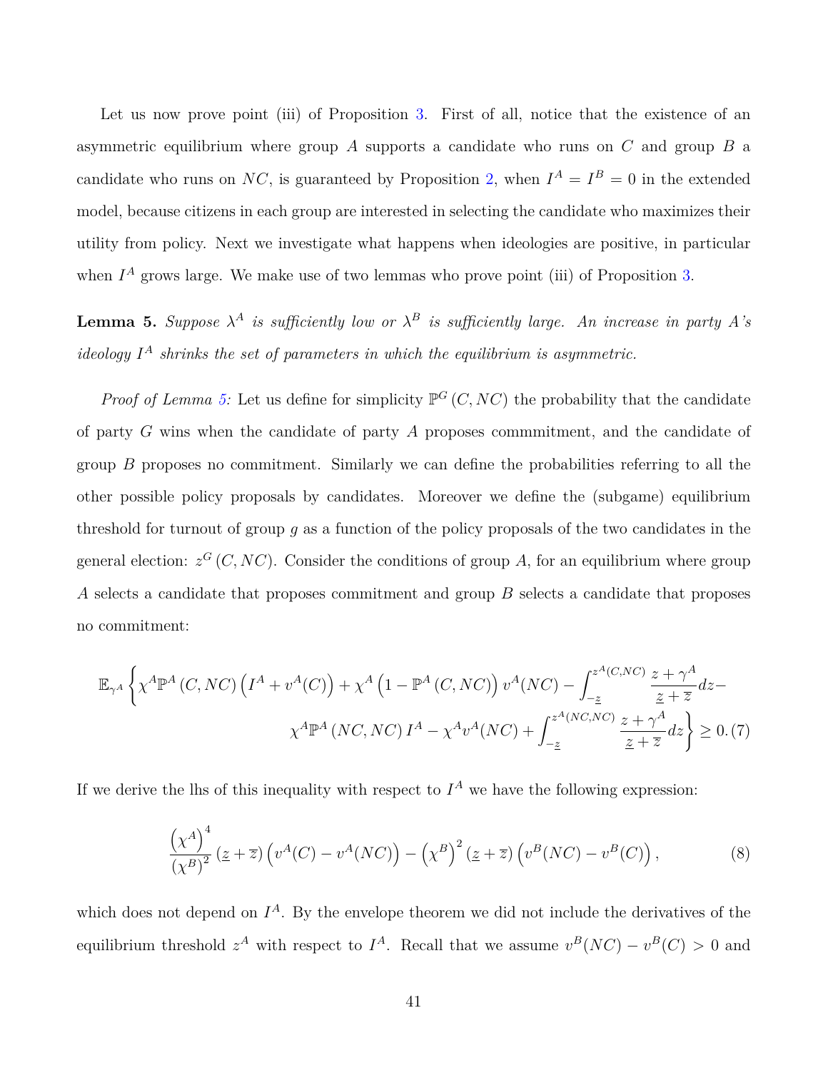Let us now prove point (iii) of Proposition 3. First of all, notice that the existence of an asymmetric equilibrium where group $A$ supports a candidate who runs on $C$ and group $B$ a candidate who runs on $NC$, is guaranteed by Proposition 2, when $I^A = I^B = 0$ in the extended model, because citizens in each group are interested in selecting the candidate who maximizes their utility from policy. Next we investigate what happens when ideologies are positive, in particular when $I^A$ grows large. We make use of two lemmas who prove point (iii) of Proposition 3.

**Lemma 5.** *Suppose $\lambda^A$ is sufficiently low or $\lambda^B$ is sufficiently large. An increase in party A's ideology $I^A$ shrinks the set of parameters in which the equilibrium is asymmetric.*

*Proof of Lemma 5:* Let us define for simplicity $\mathbb{P}^G(C, NC)$ the probability that the candidate of party $G$ wins when the candidate of party $A$ proposes commmitment, and the candidate of group $B$ proposes no commitment. Similarly we can define the probabilities referring to all the other possible policy proposals by candidates. Moreover we define the (subgame) equilibrium threshold for turnout of group $g$ as a function of the policy proposals of the two candidates in the general election: $z^G(C, NC)$. Consider the conditions of group $A$, for an equilibrium where group $A$ selects a candidate that proposes commitment and group $B$ selects a candidate that proposes no commitment:

$$\mathbb{E}_{\gamma^A}\left\{\chi^A \mathbb{P}^A(C, NC)\left(I^A + v^A(C)\right) + \chi^A\left(1 - \mathbb{P}^A(C, NC)\right)v^A(NC) - \int_{-\underline{z}}^{z^A(C,NC)} \frac{z + \gamma^A}{\underline{z} + \overline{z}} dz - \right.$$
$$\left. \chi^A \mathbb{P}^A(NC, NC) I^A - \chi^A v^A(NC) + \int_{-\underline{z}}^{z^A(NC,NC)} \frac{z + \gamma^A}{\underline{z} + \overline{z}} dz \right\} \geq 0. \quad (7)$$

If we derive the lhs of this inequality with respect to $I^A$ we have the following expression:

$$\frac{\left(\chi^A\right)^4}{\left(\chi^B\right)^2}\left(\underline{z} + \overline{z}\right)\left(v^A(C) - v^A(NC)\right) - \left(\chi^B\right)^2\left(\underline{z} + \overline{z}\right)\left(v^B(NC) - v^B(C)\right), \quad (8)$$

which does not depend on $I^A$. By the envelope theorem we did not include the derivatives of the equilibrium threshold $z^A$ with respect to $I^A$. Recall that we assume $v^B(NC) - v^B(C) > 0$ and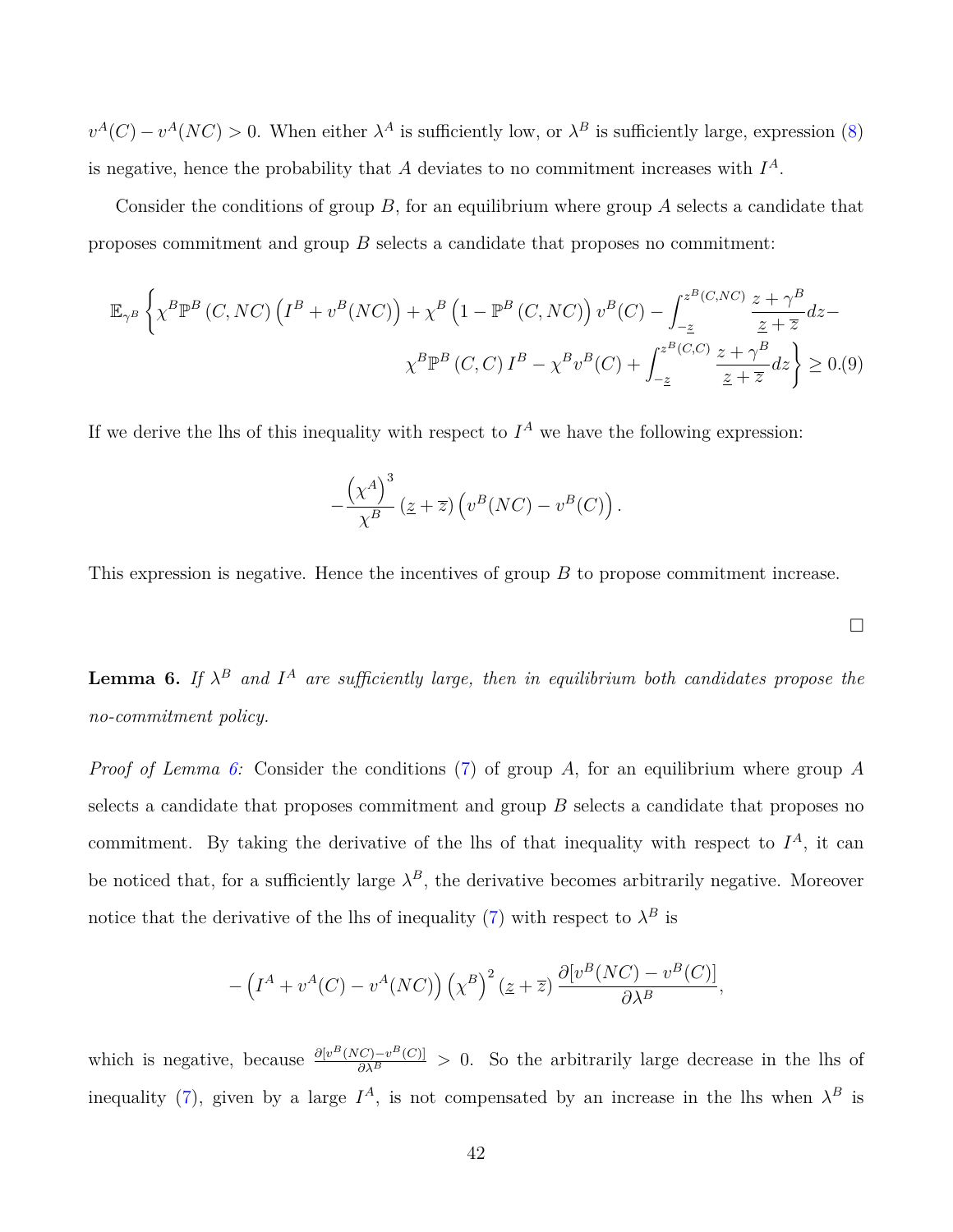$v^A(C) - v^A(NC) > 0$. When either $\lambda^A$ is sufficiently low, or $\lambda^B$ is sufficiently large, expression (8) is negative, hence the probability that $A$ deviates to no commitment increases with $I^A$.

Consider the conditions of group $B$, for an equilibrium where group $A$ selects a candidate that proposes commitment and group $B$ selects a candidate that proposes no commitment:

$$\mathbb{E}_{\gamma^B}\left\{\chi^B\mathbb{P}^B(C,NC)\left(I^B + v^B(NC)\right) + \chi^B\left(1 - \mathbb{P}^B(C,NC)\right)v^B(C) - \int_{-\underline{z}}^{z^B(C,NC)} \frac{z+\gamma^B}{\underline{z}+\overline{z}}dz - \chi^B\mathbb{P}^B(C,C)\,I^B - \chi^B v^B(C) + \int_{-\underline{z}}^{z^B(C,C)} \frac{z+\gamma^B}{\underline{z}+\overline{z}}dz\right\} \geq 0. \quad (9)$$

If we derive the lhs of this inequality with respect to $I^A$ we have the following expression:

$$-\frac{\left(\chi^A\right)^3}{\chi^B}\left(\underline{z}+\overline{z}\right)\left(v^B(NC) - v^B(C)\right).$$

This expression is negative. Hence the incentives of group $B$ to propose commitment increase.

□

**Lemma 6.** *If $\lambda^B$ and $I^A$ are sufficiently large, then in equilibrium both candidates propose the no-commitment policy.*

*Proof of Lemma 6:* Consider the conditions (7) of group $A$, for an equilibrium where group $A$ selects a candidate that proposes commitment and group $B$ selects a candidate that proposes no commitment. By taking the derivative of the lhs of that inequality with respect to $I^A$, it can be noticed that, for a sufficiently large $\lambda^B$, the derivative becomes arbitrarily negative. Moreover notice that the derivative of the lhs of inequality (7) with respect to $\lambda^B$ is

$$-\left(I^A + v^A(C) - v^A(NC)\right)\left(\chi^B\right)^2\left(\underline{z}+\overline{z}\right)\frac{\partial[v^B(NC) - v^B(C)]}{\partial\lambda^B},$$

which is negative, because $\frac{\partial[v^B(NC)-v^B(C)]}{\partial\lambda^B} > 0$. So the arbitrarily large decrease in the lhs of inequality (7), given by a large $I^A$, is not compensated by an increase in the lhs when $\lambda^B$ is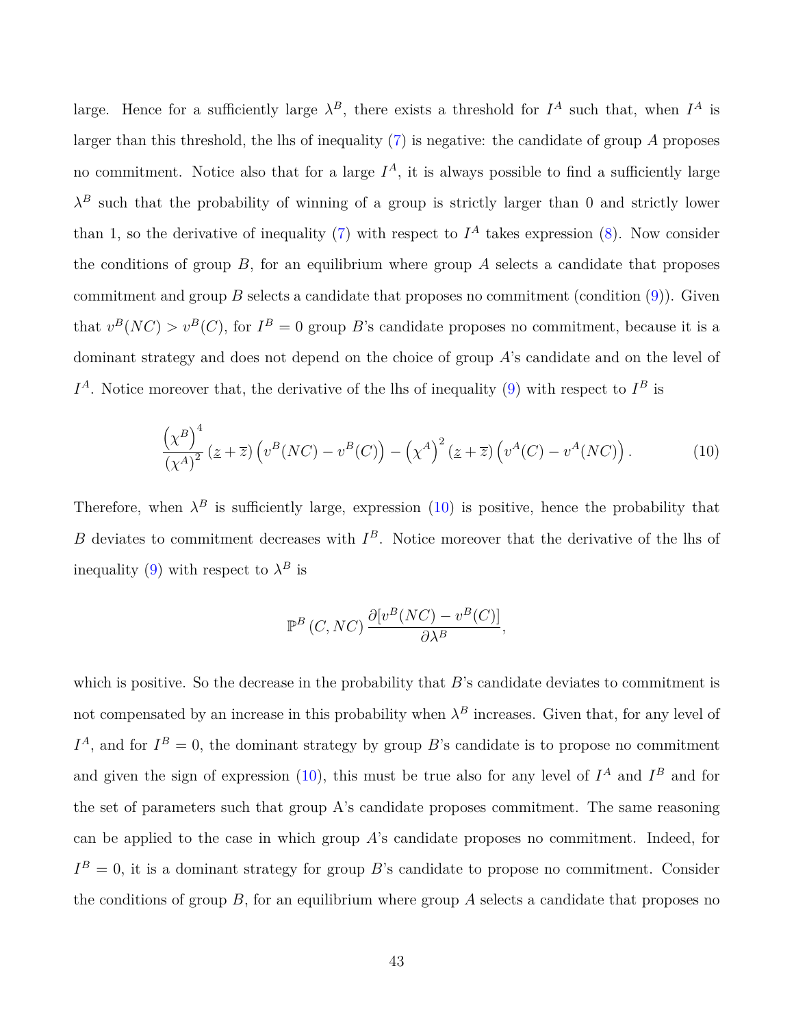large. Hence for a sufficiently large $\lambda^B$, there exists a threshold for $I^A$ such that, when $I^A$ is larger than this threshold, the lhs of inequality (7) is negative: the candidate of group $A$ proposes no commitment. Notice also that for a large $I^A$, it is always possible to find a sufficiently large $\lambda^B$ such that the probability of winning of a group is strictly larger than 0 and strictly lower than 1, so the derivative of inequality (7) with respect to $I^A$ takes expression (8). Now consider the conditions of group $B$, for an equilibrium where group $A$ selects a candidate that proposes commitment and group $B$ selects a candidate that proposes no commitment (condition (9)). Given that $v^B(NC) > v^B(C)$, for $I^B = 0$ group $B$'s candidate proposes no commitment, because it is a dominant strategy and does not depend on the choice of group $A$'s candidate and on the level of $I^A$. Notice moreover that, the derivative of the lhs of inequality (9) with respect to $I^B$ is

$$\frac{\left(\chi^B\right)^4}{\left(\chi^A\right)^2}\left(\underline{z}+\overline{z}\right)\left(v^B(NC)-v^B(C)\right)-\left(\chi^A\right)^2\left(\underline{z}+\overline{z}\right)\left(v^A(C)-v^A(NC)\right). \tag{10}$$

Therefore, when $\lambda^B$ is sufficiently large, expression (10) is positive, hence the probability that $B$ deviates to commitment decreases with $I^B$. Notice moreover that the derivative of the lhs of inequality (9) with respect to $\lambda^B$ is

$$\mathbb{P}^B\left(C, NC\right)\frac{\partial[v^B(NC)-v^B(C)]}{\partial\lambda^B},$$

which is positive. So the decrease in the probability that $B$'s candidate deviates to commitment is not compensated by an increase in this probability when $\lambda^B$ increases. Given that, for any level of $I^A$, and for $I^B = 0$, the dominant strategy by group $B$'s candidate is to propose no commitment and given the sign of expression (10), this must be true also for any level of $I^A$ and $I^B$ and for the set of parameters such that group A's candidate proposes commitment. The same reasoning can be applied to the case in which group $A$'s candidate proposes no commitment. Indeed, for $I^B = 0$, it is a dominant strategy for group $B$'s candidate to propose no commitment. Consider the conditions of group $B$, for an equilibrium where group $A$ selects a candidate that proposes no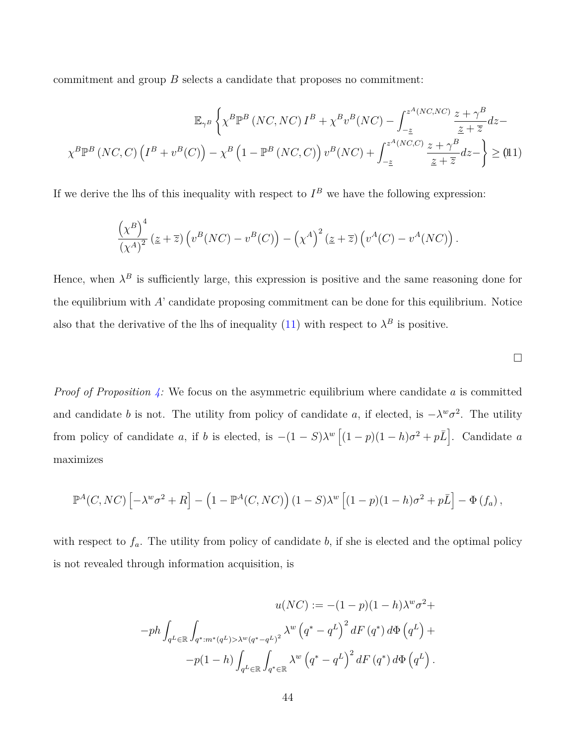commitment and group $B$ selects a candidate that proposes no commitment:

$$\mathbb{E}_{\gamma^B}\left\{\chi^B\mathbb{P}^B\left(NC,NC\right)I^B+\chi^B v^B(NC)-\int_{-\underline{z}}^{z^A(NC,NC)}\frac{z+\gamma^B}{\underline{z}+\overline{z}}dz-\right.$$
$$\left.\chi^B\mathbb{P}^B\left(NC,C\right)\left(I^B+v^B(C)\right)-\chi^B\left(1-\mathbb{P}^B\left(NC,C\right)\right)v^B(NC)+\int_{-\underline{z}}^{z^A(NC,C)}\frac{z+\gamma^B}{\underline{z}+\overline{z}}dz-\right\}\geq 0 \quad (11)$$

If we derive the lhs of this inequality with respect to $I^B$ we have the following expression:

$$\frac{\left(\chi^B\right)^4}{\left(\chi^A\right)^2}\left(\underline{z}+\overline{z}\right)\left(v^B(NC)-v^B(C)\right)-\left(\chi^A\right)^2\left(\underline{z}+\overline{z}\right)\left(v^A(C)-v^A(NC)\right).$$

Hence, when $\lambda^B$ is sufficiently large, this expression is positive and the same reasoning done for the equilibrium with $A$' candidate proposing commitment can be done for this equilibrium. Notice also that the derivative of the lhs of inequality (11) with respect to $\lambda^B$ is positive.

□

*Proof of Proposition 4:* We focus on the asymmetric equilibrium where candidate $a$ is committed and candidate $b$ is not. The utility from policy of candidate $a$, if elected, is $-\lambda^w\sigma^2$. The utility from policy of candidate $a$, if $b$ is elected, is $-(1-S)\lambda^w\left[(1-p)(1-h)\sigma^2+p\bar{L}\right]$. Candidate $a$ maximizes

$$\mathbb{P}^A(C,NC)\left[-\lambda^w\sigma^2+R\right]-\left(1-\mathbb{P}^A(C,NC)\right)(1-S)\lambda^w\left[(1-p)(1-h)\sigma^2+p\bar{L}\right]-\Phi\left(f_a\right),$$

with respect to $f_a$. The utility from policy of candidate $b$, if she is elected and the optimal policy is not revealed through information acquisition, is

$$u(NC):=-(1-p)(1-h)\lambda^w\sigma^2+$$
$$-ph\int_{q^L\in\mathbb{R}}\int_{q^*:m^*(q^L)>\lambda^w(q^*-q^L)^2}\lambda^w\left(q^*-q^L\right)^2dF\left(q^*\right)d\Phi\left(q^L\right)+$$
$$-p(1-h)\int_{q^L\in\mathbb{R}}\int_{q^*\in\mathbb{R}}\lambda^w\left(q^*-q^L\right)^2dF\left(q^*\right)d\Phi\left(q^L\right).$$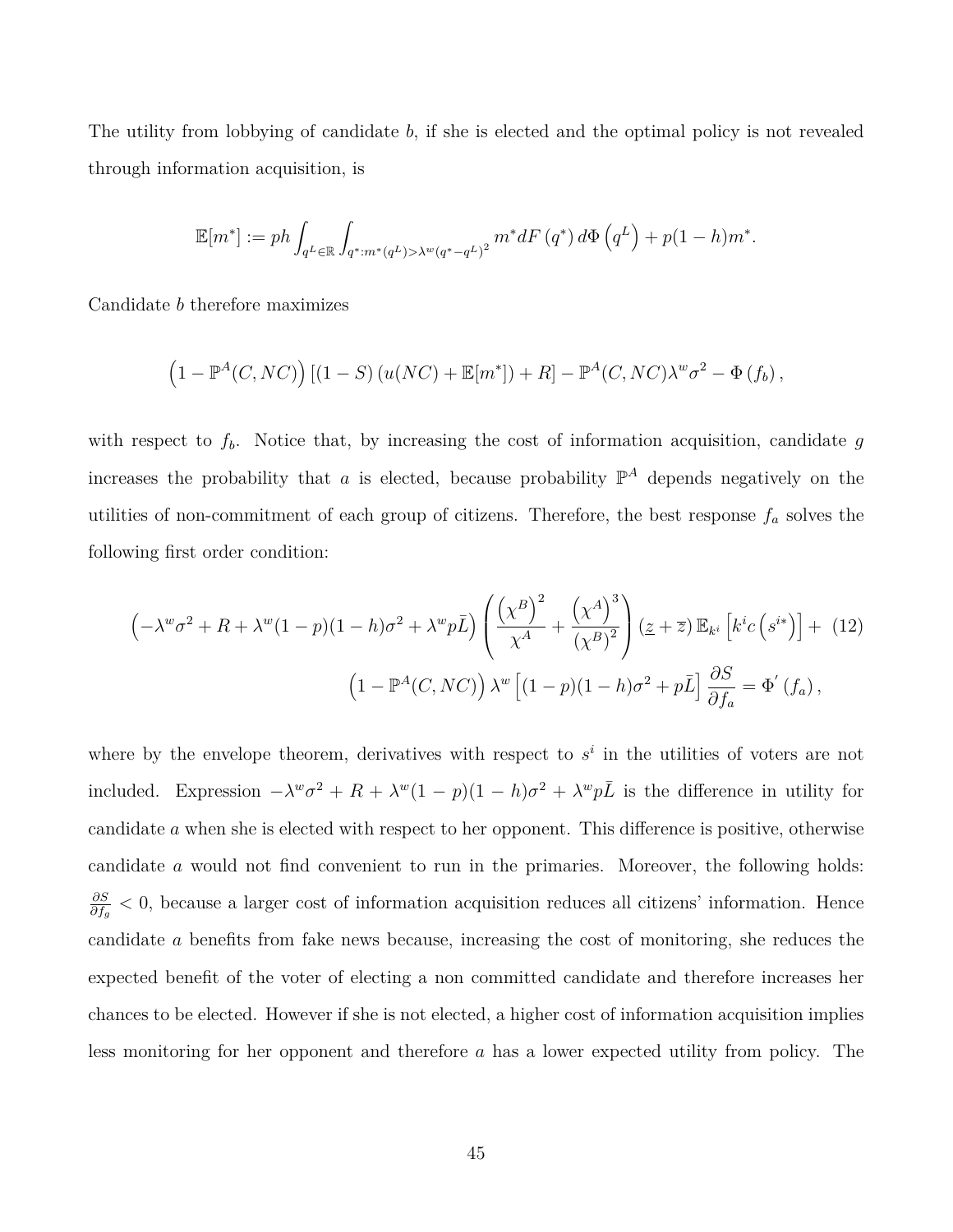The utility from lobbying of candidate $b$, if she is elected and the optimal policy is not revealed through information acquisition, is

$$\mathbb{E}[m^*] := ph \int_{q^L \in \mathbb{R}} \int_{q^*: m^*(q^L) > \lambda^w (q^* - q^L)^2} m^* dF(q^*) \, d\Phi\left(q^L\right) + p(1-h)m^*.$$

Candidate $b$ therefore maximizes

$$\left(1 - \mathbb{P}^A(C, NC)\right) \left[(1 - S)\left(u(NC) + \mathbb{E}[m^*]\right) + R\right] - \mathbb{P}^A(C, NC)\lambda^w \sigma^2 - \Phi\left(f_b\right),$$

with respect to $f_b$. Notice that, by increasing the cost of information acquisition, candidate $g$ increases the probability that $a$ is elected, because probability $\mathbb{P}^A$ depends negatively on the utilities of non-commitment of each group of citizens. Therefore, the best response $f_a$ solves the following first order condition:

$$\begin{aligned} &\left(-\lambda^w \sigma^2 + R + \lambda^w (1-p)(1-h)\sigma^2 + \lambda^w p \bar{L}\right) \left(\frac{\left(\chi^B\right)^2}{\chi^A} + \frac{\left(\chi^A\right)^3}{\left(\chi^B\right)^2}\right) \left(\underline{z} + \overline{z}\right) \mathbb{E}_{k^i}\left[k^i c\left(s^{i*}\right)\right] + \quad (12) \\ &\qquad \left(1 - \mathbb{P}^A(C, NC)\right) \lambda^w \left[(1-p)(1-h)\sigma^2 + p\bar{L}\right] \frac{\partial S}{\partial f_a} = \Phi'\left(f_a\right), \end{aligned}$$

where by the envelope theorem, derivatives with respect to $s^i$ in the utilities of voters are not included. Expression $-\lambda^w \sigma^2 + R + \lambda^w (1-p)(1-h)\sigma^2 + \lambda^w p \bar{L}$ is the difference in utility for candidate $a$ when she is elected with respect to her opponent. This difference is positive, otherwise candidate $a$ would not find convenient to run in the primaries. Moreover, the following holds: $\frac{\partial S}{\partial f_g} < 0$, because a larger cost of information acquisition reduces all citizens' information. Hence candidate $a$ benefits from fake news because, increasing the cost of monitoring, she reduces the expected benefit of the voter of electing a non committed candidate and therefore increases her chances to be elected. However if she is not elected, a higher cost of information acquisition implies less monitoring for her opponent and therefore $a$ has a lower expected utility from policy. The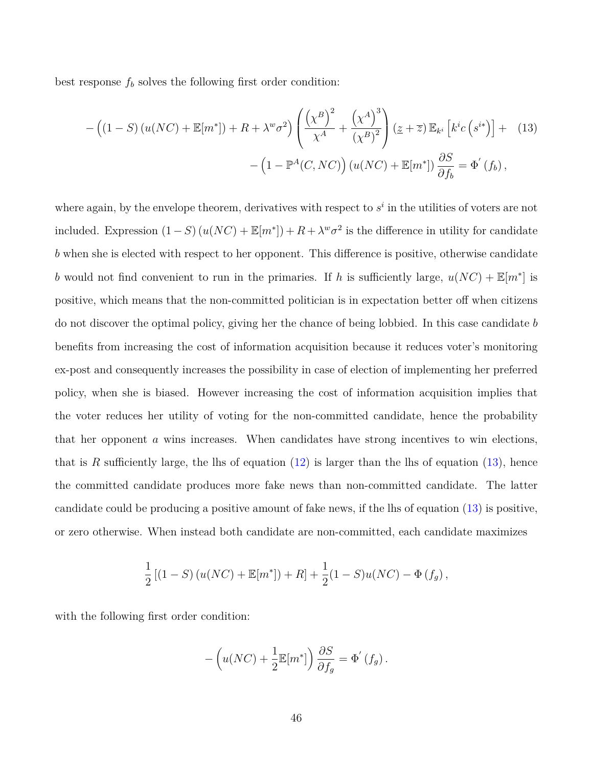best response $f_b$ solves the following first order condition:

$$
\begin{aligned}
-\Big((1-S)\left(u(NC)+\mathbb{E}[m^*]\right)+R+\lambda^w\sigma^2\Big)\left(\frac{\left(\chi^B\right)^2}{\chi^A}+\frac{\left(\chi^A\right)^3}{\left(\chi^B\right)^2}\right)\left(\underline{z}+\overline{z}\right)\mathbb{E}_{k^i}\left[k^i c\left(s^{i*}\right)\right]+ \\
-\left(1-\mathbb{P}^A(C,NC)\right)\left(u(NC)+\mathbb{E}[m^*]\right)\frac{\partial S}{\partial f_b}=\Phi^{'}\left(f_b\right),
\end{aligned}
\tag{13}
$$

where again, by the envelope theorem, derivatives with respect to $s^i$ in the utilities of voters are not included. Expression $(1-S)\left(u(NC)+\mathbb{E}[m^*]\right)+R+\lambda^w\sigma^2$ is the difference in utility for candidate $b$ when she is elected with respect to her opponent. This difference is positive, otherwise candidate $b$ would not find convenient to run in the primaries. If $h$ is sufficiently large, $u(NC)+\mathbb{E}[m^*]$ is positive, which means that the non-committed politician is in expectation better off when citizens do not discover the optimal policy, giving her the chance of being lobbied. In this case candidate $b$ benefits from increasing the cost of information acquisition because it reduces voter's monitoring ex-post and consequently increases the possibility in case of election of implementing her preferred policy, when she is biased. However increasing the cost of information acquisition implies that the voter reduces her utility of voting for the non-committed candidate, hence the probability that her opponent $a$ wins increases. When candidates have strong incentives to win elections, that is $R$ sufficiently large, the lhs of equation (12) is larger than the lhs of equation (13), hence the committed candidate produces more fake news than non-committed candidate. The latter candidate could be producing a positive amount of fake news, if the lhs of equation (13) is positive, or zero otherwise. When instead both candidate are non-committed, each candidate maximizes

$$
\frac{1}{2}\left[(1-S)\left(u(NC)+\mathbb{E}[m^*]\right)+R\right]+\frac{1}{2}(1-S)u(NC)-\Phi\left(f_g\right),
$$

with the following first order condition:

$$
-\left(u(NC)+\frac{1}{2}\mathbb{E}[m^*]\right)\frac{\partial S}{\partial f_g}=\Phi^{'}\left(f_g\right).
$$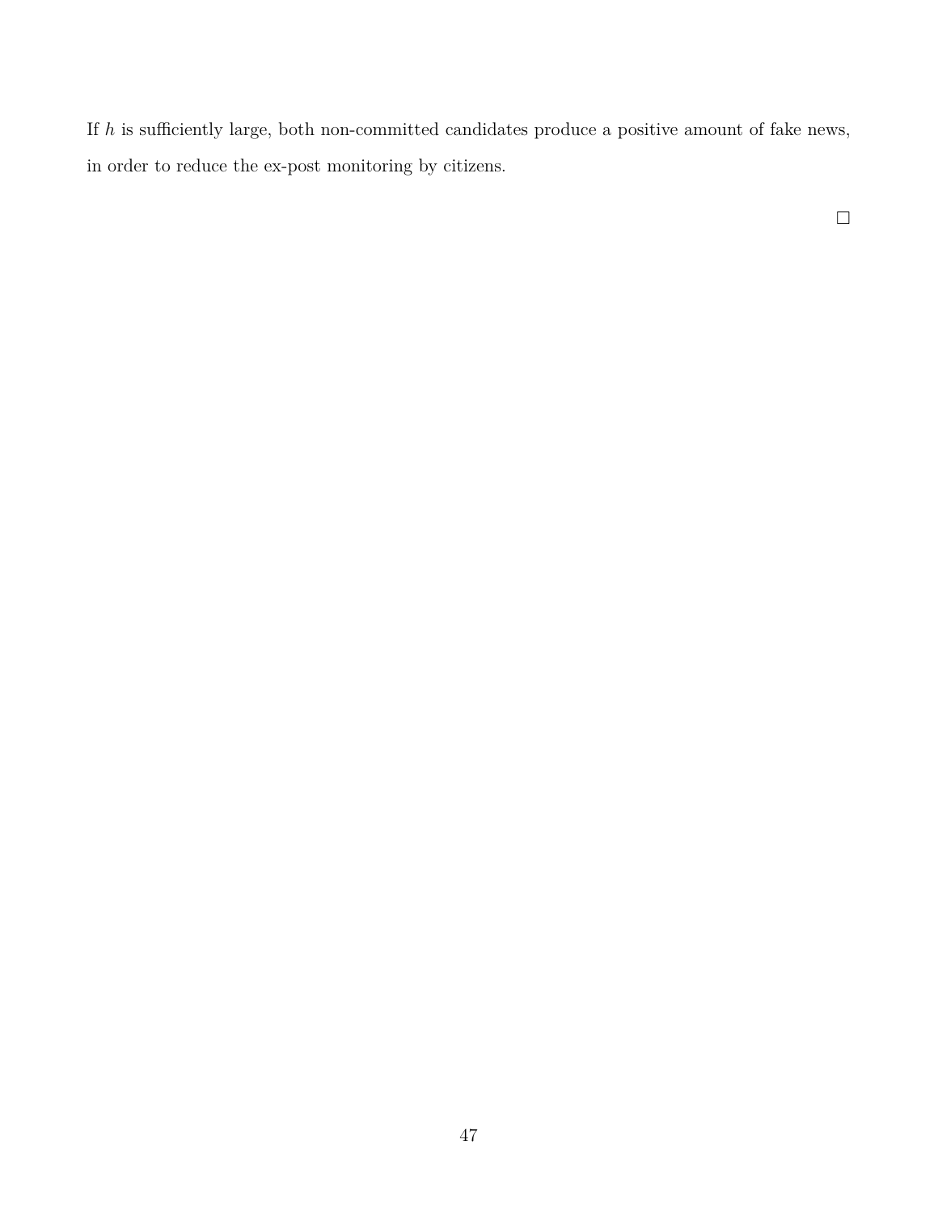If $h$ is sufficiently large, both non-committed candidates produce a positive amount of fake news, in order to reduce the ex-post monitoring by citizens.

□